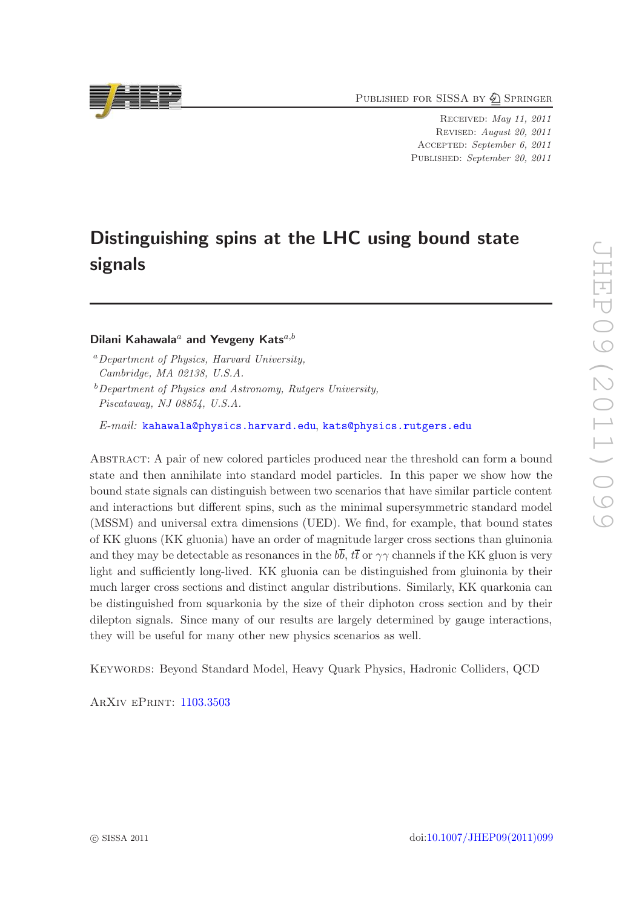Published for SISSA by Springer

Received: *May 11, 2011*
Revised: *August 20, 2011*
Accepted: *September 6, 2011*
Published: *September 20, 2011*

# Distinguishing spins at the LHC using bound state signals

**Dilani Kahawala**[a] **and Yevgeny Kats**[a,b]

[a] *Department of Physics, Harvard University, Cambridge, MA 02138, U.S.A.*

[b] *Department of Physics and Astronomy, Rutgers University, Piscataway, NJ 08854, U.S.A.*

*E-mail:* kahawala@physics.harvard.edu, kats@physics.rutgers.edu

Abstract: A pair of new colored particles produced near the threshold can form a bound state and then annihilate into standard model particles. In this paper we show how the bound state signals can distinguish between two scenarios that have similar particle content and interactions but different spins, such as the minimal supersymmetric standard model (MSSM) and universal extra dimensions (UED). We find, for example, that bound states of KK gluons (KK gluonia) have an order of magnitude larger cross sections than gluinonia and they may be detectable as resonances in the $b\bar{b}$, $t\bar{t}$ or $\gamma\gamma$ channels if the KK gluon is very light and sufficiently long-lived. KK gluonia can be distinguished from gluinonia by their much larger cross sections and distinct angular distributions. Similarly, KK quarkonia can be distinguished from squarkonia by the size of their diphoton cross section and by their dilepton signals. Since many of our results are largely determined by gauge interactions, they will be useful for many other new physics scenarios as well.

Keywords: Beyond Standard Model, Heavy Quark Physics, Hadronic Colliders, QCD

ArXiv ePrint: 1103.3503

© SISSA 2011

doi:10.1007/JHEP09(2011)099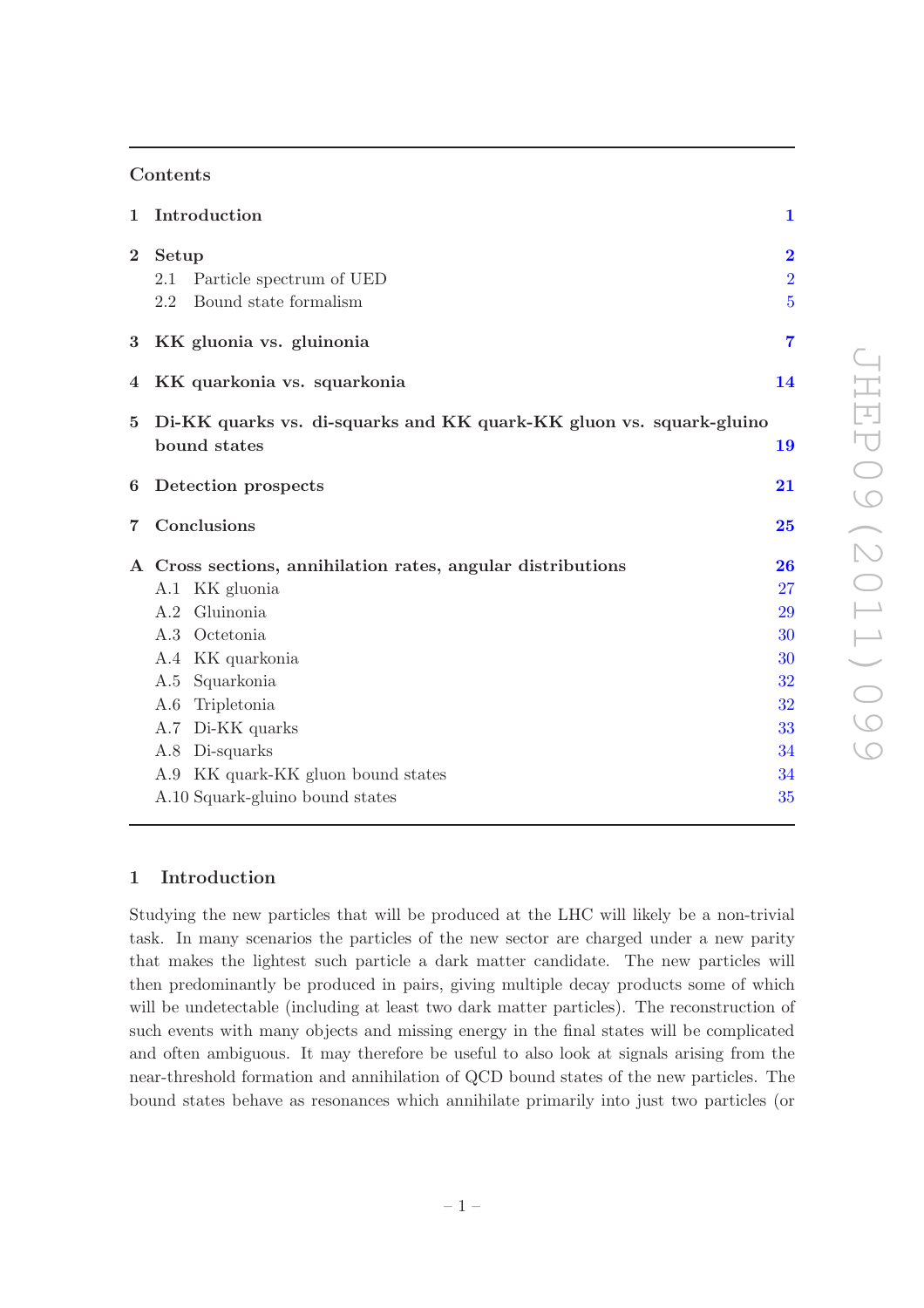## Contents

| | | |
|---|---|---|
| **1** | **Introduction** | **1** |
| **2** | **Setup** | **2** |
| | 2.1 Particle spectrum of UED | 2 |
| | 2.2 Bound state formalism | 5 |
| **3** | **KK gluonia vs. gluinonia** | **7** |
| **4** | **KK quarkonia vs. squarkonia** | **14** |
| **5** | **Di-KK quarks vs. di-squarks and KK quark-KK gluon vs. squark-gluino bound states** | **19** |
| **6** | **Detection prospects** | **21** |
| **7** | **Conclusions** | **25** |
| **A** | **Cross sections, annihilation rates, angular distributions** | **26** |
| | A.1 KK gluonia | 27 |
| | A.2 Gluinonia | 29 |
| | A.3 Octetonia | 30 |
| | A.4 KK quarkonia | 30 |
| | A.5 Squarkonia | 32 |
| | A.6 Tripletonia | 32 |
| | A.7 Di-KK quarks | 33 |
| | A.8 Di-squarks | 34 |
| | A.9 KK quark-KK gluon bound states | 34 |
| | A.10 Squark-gluino bound states | 35 |

## 1 Introduction

Studying the new particles that will be produced at the LHC will likely be a non-trivial task. In many scenarios the particles of the new sector are charged under a new parity that makes the lightest such particle a dark matter candidate. The new particles will then predominantly be produced in pairs, giving multiple decay products some of which will be undetectable (including at least two dark matter particles). The reconstruction of such events with many objects and missing energy in the final states will be complicated and often ambiguous. It may therefore be useful to also look at signals arising from the near-threshold formation and annihilation of QCD bound states of the new particles. The bound states behave as resonances which annihilate primarily into just two particles (or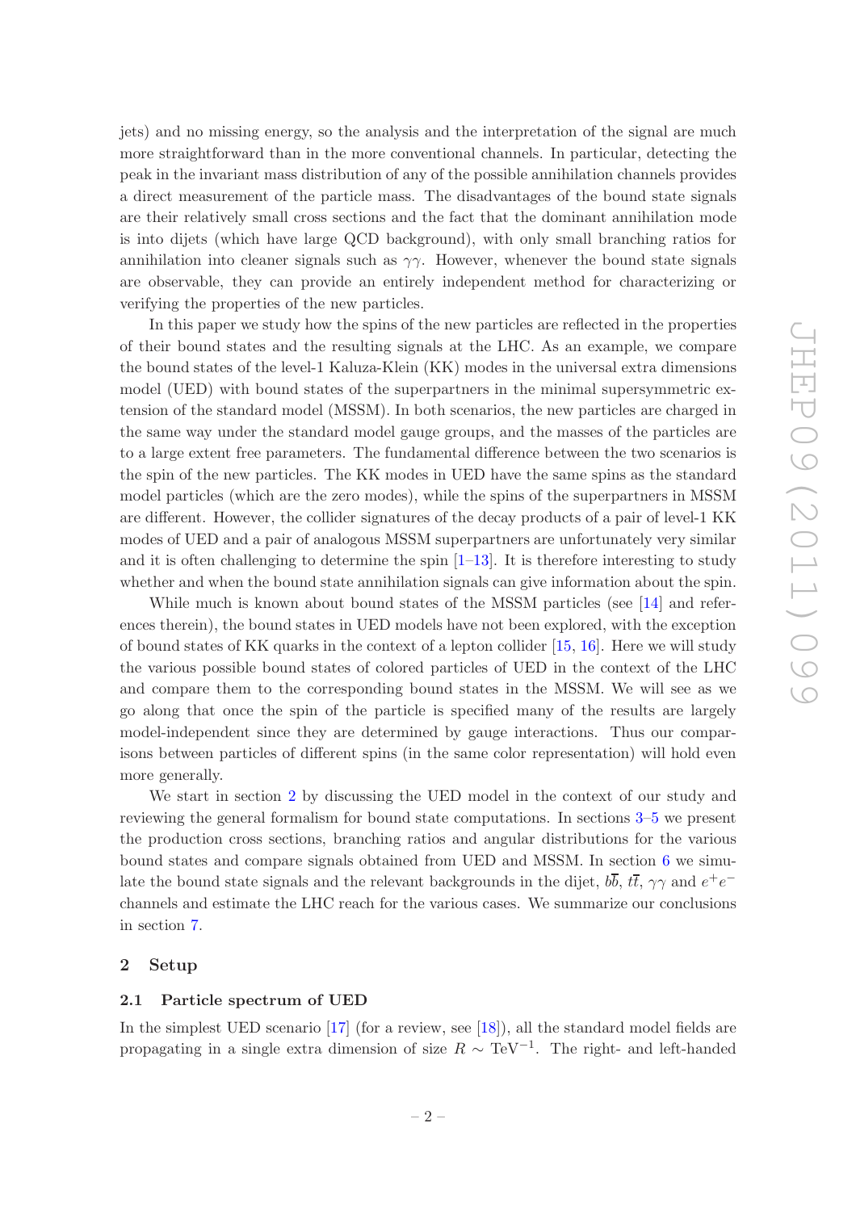jets) and no missing energy, so the analysis and the interpretation of the signal are much more straightforward than in the more conventional channels. In particular, detecting the peak in the invariant mass distribution of any of the possible annihilation channels provides a direct measurement of the particle mass. The disadvantages of the bound state signals are their relatively small cross sections and the fact that the dominant annihilation mode is into dijets (which have large QCD background), with only small branching ratios for annihilation into cleaner signals such as $\gamma\gamma$. However, whenever the bound state signals are observable, they can provide an entirely independent method for characterizing or verifying the properties of the new particles.

In this paper we study how the spins of the new particles are reflected in the properties of their bound states and the resulting signals at the LHC. As an example, we compare the bound states of the level-1 Kaluza-Klein (KK) modes in the universal extra dimensions model (UED) with bound states of the superpartners in the minimal supersymmetric extension of the standard model (MSSM). In both scenarios, the new particles are charged in the same way under the standard model gauge groups, and the masses of the particles are to a large extent free parameters. The fundamental difference between the two scenarios is the spin of the new particles. The KK modes in UED have the same spins as the standard model particles (which are the zero modes), while the spins of the superpartners in MSSM are different. However, the collider signatures of the decay products of a pair of level-1 KK modes of UED and a pair of analogous MSSM superpartners are unfortunately very similar and it is often challenging to determine the spin [1–13]. It is therefore interesting to study whether and when the bound state annihilation signals can give information about the spin.

While much is known about bound states of the MSSM particles (see [14] and references therein), the bound states in UED models have not been explored, with the exception of bound states of KK quarks in the context of a lepton collider [15, 16]. Here we will study the various possible bound states of colored particles of UED in the context of the LHC and compare them to the corresponding bound states in the MSSM. We will see as we go along that once the spin of the particle is specified many of the results are largely model-independent since they are determined by gauge interactions. Thus our comparisons between particles of different spins (in the same color representation) will hold even more generally.

We start in section 2 by discussing the UED model in the context of our study and reviewing the general formalism for bound state computations. In sections 3–5 we present the production cross sections, branching ratios and angular distributions for the various bound states and compare signals obtained from UED and MSSM. In section 6 we simulate the bound state signals and the relevant backgrounds in the dijet, $b\bar{b}$, $t\bar{t}$, $\gamma\gamma$ and $e^+e^-$ channels and estimate the LHC reach for the various cases. We summarize our conclusions in section 7.

## 2 Setup

### 2.1 Particle spectrum of UED

In the simplest UED scenario [17] (for a review, see [18]), all the standard model fields are propagating in a single extra dimension of size $R \sim \text{TeV}^{-1}$. The right- and left-handed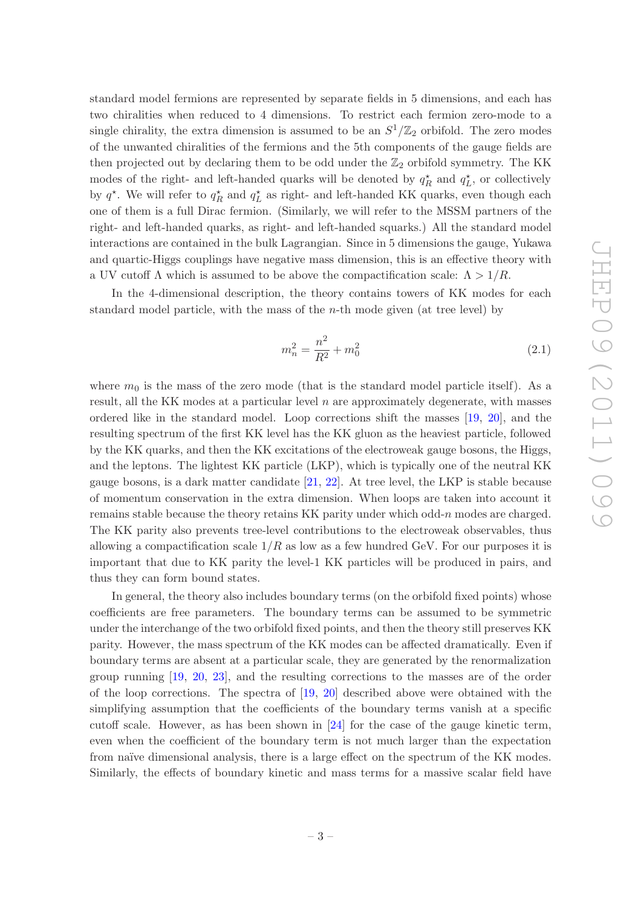standard model fermions are represented by separate fields in 5 dimensions, and each has two chiralities when reduced to 4 dimensions. To restrict each fermion zero-mode to a single chirality, the extra dimension is assumed to be an $S^1/\mathbb{Z}_2$ orbifold. The zero modes of the unwanted chiralities of the fermions and the 5th components of the gauge fields are then projected out by declaring them to be odd under the $\mathbb{Z}_2$ orbifold symmetry. The KK modes of the right- and left-handed quarks will be denoted by $q_R^\star$ and $q_L^\star$, or collectively by $q^\star$. We will refer to $q_R^\star$ and $q_L^\star$ as right- and left-handed KK quarks, even though each one of them is a full Dirac fermion. (Similarly, we will refer to the MSSM partners of the right- and left-handed quarks, as right- and left-handed squarks.) All the standard model interactions are contained in the bulk Lagrangian. Since in 5 dimensions the gauge, Yukawa and quartic-Higgs couplings have negative mass dimension, this is an effective theory with a UV cutoff $\Lambda$ which is assumed to be above the compactification scale: $\Lambda > 1/R$.

In the 4-dimensional description, the theory contains towers of KK modes for each standard model particle, with the mass of the $n$-th mode given (at tree level) by

$$m_n^2 = \frac{n^2}{R^2} + m_0^2 \tag{2.1}$$

where $m_0$ is the mass of the zero mode (that is the standard model particle itself). As a result, all the KK modes at a particular level $n$ are approximately degenerate, with masses ordered like in the standard model. Loop corrections shift the masses [19, 20], and the resulting spectrum of the first KK level has the KK gluon as the heaviest particle, followed by the KK quarks, and then the KK excitations of the electroweak gauge bosons, the Higgs, and the leptons. The lightest KK particle (LKP), which is typically one of the neutral KK gauge bosons, is a dark matter candidate [21, 22]. At tree level, the LKP is stable because of momentum conservation in the extra dimension. When loops are taken into account it remains stable because the theory retains KK parity under which odd-$n$ modes are charged. The KK parity also prevents tree-level contributions to the electroweak observables, thus allowing a compactification scale $1/R$ as low as a few hundred GeV. For our purposes it is important that due to KK parity the level-1 KK particles will be produced in pairs, and thus they can form bound states.

In general, the theory also includes boundary terms (on the orbifold fixed points) whose coefficients are free parameters. The boundary terms can be assumed to be symmetric under the interchange of the two orbifold fixed points, and then the theory still preserves KK parity. However, the mass spectrum of the KK modes can be affected dramatically. Even if boundary terms are absent at a particular scale, they are generated by the renormalization group running [19, 20, 23], and the resulting corrections to the masses are of the order of the loop corrections. The spectra of [19, 20] described above were obtained with the simplifying assumption that the coefficients of the boundary terms vanish at a specific cutoff scale. However, as has been shown in [24] for the case of the gauge kinetic term, even when the coefficient of the boundary term is not much larger than the expectation from naïve dimensional analysis, there is a large effect on the spectrum of the KK modes. Similarly, the effects of boundary kinetic and mass terms for a massive scalar field have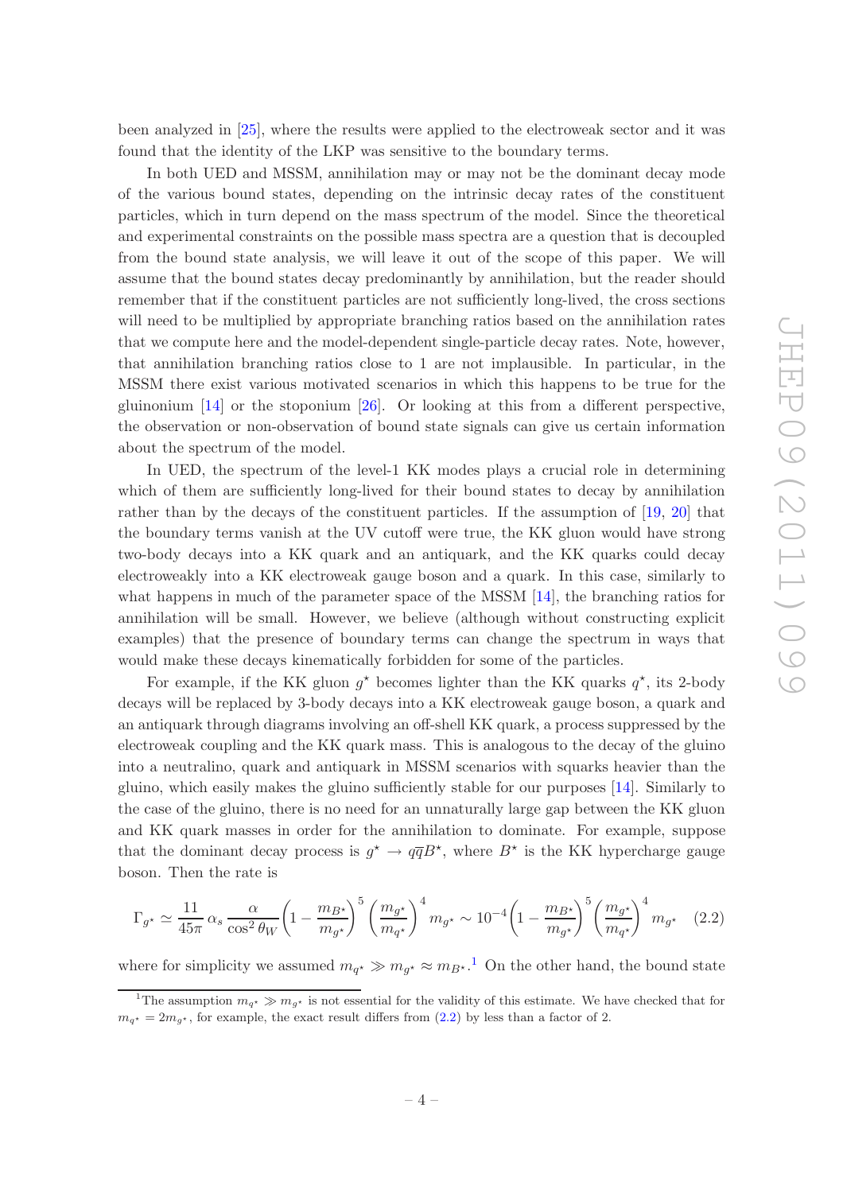been analyzed in [25], where the results were applied to the electroweak sector and it was found that the identity of the LKP was sensitive to the boundary terms.

In both UED and MSSM, annihilation may or may not be the dominant decay mode of the various bound states, depending on the intrinsic decay rates of the constituent particles, which in turn depend on the mass spectrum of the model. Since the theoretical and experimental constraints on the possible mass spectra are a question that is decoupled from the bound state analysis, we will leave it out of the scope of this paper. We will assume that the bound states decay predominantly by annihilation, but the reader should remember that if the constituent particles are not sufficiently long-lived, the cross sections will need to be multiplied by appropriate branching ratios based on the annihilation rates that we compute here and the model-dependent single-particle decay rates. Note, however, that annihilation branching ratios close to 1 are not implausible. In particular, in the MSSM there exist various motivated scenarios in which this happens to be true for the gluinonium [14] or the stoponium [26]. Or looking at this from a different perspective, the observation or non-observation of bound state signals can give us certain information about the spectrum of the model.

In UED, the spectrum of the level-1 KK modes plays a crucial role in determining which of them are sufficiently long-lived for their bound states to decay by annihilation rather than by the decays of the constituent particles. If the assumption of [19, 20] that the boundary terms vanish at the UV cutoff were true, the KK gluon would have strong two-body decays into a KK quark and an antiquark, and the KK quarks could decay electroweakly into a KK electroweak gauge boson and a quark. In this case, similarly to what happens in much of the parameter space of the MSSM [14], the branching ratios for annihilation will be small. However, we believe (although without constructing explicit examples) that the presence of boundary terms can change the spectrum in ways that would make these decays kinematically forbidden for some of the particles.

For example, if the KK gluon $g^\star$ becomes lighter than the KK quarks $q^\star$, its 2-body decays will be replaced by 3-body decays into a KK electroweak gauge boson, a quark and an antiquark through diagrams involving an off-shell KK quark, a process suppressed by the electroweak coupling and the KK quark mass. This is analogous to the decay of the gluino into a neutralino, quark and antiquark in MSSM scenarios with squarks heavier than the gluino, which easily makes the gluino sufficiently stable for our purposes [14]. Similarly to the case of the gluino, there is no need for an unnaturally large gap between the KK gluon and KK quark masses in order for the annihilation to dominate. For example, suppose that the dominant decay process is $g^\star \to q\bar{q}B^\star$, where $B^\star$ is the KK hypercharge gauge boson. Then the rate is

$$\Gamma_{g^\star} \simeq \frac{11}{45\pi}\,\alpha_s\,\frac{\alpha}{\cos^2\theta_W}\left(1-\frac{m_{B^\star}}{m_{g^\star}}\right)^5\left(\frac{m_{g^\star}}{m_{q^\star}}\right)^4 m_{g^\star} \sim 10^{-4}\left(1-\frac{m_{B^\star}}{m_{g^\star}}\right)^5\left(\frac{m_{g^\star}}{m_{q^\star}}\right)^4 m_{g^\star} \quad (2.2)$$

where for simplicity we assumed $m_{q^\star} \gg m_{g^\star} \approx m_{B^\star}$.[1] On the other hand, the bound state

[1] The assumption $m_{q^\star} \gg m_{g^\star}$ is not essential for the validity of this estimate. We have checked that for $m_{q^\star} = 2m_{g^\star}$, for example, the exact result differs from (2.2) by less than a factor of 2.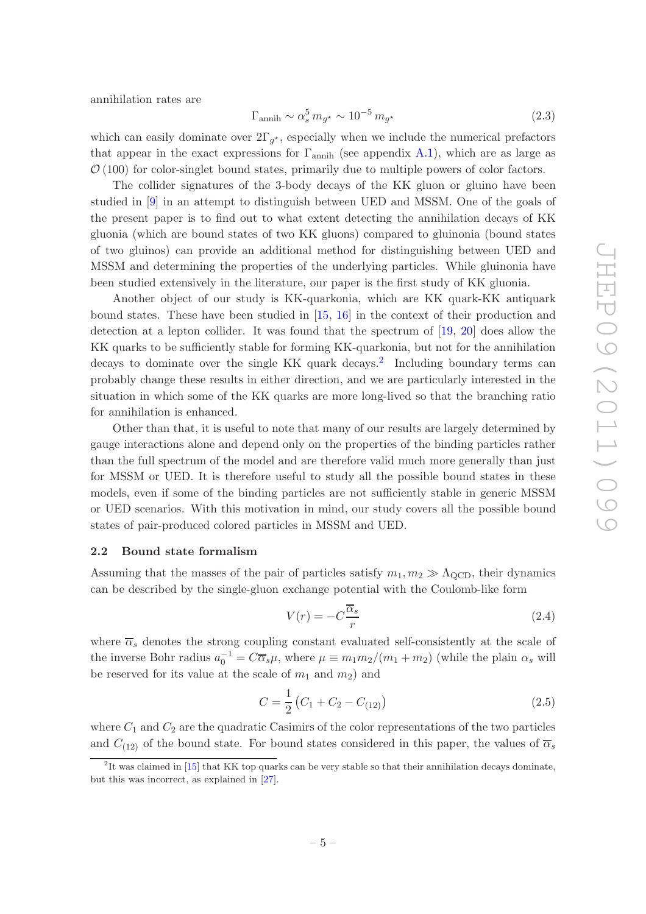annihilation rates are

$$\Gamma_{\text{annih}} \sim \alpha_s^5 \, m_{g^\star} \sim 10^{-5} \, m_{g^\star} \tag{2.3}$$

which can easily dominate over $2\Gamma_{g^\star}$, especially when we include the numerical prefactors that appear in the exact expressions for $\Gamma_{\text{annih}}$ (see appendix A.1), which are as large as $\mathcal{O}\,(100)$ for color-singlet bound states, primarily due to multiple powers of color factors.

The collider signatures of the 3-body decays of the KK gluon or gluino have been studied in [9] in an attempt to distinguish between UED and MSSM. One of the goals of the present paper is to find out to what extent detecting the annihilation decays of KK gluonia (which are bound states of two KK gluons) compared to gluinonia (bound states of two gluinos) can provide an additional method for distinguishing between UED and MSSM and determining the properties of the underlying particles. While gluinonia have been studied extensively in the literature, our paper is the first study of KK gluonia.

Another object of our study is KK-quarkonia, which are KK quark-KK antiquark bound states. These have been studied in [15, 16] in the context of their production and detection at a lepton collider. It was found that the spectrum of [19, 20] does allow the KK quarks to be sufficiently stable for forming KK-quarkonia, but not for the annihilation decays to dominate over the single KK quark decays.[2] Including boundary terms can probably change these results in either direction, and we are particularly interested in the situation in which some of the KK quarks are more long-lived so that the branching ratio for annihilation is enhanced.

Other than that, it is useful to note that many of our results are largely determined by gauge interactions alone and depend only on the properties of the binding particles rather than the full spectrum of the model and are therefore valid much more generally than just for MSSM or UED. It is therefore useful to study all the possible bound states in these models, even if some of the binding particles are not sufficiently stable in generic MSSM or UED scenarios. With this motivation in mind, our study covers all the possible bound states of pair-produced colored particles in MSSM and UED.

### 2.2 Bound state formalism

Assuming that the masses of the pair of particles satisfy $m_1, m_2 \gg \Lambda_{\text{QCD}}$, their dynamics can be described by the single-gluon exchange potential with the Coulomb-like form

$$V(r) = -C\frac{\overline{\alpha}_s}{r} \tag{2.4}$$

where $\overline{\alpha}_s$ denotes the strong coupling constant evaluated self-consistently at the scale of the inverse Bohr radius $a_0^{-1} = C\overline{\alpha}_s\mu$, where $\mu \equiv m_1 m_2/(m_1+m_2)$ (while the plain $\alpha_s$ will be reserved for its value at the scale of $m_1$ and $m_2$) and

$$C = \frac{1}{2}\left(C_1 + C_2 - C_{(12)}\right) \tag{2.5}$$

where $C_1$ and $C_2$ are the quadratic Casimirs of the color representations of the two particles and $C_{(12)}$ of the bound state. For bound states considered in this paper, the values of $\overline{\alpha}_s$

[2] It was claimed in [15] that KK top quarks can be very stable so that their annihilation decays dominate, but this was incorrect, as explained in [27].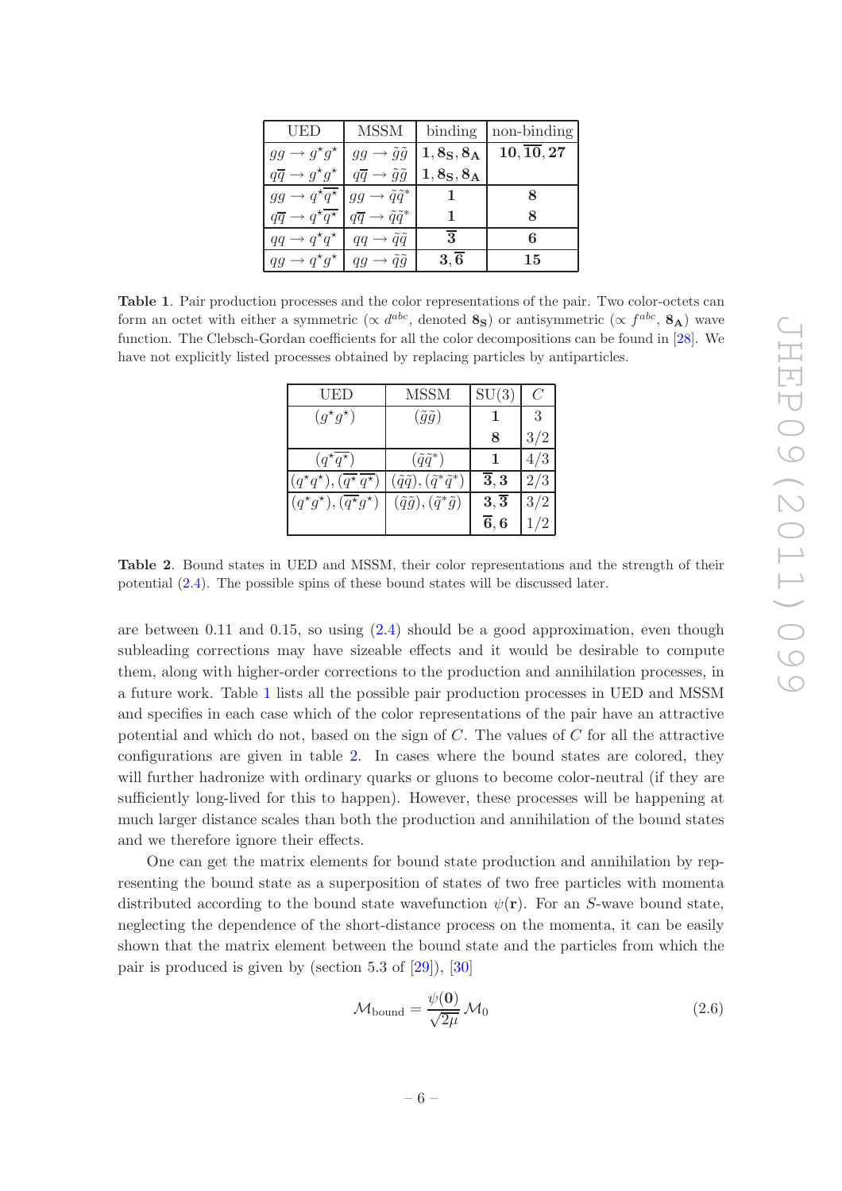| UED | MSSM | binding | non-binding |
|---|---|---|---|
| $gg \to g^\star g^\star$ | $gg \to \tilde{g}\tilde{g}$ | $\mathbf{1}, \mathbf{8_S}, \mathbf{8_A}$ | $\mathbf{10}, \overline{\mathbf{10}}, \mathbf{27}$ |
| $q\overline{q} \to g^\star g^\star$ | $q\overline{q} \to \tilde{g}\tilde{g}$ | $\mathbf{1}, \mathbf{8_S}, \mathbf{8_A}$ | |
| $gg \to q^\star \overline{q^\star}$ | $gg \to \tilde{q}\tilde{q}^*$ | $\mathbf{1}$ | $\mathbf{8}$ |
| $q\overline{q} \to q^\star \overline{q^\star}$ | $q\overline{q} \to \tilde{q}\tilde{q}^*$ | $\mathbf{1}$ | $\mathbf{8}$ |
| $qq \to q^\star q^\star$ | $qq \to \tilde{q}\tilde{q}$ | $\overline{\mathbf{3}}$ | $\mathbf{6}$ |
| $qg \to q^\star g^\star$ | $qg \to \tilde{q}\tilde{g}$ | $\mathbf{3}, \overline{\mathbf{6}}$ | $\mathbf{15}$ |

**Table 1**. Pair production processes and the color representations of the pair. Two color-octets can form an octet with either a symmetric ($\propto d^{abc}$, denoted $\mathbf{8_S}$) or antisymmetric ($\propto f^{abc}$, $\mathbf{8_A}$) wave function. The Clebsch-Gordan coefficients for all the color decompositions can be found in [28]. We have not explicitly listed processes obtained by replacing particles by antiparticles.

| UED | MSSM | SU(3) | $C$ |
|---|---|---|---|
| $(g^\star g^\star)$ | $(\tilde{g}\tilde{g})$ | $\mathbf{1}$ | 3 |
| | | $\mathbf{8}$ | 3/2 |
| $(q^\star \overline{q^\star})$ | $(\tilde{q}\tilde{q}^*)$ | $\mathbf{1}$ | 4/3 |
| $(q^\star q^\star)$, $(\overline{q^\star}\,\overline{q^\star})$ | $(\tilde{q}\tilde{q})$, $(\tilde{q}^*\tilde{q}^*)$ | $\overline{\mathbf{3}}, \mathbf{3}$ | 2/3 |
| $(q^\star g^\star)$, $(\overline{q^\star} g^\star)$ | $(\tilde{q}\tilde{g})$, $(\tilde{q}^*\tilde{g})$ | $\mathbf{3}, \overline{\mathbf{3}}$ | 3/2 |
| | | $\overline{\mathbf{6}}, \mathbf{6}$ | 1/2 |

**Table 2**. Bound states in UED and MSSM, their color representations and the strength of their potential (2.4). The possible spins of these bound states will be discussed later.

are between 0.11 and 0.15, so using (2.4) should be a good approximation, even though subleading corrections may have sizeable effects and it would be desirable to compute them, along with higher-order corrections to the production and annihilation processes, in a future work. Table 1 lists all the possible pair production processes in UED and MSSM and specifies in each case which of the color representations of the pair have an attractive potential and which do not, based on the sign of $C$. The values of $C$ for all the attractive configurations are given in table 2. In cases where the bound states are colored, they will further hadronize with ordinary quarks or gluons to become color-neutral (if they are sufficiently long-lived for this to happen). However, these processes will be happening at much larger distance scales than both the production and annihilation of the bound states and we therefore ignore their effects.

One can get the matrix elements for bound state production and annihilation by representing the bound state as a superposition of states of two free particles with momenta distributed according to the bound state wavefunction $\psi(\mathbf{r})$. For an $S$-wave bound state, neglecting the dependence of the short-distance process on the momenta, it can be easily shown that the matrix element between the bound state and the particles from which the pair is produced is given by (section 5.3 of [29]), [30]

$$\mathcal{M}_{\text{bound}} = \frac{\psi(\mathbf{0})}{\sqrt{2\mu}}\,\mathcal{M}_0 \tag{2.6}$$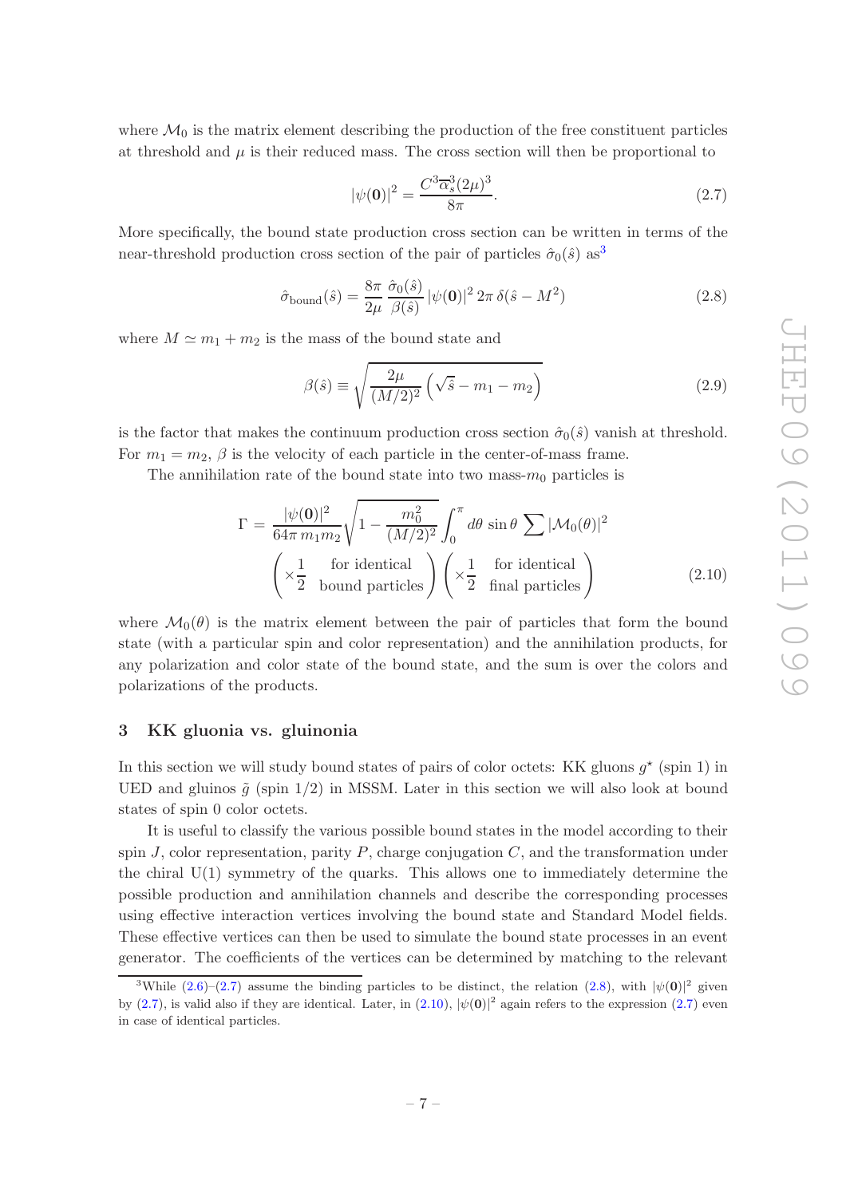where $\mathcal{M}_0$ is the matrix element describing the production of the free constituent particles at threshold and $\mu$ is their reduced mass. The cross section will then be proportional to

$$|\psi(\mathbf{0})|^2 = \frac{C^3 \overline{\alpha}_s^3 (2\mu)^3}{8\pi}. \tag{2.7}$$

More specifically, the bound state production cross section can be written in terms of the near-threshold production cross section of the pair of particles $\hat{\sigma}_0(\hat{s})$ as[3]

$$\hat{\sigma}_{\text{bound}}(\hat{s}) = \frac{8\pi}{2\mu} \frac{\hat{\sigma}_0(\hat{s})}{\beta(\hat{s})} |\psi(\mathbf{0})|^2 \, 2\pi \, \delta(\hat{s} - M^2) \tag{2.8}$$

where $M \simeq m_1 + m_2$ is the mass of the bound state and

$$\beta(\hat{s}) \equiv \sqrt{\frac{2\mu}{(M/2)^2} \left( \sqrt{\hat{s}} - m_1 - m_2 \right)} \tag{2.9}$$

is the factor that makes the continuum production cross section $\hat{\sigma}_0(\hat{s})$ vanish at threshold. For $m_1 = m_2$, $\beta$ is the velocity of each particle in the center-of-mass frame.

The annihilation rate of the bound state into two mass-$m_0$ particles is

$$\Gamma = \frac{|\psi(\mathbf{0})|^2}{64\pi \, m_1 m_2} \sqrt{1 - \frac{m_0^2}{(M/2)^2}} \int_0^\pi d\theta \, \sin\theta \sum |\mathcal{M}_0(\theta)|^2$$
$$\left( \times \frac{1}{2} \quad \begin{matrix} \text{for identical} \\ \text{bound particles} \end{matrix} \right) \left( \times \frac{1}{2} \quad \begin{matrix} \text{for identical} \\ \text{final particles} \end{matrix} \right) \tag{2.10}$$

where $\mathcal{M}_0(\theta)$ is the matrix element between the pair of particles that form the bound state (with a particular spin and color representation) and the annihilation products, for any polarization and color state of the bound state, and the sum is over the colors and polarizations of the products.

## 3 KK gluonia vs. gluinonia

In this section we will study bound states of pairs of color octets: KK gluons $g^\star$ (spin 1) in UED and gluinos $\tilde{g}$ (spin 1/2) in MSSM. Later in this section we will also look at bound states of spin 0 color octets.

It is useful to classify the various possible bound states in the model according to their spin $J$, color representation, parity $P$, charge conjugation $C$, and the transformation under the chiral U(1) symmetry of the quarks. This allows one to immediately determine the possible production and annihilation channels and describe the corresponding processes using effective interaction vertices involving the bound state and Standard Model fields. These effective vertices can then be used to simulate the bound state processes in an event generator. The coefficients of the vertices can be determined by matching to the relevant

[3] While (2.6)–(2.7) assume the binding particles to be distinct, the relation (2.8), with $|\psi(\mathbf{0})|^2$ given by (2.7), is valid also if they are identical. Later, in (2.10), $|\psi(\mathbf{0})|^2$ again refers to the expression (2.7) even in case of identical particles.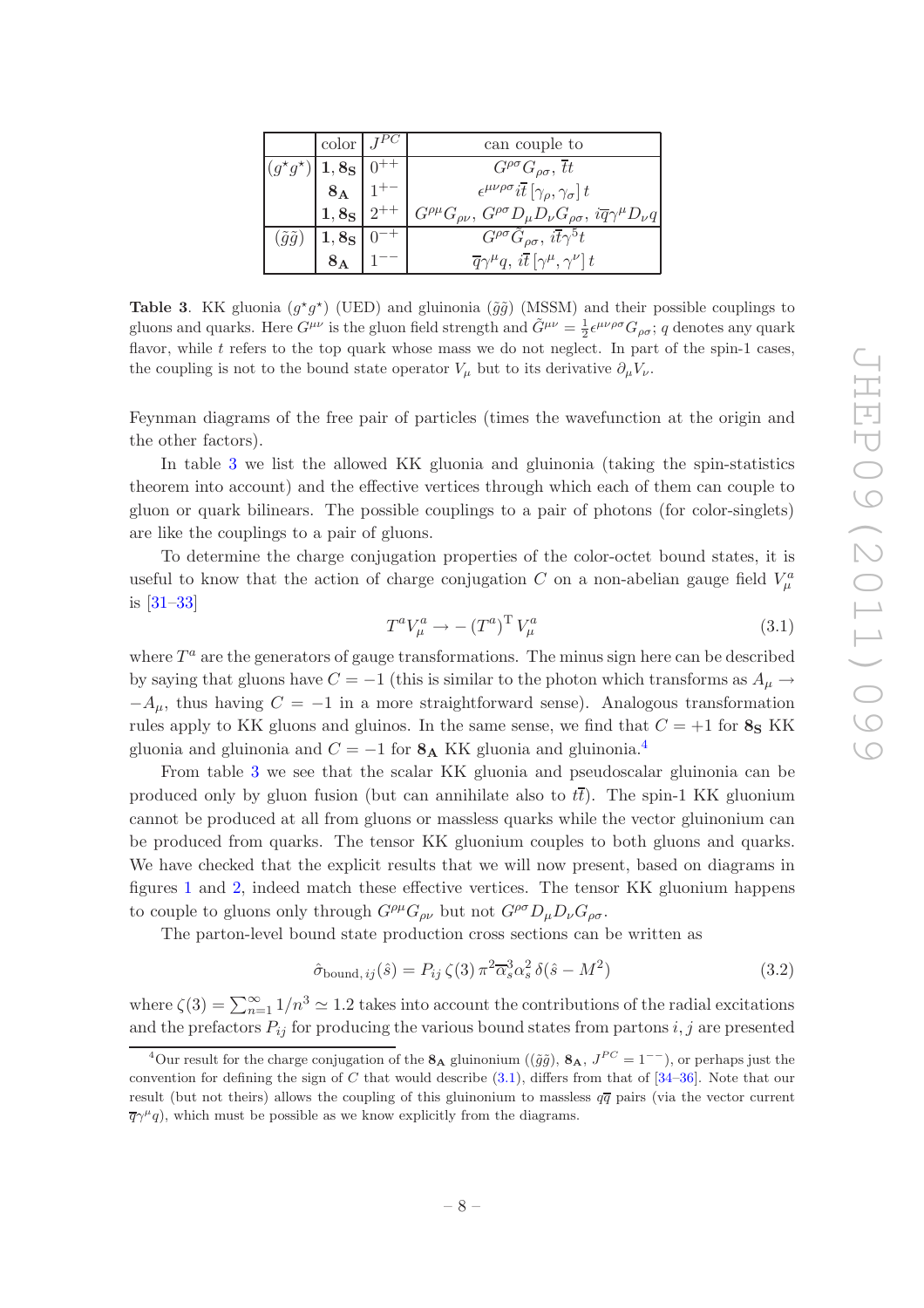| | color | $J^{PC}$ | can couple to |
|---|---|---|---|
| $(g^\star g^\star)$ | $\mathbf{1}, \mathbf{8_S}$ | $0^{++}$ | $G^{\rho\sigma}G_{\rho\sigma}$, $\bar{t}t$ |
| | $\mathbf{8_A}$ | $1^{+-}$ | $\epsilon^{\mu\nu\rho\sigma} i\bar{t}\left[\gamma_\rho, \gamma_\sigma\right] t$ |
| | $\mathbf{1}, \mathbf{8_S}$ | $2^{++}$ | $G^{\rho\mu}G_{\rho\nu}$, $G^{\rho\sigma}D_\mu D_\nu G_{\rho\sigma}$, $i\bar{q}\gamma^\mu D_\nu q$ |
| $(\tilde{g}\tilde{g})$ | $\mathbf{1}, \mathbf{8_S}$ | $0^{-+}$ | $G^{\rho\sigma}\tilde{G}_{\rho\sigma}$, $i\bar{t}\gamma^5 t$ |
| | $\mathbf{8_A}$ | $1^{--}$ | $\bar{q}\gamma^\mu q$, $i\bar{t}\left[\gamma^\mu, \gamma^\nu\right] t$ |

**Table 3**. KK gluonia $(g^\star g^\star)$ (UED) and gluinonia $(\tilde{g}\tilde{g})$ (MSSM) and their possible couplings to gluons and quarks. Here $G^{\mu\nu}$ is the gluon field strength and $\tilde{G}^{\mu\nu} = \frac{1}{2}\epsilon^{\mu\nu\rho\sigma}G_{\rho\sigma}$; $q$ denotes any quark flavor, while $t$ refers to the top quark whose mass we do not neglect. In part of the spin-1 cases, the coupling is not to the bound state operator $V_\mu$ but to its derivative $\partial_\mu V_\nu$.

Feynman diagrams of the free pair of particles (times the wavefunction at the origin and the other factors).

In table 3 we list the allowed KK gluonia and gluinonia (taking the spin-statistics theorem into account) and the effective vertices through which each of them can couple to gluon or quark bilinears. The possible couplings to a pair of photons (for color-singlets) are like the couplings to a pair of gluons.

To determine the charge conjugation properties of the color-octet bound states, it is useful to know that the action of charge conjugation $C$ on a non-abelian gauge field $V^a_\mu$ is [31–33]

$$T^a V^a_\mu \to -\left(T^a\right)^{\mathrm{T}} V^a_\mu \tag{3.1}$$

where $T^a$ are the generators of gauge transformations. The minus sign here can be described by saying that gluons have $C = -1$ (this is similar to the photon which transforms as $A_\mu \to -A_\mu$, thus having $C = -1$ in a more straightforward sense). Analogous transformation rules apply to KK gluons and gluinos. In the same sense, we find that $C = +1$ for $\mathbf{8_S}$ KK gluonia and gluinonia and $C = -1$ for $\mathbf{8_A}$ KK gluonia and gluinonia.[4]

From table 3 we see that the scalar KK gluonia and pseudoscalar gluinonia can be produced only by gluon fusion (but can annihilate also to $t\bar{t}$). The spin-1 KK gluonium cannot be produced at all from gluons or massless quarks while the vector gluinonium can be produced from quarks. The tensor KK gluonium couples to both gluons and quarks. We have checked that the explicit results that we will now present, based on diagrams in figures 1 and 2, indeed match these effective vertices. The tensor KK gluonium happens to couple to gluons only through $G^{\rho\mu}G_{\rho\nu}$ but not $G^{\rho\sigma}D_\mu D_\nu G_{\rho\sigma}$.

The parton-level bound state production cross sections can be written as

$$\hat{\sigma}_{\mathrm{bound},\,ij}(\hat{s}) = P_{ij}\,\zeta(3)\,\pi^2\overline{\alpha}_s^3\alpha_s^2\,\delta(\hat{s} - M^2) \tag{3.2}$$

where $\zeta(3) = \sum_{n=1}^{\infty} 1/n^3 \simeq 1.2$ takes into account the contributions of the radial excitations and the prefactors $P_{ij}$ for producing the various bound states from partons $i, j$ are presented

[4] Our result for the charge conjugation of the $\mathbf{8_A}$ gluinonium $((\tilde{g}\tilde{g}),\ \mathbf{8_A},\ J^{PC} = 1^{--})$, or perhaps just the convention for defining the sign of $C$ that would describe (3.1), differs from that of [34–36]. Note that our result (but not theirs) allows the coupling of this gluinonium to massless $q\bar{q}$ pairs (via the vector current $\bar{q}\gamma^\mu q$), which must be possible as we know explicitly from the diagrams.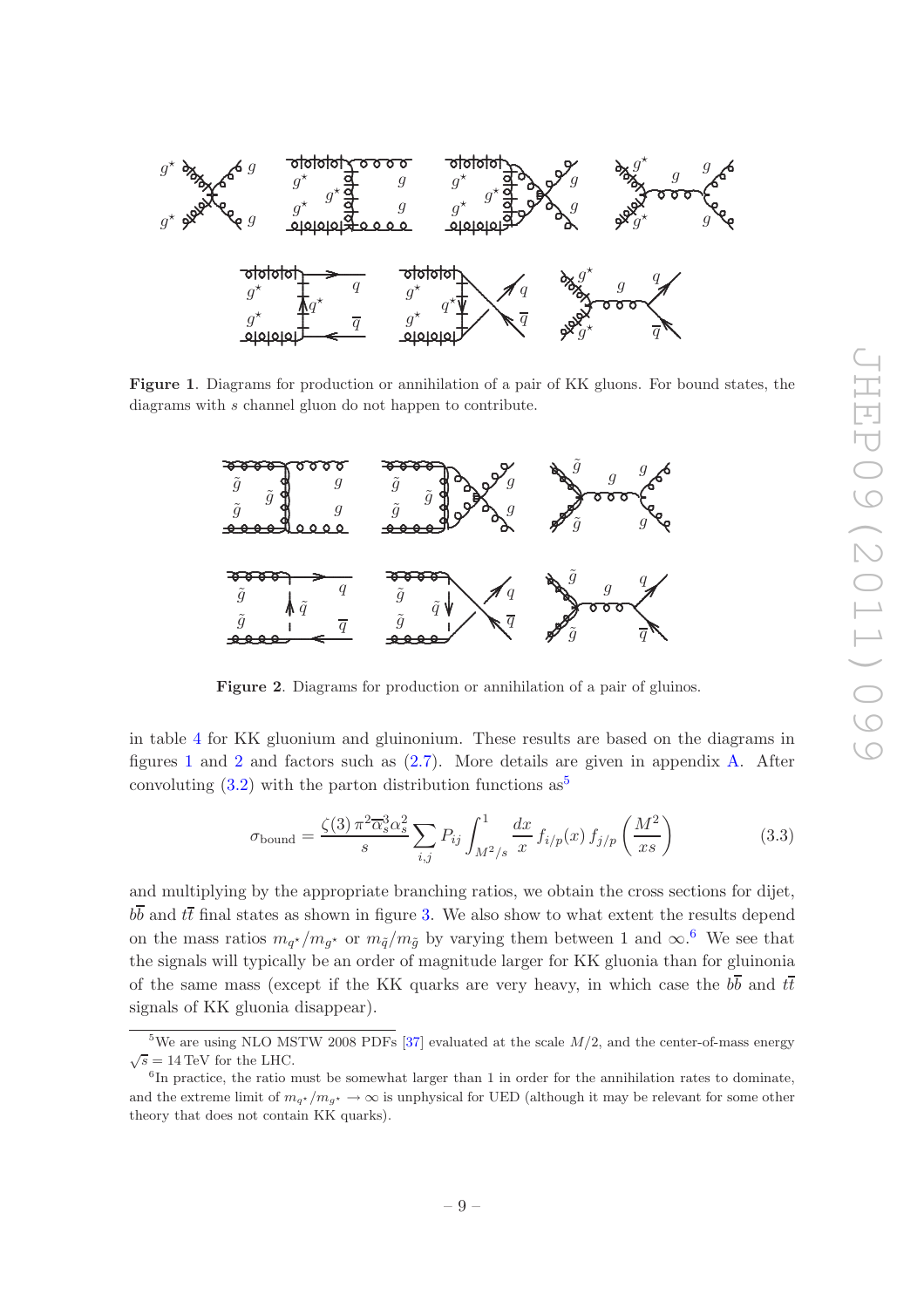Figure 1. Diagrams for production or annihilation of a pair of KK gluons. For bound states, the diagrams with $s$ channel gluon do not happen to contribute.

Figure 2. Diagrams for production or annihilation of a pair of gluinos.

in table 4 for KK gluonium and gluinonium. These results are based on the diagrams in figures 1 and 2 and factors such as (2.7). More details are given in appendix A. After convoluting (3.2) with the parton distribution functions as[5]

$$\sigma_{\text{bound}} = \frac{\zeta(3)\,\pi^2 \overline{\alpha}_s^3 \alpha_s^2}{s} \sum_{i,j} P_{ij} \int_{M^2/s}^{1} \frac{dx}{x}\, f_{i/p}(x)\, f_{j/p}\!\left(\frac{M^2}{xs}\right) \tag{3.3}$$

and multiplying by the appropriate branching ratios, we obtain the cross sections for dijet, $b\overline{b}$ and $t\overline{t}$ final states as shown in figure 3. We also show to what extent the results depend on the mass ratios $m_{q^\star}/m_{g^\star}$ or $m_{\tilde{q}}/m_{\tilde{g}}$ by varying them between 1 and $\infty$.[6] We see that the signals will typically be an order of magnitude larger for KK gluonia than for gluinonia of the same mass (except if the KK quarks are very heavy, in which case the $b\overline{b}$ and $t\overline{t}$ signals of KK gluonia disappear).

[5] We are using NLO MSTW 2008 PDFs [37] evaluated at the scale $M/2$, and the center-of-mass energy $\sqrt{s} = 14\,\text{TeV}$ for the LHC.

[6] In practice, the ratio must be somewhat larger than 1 in order for the annihilation rates to dominate, and the extreme limit of $m_{q^\star}/m_{g^\star} \to \infty$ is unphysical for UED (although it may be relevant for some other theory that does not contain KK quarks).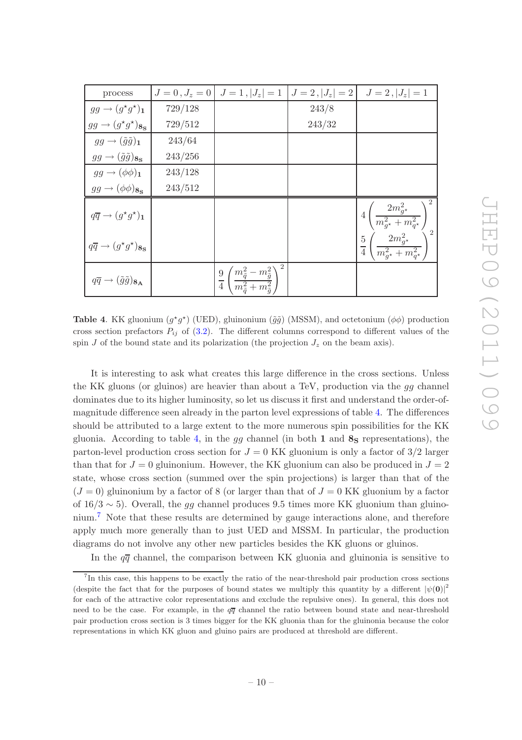| process | $J=0\,,J_z=0$ | $J=1\,,\lvert J_z\rvert=1$ | $J=2\,,\lvert J_z\rvert=2$ | $J=2\,,\lvert J_z\rvert=1$ |
|---|---|---|---|---|
| $gg\to(g^\star g^\star)_{\mathbf{1}}$ | 729/128 | | 243/8 | |
| $gg\to(g^\star g^\star)_{\mathbf{8_S}}$ | 729/512 | | 243/32 | |
| $gg\to(\tilde g\tilde g)_{\mathbf{1}}$ | 243/64 | | | |
| $gg\to(\tilde g\tilde g)_{\mathbf{8_S}}$ | 243/256 | | | |
| $gg\to(\phi\phi)_{\mathbf{1}}$ | 243/128 | | | |
| $gg\to(\phi\phi)_{\mathbf{8_S}}$ | 243/512 | | | |
| $q\overline{q}\to(g^\star g^\star)_{\mathbf{1}}$ | | | | $4\left(\dfrac{2m_{g^\star}^2}{m_{g^\star}^2+m_{q^\star}^2}\right)^2$ |
| $q\overline{q}\to(g^\star g^\star)_{\mathbf{8_S}}$ | | | | $\dfrac{5}{4}\left(\dfrac{2m_{g^\star}^2}{m_{g^\star}^2+m_{q^\star}^2}\right)^2$ |
| $q\overline{q}\to(\tilde g\tilde g)_{\mathbf{8_A}}$ | | $\dfrac{9}{4}\left(\dfrac{m_{\tilde q}^2-m_{\tilde g}^2}{m_{\tilde q}^2+m_{\tilde g}^2}\right)^2$ | | |

**Table 4**. KK gluonium ($g^\star g^\star$) (UED), gluinonium ($\tilde g\tilde g$) (MSSM), and octetonium ($\phi\phi$) production cross section prefactors $P_{ij}$ of (3.2). The different columns correspond to different values of the spin $J$ of the bound state and its polarization (the projection $J_z$ on the beam axis).

It is interesting to ask what creates this large difference in the cross sections. Unless the KK gluons (or gluinos) are heavier than about a TeV, production via the $gg$ channel dominates due to its higher luminosity, so let us discuss it first and understand the order-of-magnitude difference seen already in the parton level expressions of table 4. The differences should be attributed to a large extent to the more numerous spin possibilities for the KK gluonia. According to table 4, in the $gg$ channel (in both $\mathbf{1}$ and $\mathbf{8_S}$ representations), the parton-level production cross section for $J=0$ KK gluonium is only a factor of 3/2 larger than that for $J=0$ gluinonium. However, the KK gluonium can also be produced in $J=2$ state, whose cross section (summed over the spin projections) is larger than that of the ($J=0$) gluinonium by a factor of 8 (or larger than that of $J=0$ KK gluonium by a factor of $16/3\sim 5$). Overall, the $gg$ channel produces 9.5 times more KK gluonium than gluinonium.[7] Note that these results are determined by gauge interactions alone, and therefore apply much more generally than to just UED and MSSM. In particular, the production diagrams do not involve any other new particles besides the KK gluons or gluinos.

In the $q\overline{q}$ channel, the comparison between KK gluonia and gluinonia is sensitive to

[7] In this case, this happens to be exactly the ratio of the near-threshold pair production cross sections (despite the fact that for the purposes of bound states we multiply this quantity by a different $|\psi(\mathbf{0})|^2$ for each of the attractive color representations and exclude the repulsive ones). In general, this does not need to be the case. For example, in the $q\overline{q}$ channel the ratio between bound state and near-threshold pair production cross section is 3 times bigger for the KK gluonia than for the gluinonia because the color representations in which KK gluon and gluino pairs are produced at threshold are different.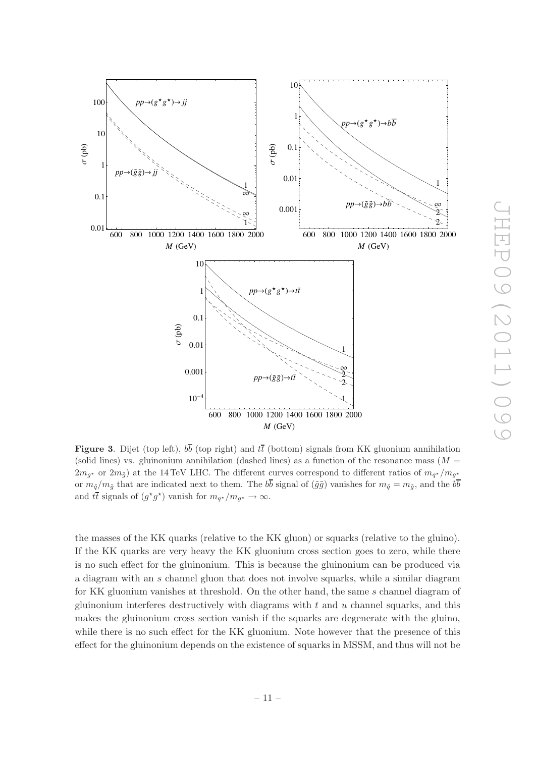$pp \to (g^\star g^\star) \to jj$

$pp \to (\tilde{g}\tilde{g}) \to jj$

$\sigma$ (pb)

$M$ (GeV)

1

∞

∞

1

$pp \to (g^\star g^\star) \to b\bar{b}$

$pp \to (\tilde{g}\tilde{g}) \to b\bar{b}$

1

∞

2

2

$pp \to (g^\star g^\star) \to t\bar{t}$

$pp \to (\tilde{g}\tilde{g}) \to t\bar{t}$

1

∞

2

2

1

**Figure 3**. Dijet (top left), $b\bar{b}$ (top right) and $t\bar{t}$ (bottom) signals from KK gluonium annihilation (solid lines) vs. gluinonium annihilation (dashed lines) as a function of the resonance mass ($M = 2m_{g^\star}$ or $2m_{\tilde{g}}$) at the 14 TeV LHC. The different curves correspond to different ratios of $m_{q^\star}/m_{g^\star}$ or $m_{\tilde{q}}/m_{\tilde{g}}$ that are indicated next to them. The $b\bar{b}$ signal of $(\tilde{g}\tilde{g})$ vanishes for $m_{\tilde{q}} = m_{\tilde{g}}$, and the $b\bar{b}$ and $t\bar{t}$ signals of $(g^\star g^\star)$ vanish for $m_{q^\star}/m_{g^\star} \to \infty$.

the masses of the KK quarks (relative to the KK gluon) or squarks (relative to the gluino). If the KK quarks are very heavy the KK gluonium cross section goes to zero, while there is no such effect for the gluinonium. This is because the gluinonium can be produced via a diagram with an $s$ channel gluon that does not involve squarks, while a similar diagram for KK gluonium vanishes at threshold. On the other hand, the same $s$ channel diagram of gluinonium interferes destructively with diagrams with $t$ and $u$ channel squarks, and this makes the gluinonium cross section vanish if the squarks are degenerate with the gluino, while there is no such effect for the KK gluonium. Note however that the presence of this effect for the gluinonium depends on the existence of squarks in MSSM, and thus will not be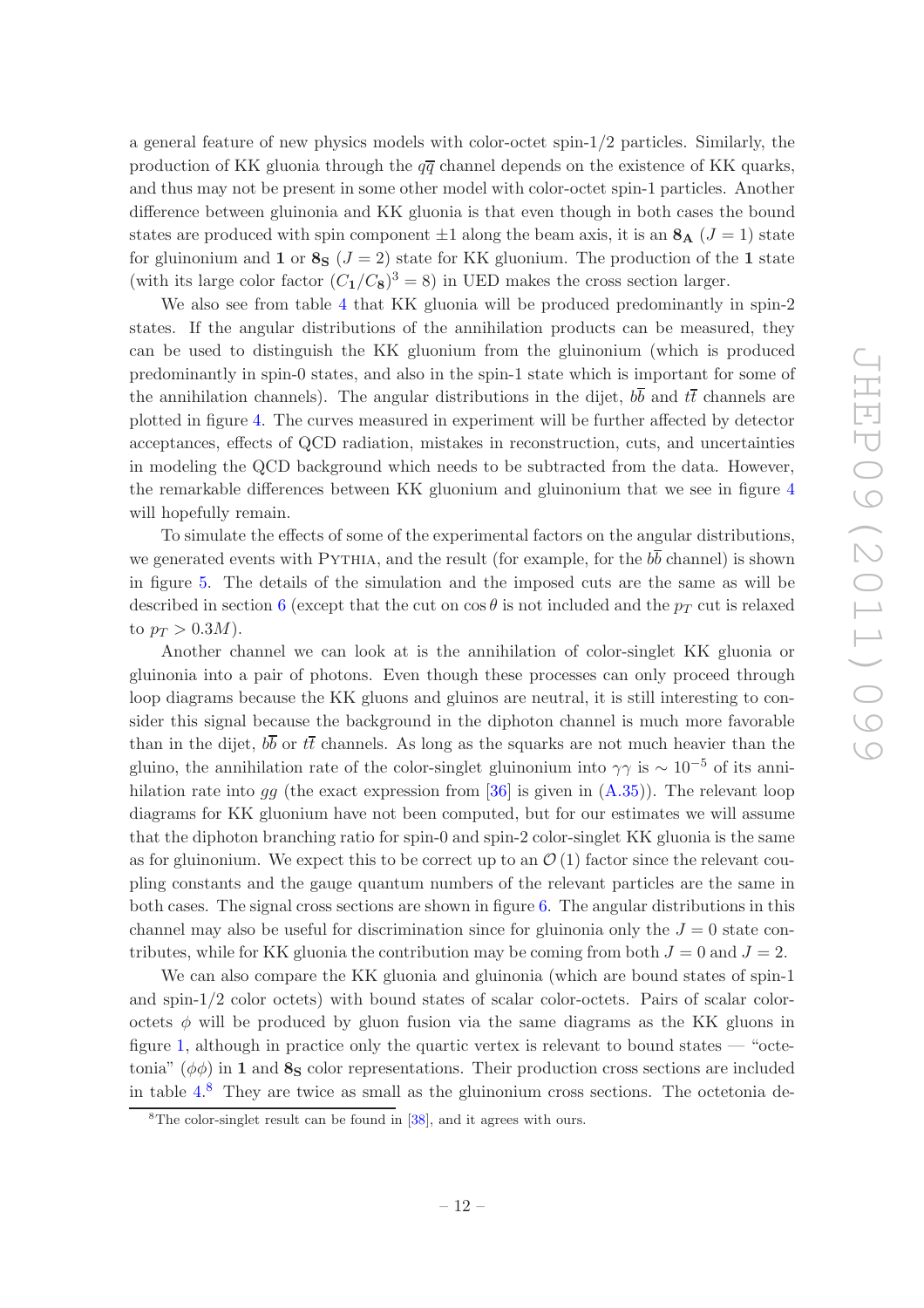a general feature of new physics models with color-octet spin-1/2 particles. Similarly, the production of KK gluonia through the $q\overline{q}$ channel depends on the existence of KK quarks, and thus may not be present in some other model with color-octet spin-1 particles. Another difference between gluinonia and KK gluonia is that even though in both cases the bound states are produced with spin component $\pm 1$ along the beam axis, it is an $\mathbf{8_A}$ ($J = 1$) state for gluinonium and $\mathbf{1}$ or $\mathbf{8_S}$ ($J = 2$) state for KK gluonium. The production of the $\mathbf{1}$ state (with its large color factor $(C_\mathbf{1}/C_\mathbf{8})^3 = 8$) in UED makes the cross section larger.

We also see from table 4 that KK gluonia will be produced predominantly in spin-2 states. If the angular distributions of the annihilation products can be measured, they can be used to distinguish the KK gluonium from the gluinonium (which is produced predominantly in spin-0 states, and also in the spin-1 state which is important for some of the annihilation channels). The angular distributions in the dijet, $b\overline{b}$ and $t\overline{t}$ channels are plotted in figure 4. The curves measured in experiment will be further affected by detector acceptances, effects of QCD radiation, mistakes in reconstruction, cuts, and uncertainties in modeling the QCD background which needs to be subtracted from the data. However, the remarkable differences between KK gluonium and gluinonium that we see in figure 4 will hopefully remain.

To simulate the effects of some of the experimental factors on the angular distributions, we generated events with Pythia, and the result (for example, for the $b\overline{b}$ channel) is shown in figure 5. The details of the simulation and the imposed cuts are the same as will be described in section 6 (except that the cut on $\cos\theta$ is not included and the $p_T$ cut is relaxed to $p_T > 0.3M$).

Another channel we can look at is the annihilation of color-singlet KK gluonia or gluinonia into a pair of photons. Even though these processes can only proceed through loop diagrams because the KK gluons and gluinos are neutral, it is still interesting to consider this signal because the background in the diphoton channel is much more favorable than in the dijet, $b\overline{b}$ or $t\overline{t}$ channels. As long as the squarks are not much heavier than the gluino, the annihilation rate of the color-singlet gluinonium into $\gamma\gamma$ is $\sim 10^{-5}$ of its annihilation rate into $gg$ (the exact expression from [36] is given in (A.35)). The relevant loop diagrams for KK gluonium have not been computed, but for our estimates we will assume that the diphoton branching ratio for spin-0 and spin-2 color-singlet KK gluonia is the same as for gluinonium. We expect this to be correct up to an $\mathcal{O}(1)$ factor since the relevant coupling constants and the gauge quantum numbers of the relevant particles are the same in both cases. The signal cross sections are shown in figure 6. The angular distributions in this channel may also be useful for discrimination since for gluinonia only the $J = 0$ state contributes, while for KK gluonia the contribution may be coming from both $J = 0$ and $J = 2$.

We can also compare the KK gluonia and gluinonia (which are bound states of spin-1 and spin-1/2 color octets) with bound states of scalar color-octets. Pairs of scalar color-octets $\phi$ will be produced by gluon fusion via the same diagrams as the KK gluons in figure 1, although in practice only the quartic vertex is relevant to bound states — "octetonia" ($\phi\phi$) in $\mathbf{1}$ and $\mathbf{8_S}$ color representations. Their production cross sections are included in table 4.[8] They are twice as small as the gluinonium cross sections. The octetonia de-

[8]The color-singlet result can be found in [38], and it agrees with ours.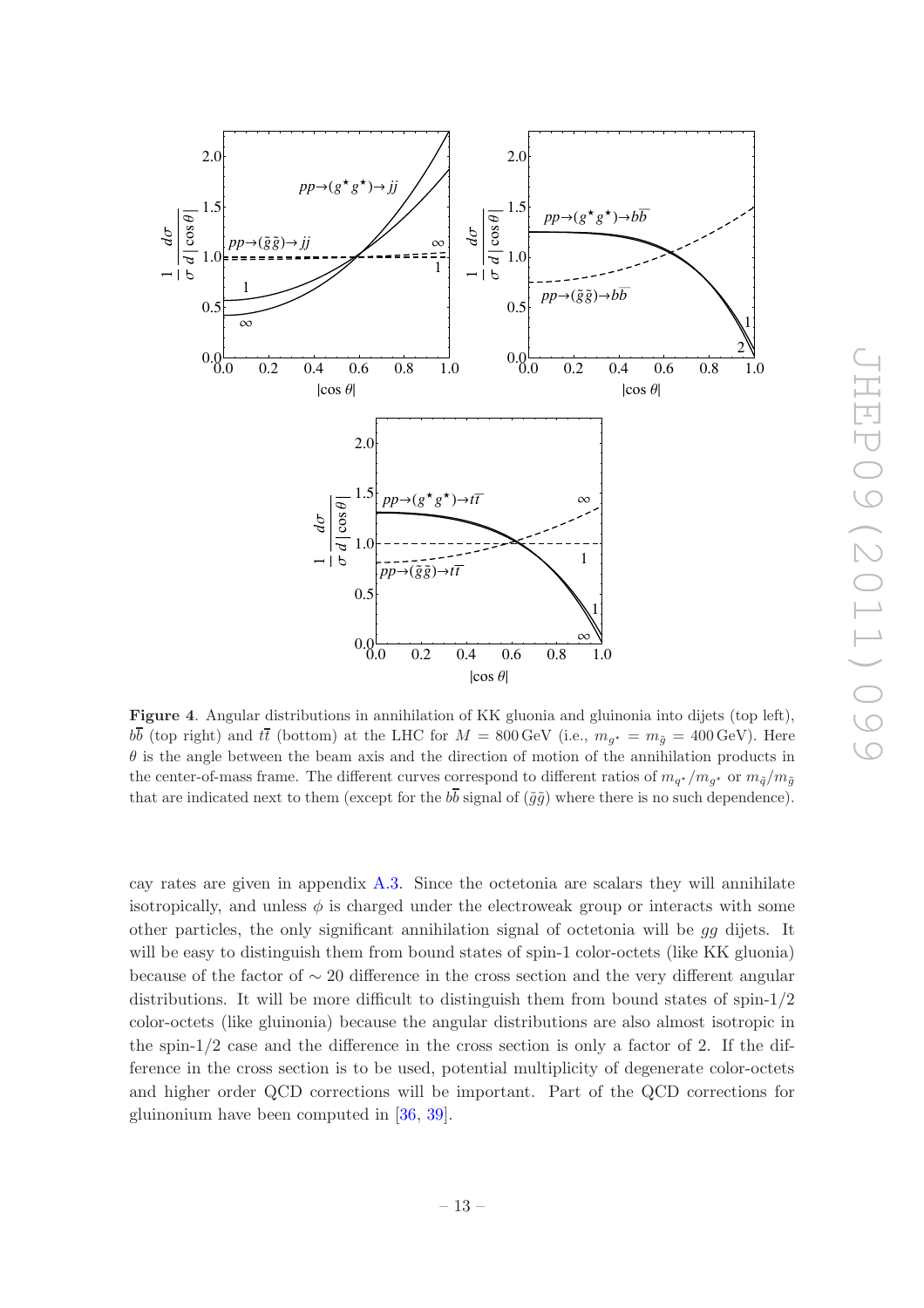$pp \to (g^\star g^\star) \to jj$

$pp \to (\tilde{g}\tilde{g}) \to jj$

$\frac{1}{\sigma}\frac{d\sigma}{d\,|\cos\theta|}$

$|\cos\theta|$

1

$\infty$

$\infty$

1

$pp \to (g^\star g^\star) \to b\bar{b}$

$pp \to (\tilde{g}\tilde{g}) \to b\bar{b}$

1

2

$pp \to (g^\star g^\star) \to t\bar{t}$

$pp \to (\tilde{g}\tilde{g}) \to t\bar{t}$

$\infty$

1

1

$\infty$

**Figure 4**. Angular distributions in annihilation of KK gluonia and gluinonia into dijets (top left), $b\bar{b}$ (top right) and $t\bar{t}$ (bottom) at the LHC for $M = 800\,\text{GeV}$ (i.e., $m_{g^\star} = m_{\tilde{g}} = 400\,\text{GeV}$). Here $\theta$ is the angle between the beam axis and the direction of motion of the annihilation products in the center-of-mass frame. The different curves correspond to different ratios of $m_{q^\star}/m_{g^\star}$ or $m_{\tilde{q}}/m_{\tilde{g}}$ that are indicated next to them (except for the $b\bar{b}$ signal of $(\tilde{g}\tilde{g})$ where there is no such dependence).

cay rates are given in appendix A.3. Since the octetonia are scalars they will annihilate isotropically, and unless $\phi$ is charged under the electroweak group or interacts with some other particles, the only significant annihilation signal of octetonia will be $gg$ dijets. It will be easy to distinguish them from bound states of spin-1 color-octets (like KK gluonia) because of the factor of $\sim 20$ difference in the cross section and the very different angular distributions. It will be more difficult to distinguish them from bound states of spin-1/2 color-octets (like gluinonia) because the angular distributions are also almost isotropic in the spin-1/2 case and the difference in the cross section is only a factor of 2. If the difference in the cross section is to be used, potential multiplicity of degenerate color-octets and higher order QCD corrections will be important. Part of the QCD corrections for gluinonium have been computed in [36, 39].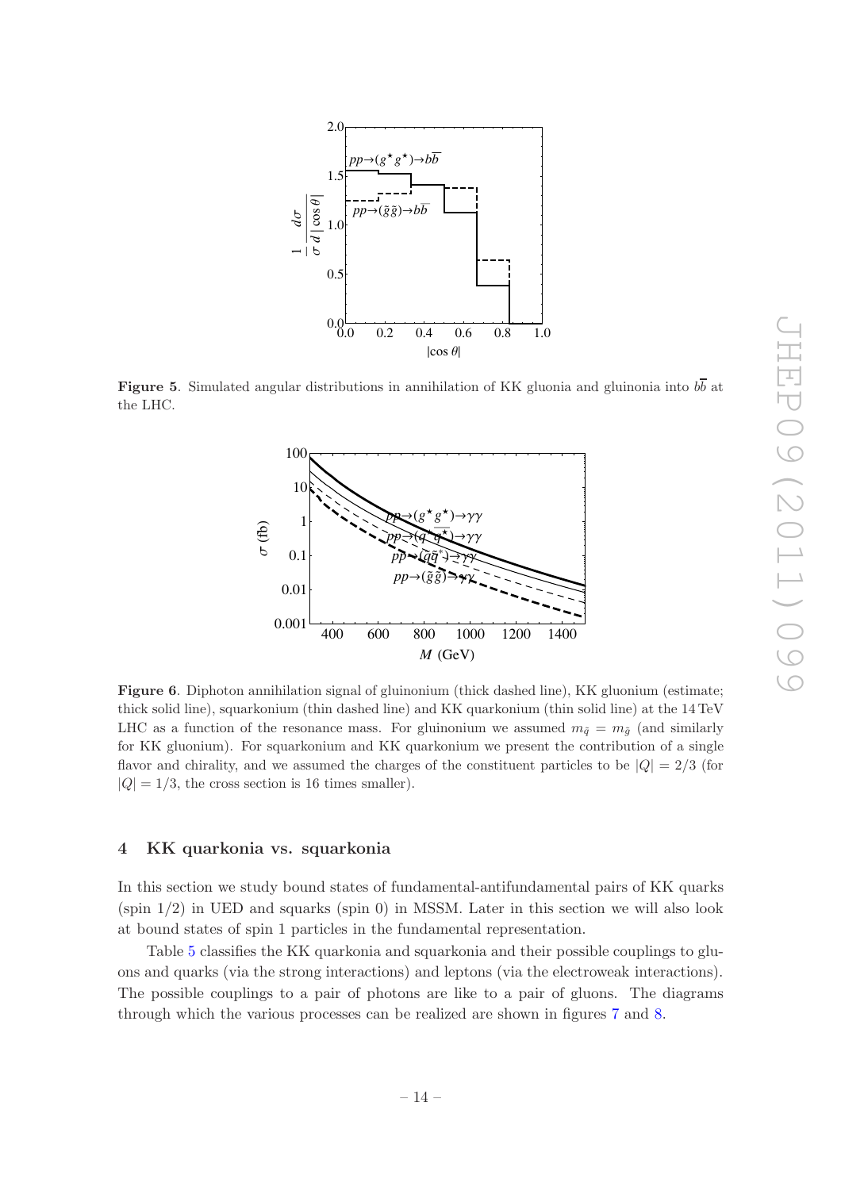2.0

1.5

1.0

0.5

0.0

0.0 0.2 0.4 0.6 0.8 1.0

$|\cos\theta|$

$\frac{1}{\sigma}\frac{d\sigma}{d\,|\cos\theta|}$

$pp \to (g^\star g^\star) \to b\bar{b}$

$pp \to (\tilde{g}\tilde{g}) \to b\bar{b}$

**Figure 5**. Simulated angular distributions in annihilation of KK gluonia and gluinonia into $b\bar{b}$ at the LHC.

100

10

1

0.1

0.01

0.001

400 600 800 1000 1200 1400

$M$ (GeV)

$\sigma$ (fb)

$pp \to (g^\star g^\star) \to \gamma\gamma$

$pp \to (q^\star \bar{q}^\star) \to \gamma\gamma$

$pp \to (\tilde{q}\tilde{q}^*) \to \gamma\gamma$

$pp \to (\tilde{g}\tilde{g}) \to \gamma\gamma$

**Figure 6**. Diphoton annihilation signal of gluinonium (thick dashed line), KK gluonium (estimate; thick solid line), squarkonium (thin dashed line) and KK quarkonium (thin solid line) at the 14 TeV LHC as a function of the resonance mass. For gluinonium we assumed $m_{\tilde{q}} = m_{\tilde{g}}$ (and similarly for KK gluonium). For squarkonium and KK quarkonium we present the contribution of a single flavor and chirality, and we assumed the charges of the constituent particles to be $|Q| = 2/3$ (for $|Q| = 1/3$, the cross section is 16 times smaller).

## 4 KK quarkonia vs. squarkonia

In this section we study bound states of fundamental-antifundamental pairs of KK quarks (spin 1/2) in UED and squarks (spin 0) in MSSM. Later in this section we will also look at bound states of spin 1 particles in the fundamental representation.

Table 5 classifies the KK quarkonia and squarkonia and their possible couplings to gluons and quarks (via the strong interactions) and leptons (via the electroweak interactions). The possible couplings to a pair of photons are like to a pair of gluons. The diagrams through which the various processes can be realized are shown in figures 7 and 8.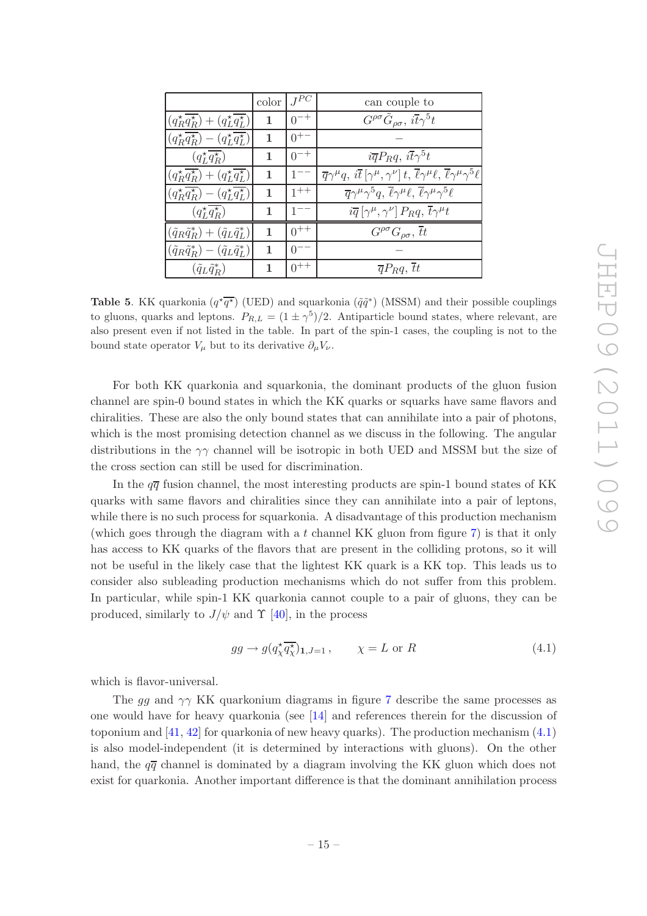| | color | $J^{PC}$ | can couple to |
|---|---|---|---|
| $(q_R^\star \overline{q_R^\star}) + (q_L^\star \overline{q_L^\star})$ | **1** | $0^{-+}$ | $G^{\rho\sigma}\tilde{G}_{\rho\sigma}$, $i\overline{t}\gamma^5 t$ |
| $(q_R^\star \overline{q_R^\star}) - (q_L^\star \overline{q_L^\star})$ | **1** | $0^{+-}$ | — |
| $(q_L^\star \overline{q_R^\star})$ | **1** | $0^{-+}$ | $i\overline{q}P_R q$, $i\overline{t}\gamma^5 t$ |
| $(q_R^\star \overline{q_R^\star}) + (q_L^\star \overline{q_L^\star})$ | **1** | $1^{--}$ | $\overline{q}\gamma^\mu q$, $i\overline{t}\,[\gamma^\mu,\gamma^\nu]\,t$, $\overline{\ell}\gamma^\mu\ell$, $\overline{\ell}\gamma^\mu\gamma^5\ell$ |
| $(q_R^\star \overline{q_R^\star}) - (q_L^\star \overline{q_L^\star})$ | **1** | $1^{++}$ | $\overline{q}\gamma^\mu\gamma^5 q$, $\overline{\ell}\gamma^\mu\ell$, $\overline{\ell}\gamma^\mu\gamma^5\ell$ |
| $(q_L^\star \overline{q_R^\star})$ | **1** | $1^{--}$ | $i\overline{q}\,[\gamma^\mu,\gamma^\nu]\,P_R q$, $\overline{t}\gamma^\mu t$ |
| $(\tilde{q}_R\tilde{q}_R^*) + (\tilde{q}_L\tilde{q}_L^*)$ | **1** | $0^{++}$ | $G^{\rho\sigma}G_{\rho\sigma}$, $\overline{t}t$ |
| $(\tilde{q}_R\tilde{q}_R^*) - (\tilde{q}_L\tilde{q}_L^*)$ | **1** | $0^{--}$ | — |
| $(\tilde{q}_L\tilde{q}_R^*)$ | **1** | $0^{++}$ | $\overline{q}P_R q$, $\overline{t}t$ |

**Table 5**. KK quarkonia ($q^\star\overline{q^\star}$) (UED) and squarkonia ($\tilde{q}\tilde{q}^*$) (MSSM) and their possible couplings to gluons, quarks and leptons. $P_{R,L} = (1 \pm \gamma^5)/2$. Antiparticle bound states, where relevant, are also present even if not listed in the table. In part of the spin-1 cases, the coupling is not to the bound state operator $V_\mu$ but to its derivative $\partial_\mu V_\nu$.

For both KK quarkonia and squarkonia, the dominant products of the gluon fusion channel are spin-0 bound states in which the KK quarks or squarks have same flavors and chiralities. These are also the only bound states that can annihilate into a pair of photons, which is the most promising detection channel as we discuss in the following. The angular distributions in the $\gamma\gamma$ channel will be isotropic in both UED and MSSM but the size of the cross section can still be used for discrimination.

In the $q\overline{q}$ fusion channel, the most interesting products are spin-1 bound states of KK quarks with same flavors and chiralities since they can annihilate into a pair of leptons, while there is no such process for squarkonia. A disadvantage of this production mechanism (which goes through the diagram with a $t$ channel KK gluon from figure 7) is that it only has access to KK quarks of the flavors that are present in the colliding protons, so it will not be useful in the likely case that the lightest KK quark is a KK top. This leads us to consider also subleading production mechanisms which do not suffer from this problem. In particular, while spin-1 KK quarkonia cannot couple to a pair of gluons, they can be produced, similarly to $J/\psi$ and $\Upsilon$ [40], in the process

$$gg \to g(q_\chi^\star \overline{q_\chi^\star})_{\mathbf{1},J=1}\,, \qquad \chi = L \text{ or } R \tag{4.1}$$

which is flavor-universal.

The $gg$ and $\gamma\gamma$ KK quarkonium diagrams in figure 7 describe the same processes as one would have for heavy quarkonia (see [14] and references therein for the discussion of toponium and [41, 42] for quarkonia of new heavy quarks). The production mechanism (4.1) is also model-independent (it is determined by interactions with gluons). On the other hand, the $q\overline{q}$ channel is dominated by a diagram involving the KK gluon which does not exist for quarkonia. Another important difference is that the dominant annihilation process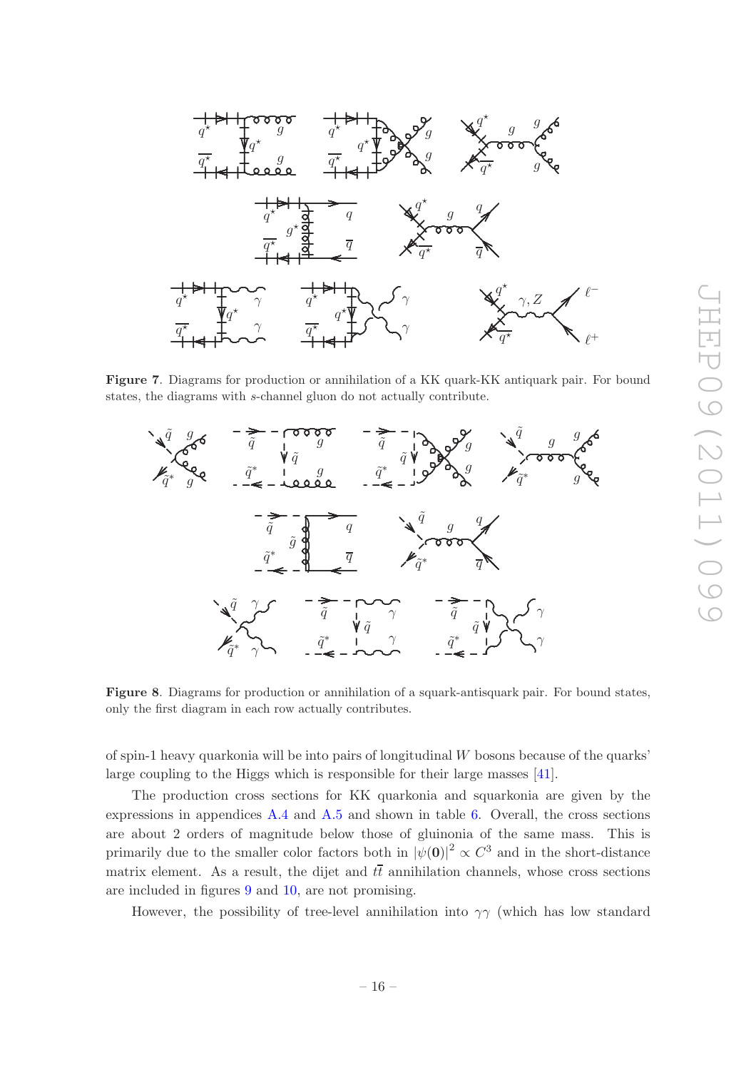Figure 7. Diagrams for production or annihilation of a KK quark-KK antiquark pair. For bound states, the diagrams with $s$-channel gluon do not actually contribute.

Figure 8. Diagrams for production or annihilation of a squark-antisquark pair. For bound states, only the first diagram in each row actually contributes.

of spin-1 heavy quarkonia will be into pairs of longitudinal $W$ bosons because of the quarks' large coupling to the Higgs which is responsible for their large masses [41].

The production cross sections for KK quarkonia and squarkonia are given by the expressions in appendices A.4 and A.5 and shown in table 6. Overall, the cross sections are about 2 orders of magnitude below those of gluinonia of the same mass. This is primarily due to the smaller color factors both in $|\psi(\mathbf{0})|^2 \propto C^3$ and in the short-distance matrix element. As a result, the dijet and $t\bar{t}$ annihilation channels, whose cross sections are included in figures 9 and 10, are not promising.

However, the possibility of tree-level annihilation into $\gamma\gamma$ (which has low standard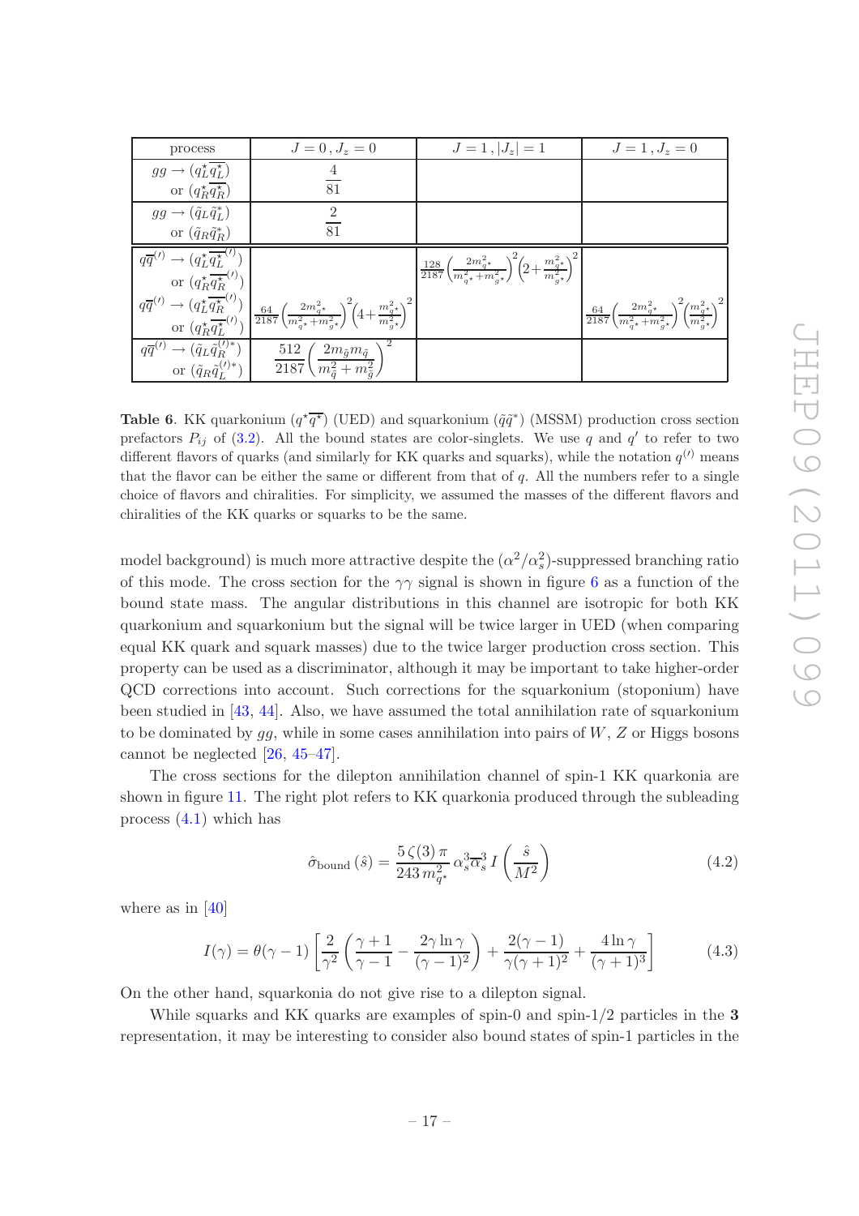| process | $J=0\,, J_z=0$ | $J=1\,, \lvert J_z \rvert=1$ | $J=1\,, J_z=0$ |
|---|---|---|---|
| $gg \to (q^\star_L \overline{q^\star_L})$ or $(q^\star_R \overline{q^\star_R})$ | $\dfrac{4}{81}$ | | |
| $gg \to (\tilde{q}_L \tilde{q}^*_L)$ or $(\tilde{q}_R \tilde{q}^*_R)$ | $\dfrac{2}{81}$ | | |
| $q\overline{q}^{(\prime)} \to (q^\star_L \overline{q^\star_L}^{(\prime)})$ or $(q^\star_R \overline{q^\star_R}^{(\prime)})$ | | $\frac{128}{2187}\left(\frac{2m^2_{q^\star}}{m^2_{q^\star}+m^2_{g^\star}}\right)^2\left(2+\frac{m^2_{q^\star}}{m^2_{g^\star}}\right)^2$ | |
| $q\overline{q}^{(\prime)} \to (q^\star_L \overline{q^\star_R}^{(\prime)})$ or $(q^\star_R \overline{q^\star_L}^{(\prime)})$ | $\frac{64}{2187}\left(\frac{2m^2_{q^\star}}{m^2_{q^\star}+m^2_{g^\star}}\right)^2\left(4+\frac{m^2_{q^\star}}{m^2_{g^\star}}\right)^2$ | | $\frac{64}{2187}\left(\frac{2m^2_{q^\star}}{m^2_{q^\star}+m^2_{g^\star}}\right)^2\left(\frac{m^2_{q^\star}}{m^2_{g^\star}}\right)^2$ |
| $q\overline{q}^{(\prime)} \to (\tilde{q}_L \tilde{q}^{(\prime)*}_R)$ or $(\tilde{q}_R \tilde{q}^{(\prime)*}_L)$ | $\dfrac{512}{2187}\left(\dfrac{2m_{\tilde{g}}m_{\tilde{q}}}{m^2_{\tilde{q}}+m^2_{\tilde{g}}}\right)^2$ | | |

**Table 6**. KK quarkonium ($q^\star\overline{q^\star}$) (UED) and squarkonium ($\tilde{q}\tilde{q}^*$) (MSSM) production cross section prefactors $P_{ij}$ of (3.2). All the bound states are color-singlets. We use $q$ and $q'$ to refer to two different flavors of quarks (and similarly for KK quarks and squarks), while the notation $q^{(\prime)}$ means that the flavor can be either the same or different from that of $q$. All the numbers refer to a single choice of flavors and chiralities. For simplicity, we assumed the masses of the different flavors and chiralities of the KK quarks or squarks to be the same.

model background) is much more attractive despite the $(\alpha^2/\alpha_s^2)$-suppressed branching ratio of this mode. The cross section for the $\gamma\gamma$ signal is shown in figure 6 as a function of the bound state mass. The angular distributions in this channel are isotropic for both KK quarkonium and squarkonium but the signal will be twice larger in UED (when comparing equal KK quark and squark masses) due to the twice larger production cross section. This property can be used as a discriminator, although it may be important to take higher-order QCD corrections into account. Such corrections for the squarkonium (stoponium) have been studied in [43, 44]. Also, we have assumed the total annihilation rate of squarkonium to be dominated by $gg$, while in some cases annihilation into pairs of $W$, $Z$ or Higgs bosons cannot be neglected [26, 45–47].

The cross sections for the dilepton annihilation channel of spin-1 KK quarkonia are shown in figure 11. The right plot refers to KK quarkonia produced through the subleading process (4.1) which has

$$\hat{\sigma}_{\text{bound}}\left(\hat{s}\right) = \frac{5\,\zeta(3)\,\pi}{243\,m^2_{q^\star}}\,\alpha_s^3\overline{\alpha}_s^3\,I\left(\frac{\hat{s}}{M^2}\right) \tag{4.2}$$

where as in [40]

$$I(\gamma) = \theta(\gamma-1)\left[\frac{2}{\gamma^2}\left(\frac{\gamma+1}{\gamma-1} - \frac{2\gamma\ln\gamma}{(\gamma-1)^2}\right) + \frac{2(\gamma-1)}{\gamma(\gamma+1)^2} + \frac{4\ln\gamma}{(\gamma+1)^3}\right] \tag{4.3}$$

On the other hand, squarkonia do not give rise to a dilepton signal.

While squarks and KK quarks are examples of spin-0 and spin-1/2 particles in the **3** representation, it may be interesting to consider also bound states of spin-1 particles in the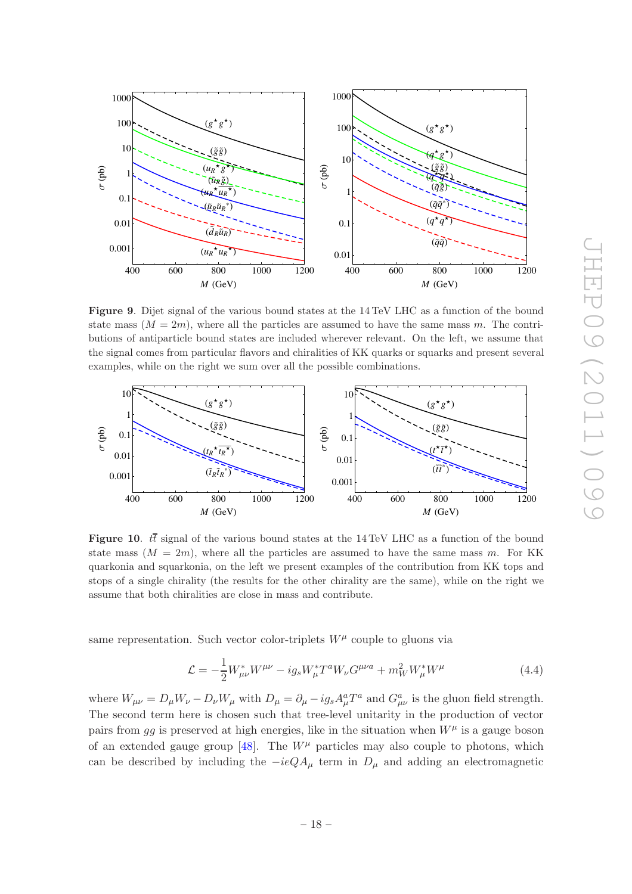σ (pb)

1000
100
10
1
0.1
0.01
0.001

400 600 800 1000 1200

$M$ (GeV)

$(g^\star g^\star)$

$(\tilde{g}\tilde{g})$

$(u_R{}^\star g^\star)$

$(\tilde{u}_R\tilde{g})$

$(u_R{}^\star u_R{}^\star)$

$(\tilde{u}_R\tilde{u}_R{}^*)$

$(\tilde{d}_R\tilde{u}_R)$

$(u_R{}^\star u_R{}^\star)$

σ (pb)

1000
100
10
1
0.1
0.01

400 600 800 1000 1200

$M$ (GeV)

$(g^\star g^\star)$

$(q^\star g^\star)$

$(\tilde{g}\tilde{g})$

$(q^\star q^\star)$

$(\tilde{q}\tilde{g})$

$(\tilde{q}\tilde{q}^*)$

$(q^\star q^\star)$

$(\tilde{q}\tilde{q})$

**Figure 9**. Dijet signal of the various bound states at the 14 TeV LHC as a function of the bound state mass ($M = 2m$), where all the particles are assumed to have the same mass $m$. The contributions of antiparticle bound states are included wherever relevant. On the left, we assume that the signal comes from particular flavors and chiralities of KK quarks or squarks and present several examples, while on the right we sum over all the possible combinations.

σ (pb)

10
1
0.1
0.01
0.001

400 600 800 1000 1200

$M$ (GeV)

$(g^\star g^\star)$

$(\tilde{g}\tilde{g})$

$(t_R{}^\star \overline{t_R}{}^\star)$

$(\tilde{t}_R\tilde{t}_R{}^*)$

σ (pb)

10
1
0.1
0.01
0.001

400 600 800 1000 1200

$M$ (GeV)

$(g^\star g^\star)$

$(\tilde{g}\tilde{g})$

$(t^\star \bar{t}^\star)$

$(\tilde{t}\tilde{t}^*)$

**Figure 10**. $t\bar{t}$ signal of the various bound states at the 14 TeV LHC as a function of the bound state mass ($M = 2m$), where all the particles are assumed to have the same mass $m$. For KK quarkonia and squarkonia, on the left we present examples of the contribution from KK tops and stops of a single chirality (the results for the other chirality are the same), while on the right we assume that both chiralities are close in mass and contribute.

same representation. Such vector color-triplets $W^\mu$ couple to gluons via

$$\mathcal{L} = -\frac{1}{2}W^*_{\mu\nu}W^{\mu\nu} - ig_s W^*_\mu T^a W_\nu G^{\mu\nu a} + m_W^2 W^*_\mu W^\mu \tag{4.4}$$

where $W_{\mu\nu} = D_\mu W_\nu - D_\nu W_\mu$ with $D_\mu = \partial_\mu - ig_s A^a_\mu T^a$ and $G^a_{\mu\nu}$ is the gluon field strength. The second term here is chosen such that tree-level unitarity in the production of vector pairs from $gg$ is preserved at high energies, like in the situation when $W^\mu$ is a gauge boson of an extended gauge group [48]. The $W^\mu$ particles may also couple to photons, which can be described by including the $-ieQA_\mu$ term in $D_\mu$ and adding an electromagnetic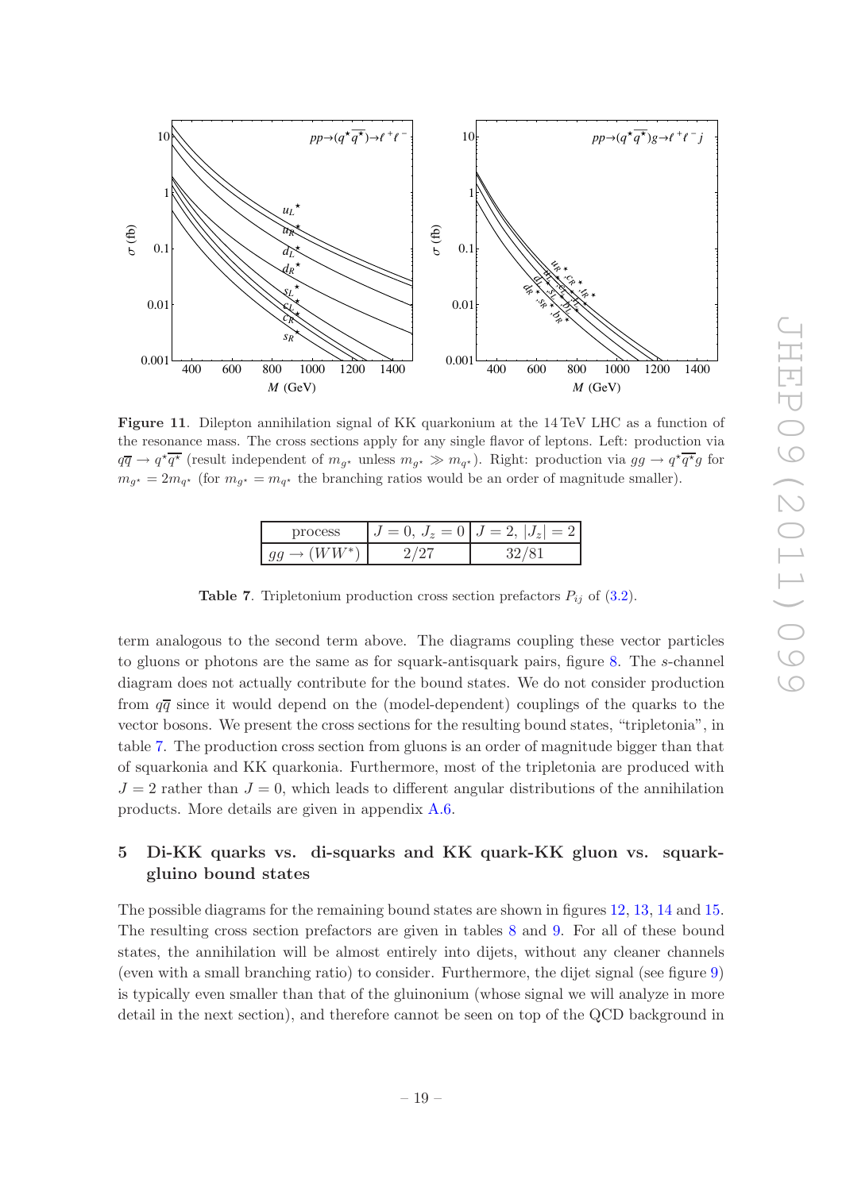$pp \to (q^\star \overline{q^\star}) \to \ell^+\ell^-$

$\sigma$ (fb)

10
1
0.1
0.01
0.001

400 600 800 1000 1200 1400

$M$ (GeV)

$u_L^\star$
$u_R^\star$
$d_L^\star$
$d_R^\star$
$s_L^\star$
$c_L^\star$
$c_R^\star$
$s_R^\star$

$pp \to (q^\star \overline{q^\star})g \to \ell^+\ell^- j$

$\sigma$ (fb)

10
1
0.1
0.01
0.001

400 600 800 1000 1200 1400

$M$ (GeV)

$u_R^\star, c_R^\star, t_R^\star$
$u_L^\star, c_L^\star, b_L^\star$
$d_L^\star, s_L^\star, b_L^\star$
$d_R^\star, s_R^\star, b_R^\star$

**Figure 11**. Dilepton annihilation signal of KK quarkonium at the 14 TeV LHC as a function of the resonance mass. The cross sections apply for any single flavor of leptons. Left: production via $q\overline{q} \to q^\star\overline{q^\star}$ (result independent of $m_{g^\star}$ unless $m_{g^\star} \gg m_{q^\star}$). Right: production via $gg \to q^\star\overline{q^\star}g$ for $m_{g^\star} = 2m_{q^\star}$ (for $m_{g^\star} = m_{q^\star}$ the branching ratios would be an order of magnitude smaller).

| process | $J = 0,\ J_z = 0$ | $J = 2,\ \lvert J_z\rvert = 2$ |
|---|---|---|
| $gg \to (WW^*)$ | $2/27$ | $32/81$ |

**Table 7**. Tripletonium production cross section prefactors $P_{ij}$ of (3.2).

term analogous to the second term above. The diagrams coupling these vector particles to gluons or photons are the same as for squark-antisquark pairs, figure 8. The $s$-channel diagram does not actually contribute for the bound states. We do not consider production from $q\overline{q}$ since it would depend on the (model-dependent) couplings of the quarks to the vector bosons. We present the cross sections for the resulting bound states, "tripletonia", in table 7. The production cross section from gluons is an order of magnitude bigger than that of squarkonia and KK quarkonia. Furthermore, most of the tripletonia are produced with $J = 2$ rather than $J = 0$, which leads to different angular distributions of the annihilation products. More details are given in appendix A.6.

## 5 Di-KK quarks vs. di-squarks and KK quark-KK gluon vs. squark-gluino bound states

The possible diagrams for the remaining bound states are shown in figures 12, 13, 14 and 15. The resulting cross section prefactors are given in tables 8 and 9. For all of these bound states, the annihilation will be almost entirely into dijets, without any cleaner channels (even with a small branching ratio) to consider. Furthermore, the dijet signal (see figure 9) is typically even smaller than that of the gluinonium (whose signal we will analyze in more detail in the next section), and therefore cannot be seen on top of the QCD background in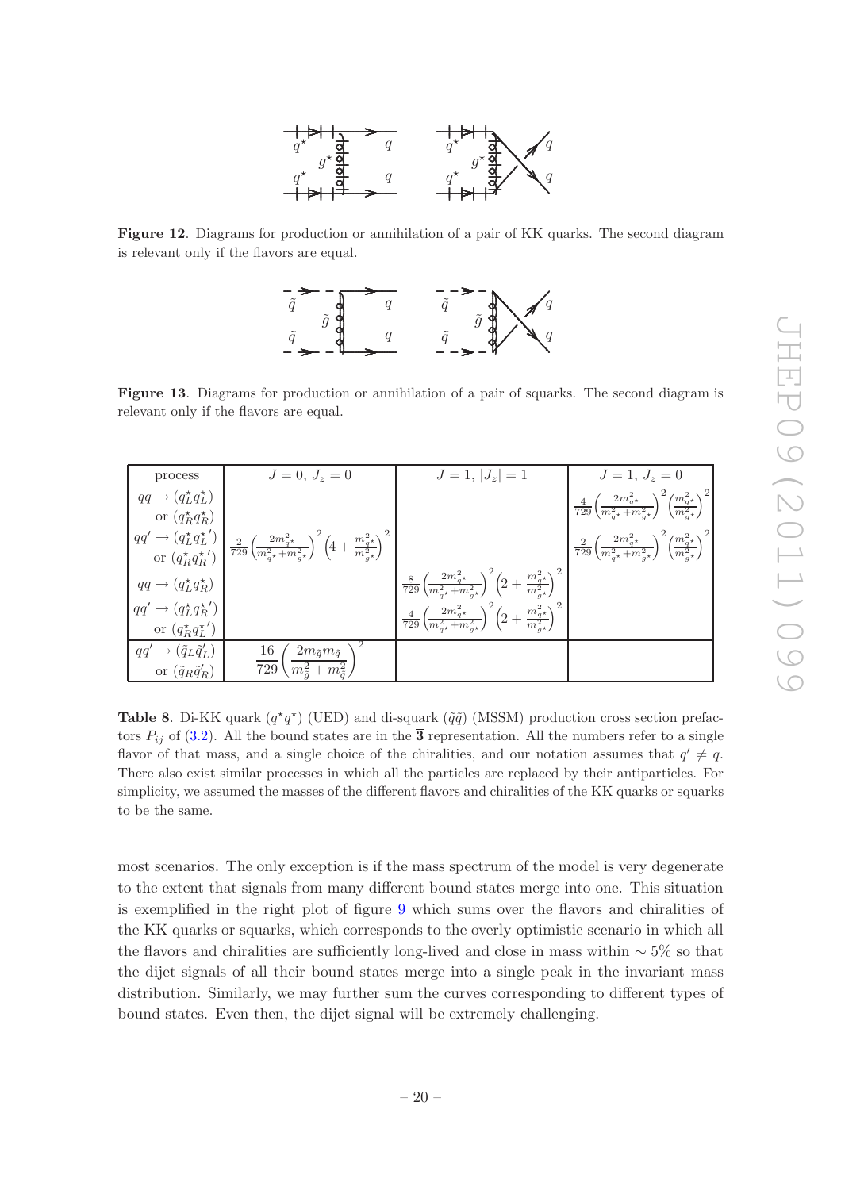Figure 12. Diagrams for production or annihilation of a pair of KK quarks. The second diagram is relevant only if the flavors are equal.

Figure 13. Diagrams for production or annihilation of a pair of squarks. The second diagram is relevant only if the flavors are equal.

| process | $J=0,\ J_z=0$ | $J=1,\ \lvert J_z\rvert=1$ | $J=1,\ J_z=0$ |
|---|---|---|---|
| $qq \to (q_L^\star q_L^\star)$ or $(q_R^\star q_R^\star)$ | | | $\frac{4}{729}\left(\frac{2m_{q^\star}^2}{m_{q^\star}^2+m_{g^\star}^2}\right)^2\left(\frac{m_{q^\star}^2}{m_{g^\star}^2}\right)^2$ |
| $qq' \to (q_L^\star q_L^{\star\prime})$ or $(q_R^\star q_R^{\star\prime})$ | $\frac{2}{729}\left(\frac{2m_{q^\star}^2}{m_{q^\star}^2+m_{g^\star}^2}\right)^2\left(4+\frac{m_{q^\star}^2}{m_{g^\star}^2}\right)^2$ | | $\frac{2}{729}\left(\frac{2m_{q^\star}^2}{m_{q^\star}^2+m_{g^\star}^2}\right)^2\left(\frac{m_{q^\star}^2}{m_{g^\star}^2}\right)^2$ |
| $qq \to (q_L^\star q_R^\star)$ | | $\frac{8}{729}\left(\frac{2m_{q^\star}^2}{m_{q^\star}^2+m_{g^\star}^2}\right)^2\left(2+\frac{m_{q^\star}^2}{m_{g^\star}^2}\right)^2$ | |
| $qq' \to (q_L^\star q_R^{\star\prime})$ or $(q_R^\star q_L^{\star\prime})$ | | $\frac{4}{729}\left(\frac{2m_{q^\star}^2}{m_{q^\star}^2+m_{g^\star}^2}\right)^2\left(2+\frac{m_{q^\star}^2}{m_{g^\star}^2}\right)^2$ | |
| $qq' \to (\tilde{q}_L\tilde{q}_L')$ or $(\tilde{q}_R\tilde{q}_R')$ | $\frac{16}{729}\left(\frac{2m_{\tilde{g}}m_{\tilde{q}}}{m_{\tilde{g}}^2+m_{\tilde{q}}^2}\right)^2$ | | |

**Table 8**. Di-KK quark ($q^\star q^\star$) (UED) and di-squark ($\tilde{q}\tilde{q}$) (MSSM) production cross section prefactors $P_{ij}$ of (3.2). All the bound states are in the $\overline{\mathbf{3}}$ representation. All the numbers refer to a single flavor of that mass, and a single choice of the chiralities, and our notation assumes that $q' \neq q$. There also exist similar processes in which all the particles are replaced by their antiparticles. For simplicity, we assumed the masses of the different flavors and chiralities of the KK quarks or squarks to be the same.

most scenarios. The only exception is if the mass spectrum of the model is very degenerate to the extent that signals from many different bound states merge into one. This situation is exemplified in the right plot of figure 9 which sums over the flavors and chiralities of the KK quarks or squarks, which corresponds to the overly optimistic scenario in which all the flavors and chiralities are sufficiently long-lived and close in mass within $\sim 5\%$ so that the dijet signals of all their bound states merge into a single peak in the invariant mass distribution. Similarly, we may further sum the curves corresponding to different types of bound states. Even then, the dijet signal will be extremely challenging.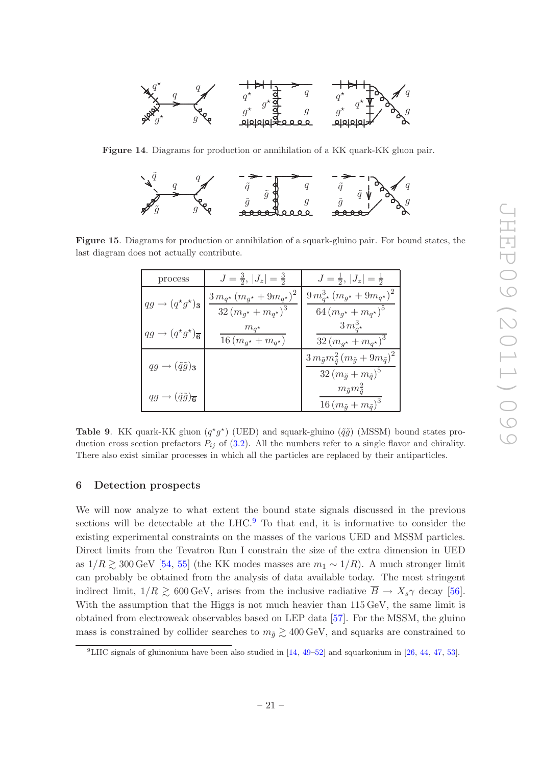Figure 14. Diagrams for production or annihilation of a KK quark-KK gluon pair.

Figure 15. Diagrams for production or annihilation of a squark-gluino pair. For bound states, the last diagram does not actually contribute.

| process | $J = \frac{3}{2}$, $\lvert J_z\rvert = \frac{3}{2}$ | $J = \frac{1}{2}$, $\lvert J_z\rvert = \frac{1}{2}$ |
|---|---|---|
| $qg \to (q^\star g^\star)_{\mathbf{3}}$ | $\dfrac{3\, m_{q^\star}\,(m_{g^\star} + 9m_{q^\star})^2}{32\,(m_{g^\star} + m_{q^\star})^3}$ | $\dfrac{9\, m_{q^\star}^3\,(m_{g^\star} + 9m_{q^\star})^2}{64\,(m_{g^\star} + m_{q^\star})^5}$ |
| $qg \to (q^\star g^\star)_{\overline{\mathbf{6}}}$ | $\dfrac{m_{q^\star}}{16\,(m_{g^\star} + m_{q^\star})}$ | $\dfrac{3\, m_{q^\star}^3}{32\,(m_{g^\star} + m_{q^\star})^3}$ |
| $qg \to (\tilde{q}\tilde{g})_{\mathbf{3}}$ | | $\dfrac{3\, m_{\tilde{g}} m_{\tilde{q}}^2\,(m_{\tilde{g}} + 9m_{\tilde{q}})^2}{32\,(m_{\tilde{g}} + m_{\tilde{q}})^5}$ |
| $qg \to (\tilde{q}\tilde{g})_{\overline{\mathbf{6}}}$ | | $\dfrac{m_{\tilde{g}} m_{\tilde{q}}^2}{16\,(m_{\tilde{g}} + m_{\tilde{q}})^3}$ |

**Table 9**. KK quark-KK gluon ($q^\star g^\star$) (UED) and squark-gluino ($\tilde{q}\tilde{g}$) (MSSM) bound states production cross section prefactors $P_{ij}$ of (3.2). All the numbers refer to a single flavor and chirality. There also exist similar processes in which all the particles are replaced by their antiparticles.

## 6 Detection prospects

We will now analyze to what extent the bound state signals discussed in the previous sections will be detectable at the LHC.[9] To that end, it is informative to consider the existing experimental constraints on the masses of the various UED and MSSM particles. Direct limits from the Tevatron Run I constrain the size of the extra dimension in UED as $1/R \gtrsim 300\,\text{GeV}$ [54, 55] (the KK modes masses are $m_1 \sim 1/R$). A much stronger limit can probably be obtained from the analysis of data available today. The most stringent indirect limit, $1/R \gtrsim 600\,\text{GeV}$, arises from the inclusive radiative $\overline{B} \to X_s\gamma$ decay [56]. With the assumption that the Higgs is not much heavier than 115 GeV, the same limit is obtained from electroweak observables based on LEP data [57]. For the MSSM, the gluino mass is constrained by collider searches to $m_{\tilde{g}} \gtrsim 400\,\text{GeV}$, and squarks are constrained to

[9] LHC signals of gluinonium have been also studied in [14, 49–52] and squarkonium in [26, 44, 47, 53].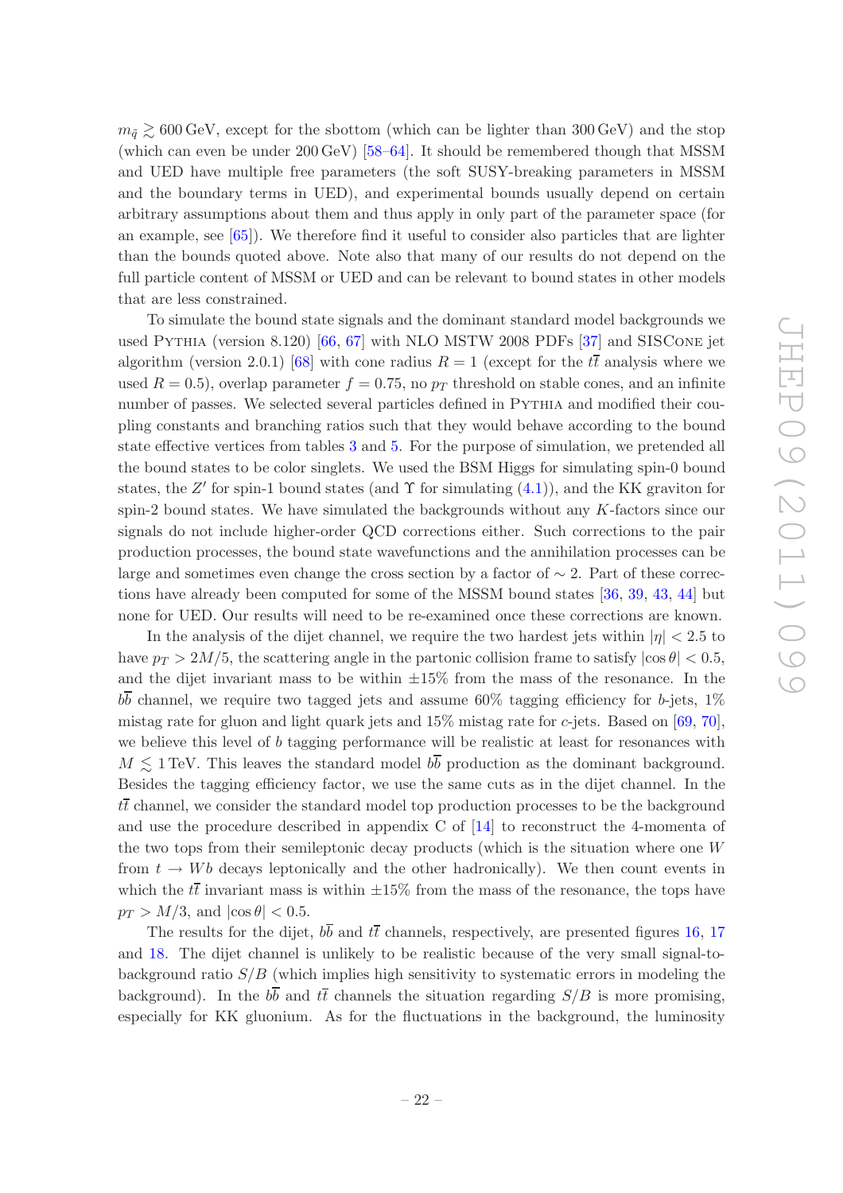$m_{\tilde{q}} \gtrsim 600\,\text{GeV}$, except for the sbottom (which can be lighter than 300 GeV) and the stop (which can even be under 200 GeV) [58–64]. It should be remembered though that MSSM and UED have multiple free parameters (the soft SUSY-breaking parameters in MSSM and the boundary terms in UED), and experimental bounds usually depend on certain arbitrary assumptions about them and thus apply in only part of the parameter space (for an example, see [65]). We therefore find it useful to consider also particles that are lighter than the bounds quoted above. Note also that many of our results do not depend on the full particle content of MSSM or UED and can be relevant to bound states in other models that are less constrained.

To simulate the bound state signals and the dominant standard model backgrounds we used Pythia (version 8.120) [66, 67] with NLO MSTW 2008 PDFs [37] and SISCone jet algorithm (version 2.0.1) [68] with cone radius $R = 1$ (except for the $t\bar{t}$ analysis where we used $R = 0.5$), overlap parameter $f = 0.75$, no $p_T$ threshold on stable cones, and an infinite number of passes. We selected several particles defined in Pythia and modified their coupling constants and branching ratios such that they would behave according to the bound state effective vertices from tables 3 and 5. For the purpose of simulation, we pretended all the bound states to be color singlets. We used the BSM Higgs for simulating spin-0 bound states, the $Z'$ for spin-1 bound states (and $\Upsilon$ for simulating (4.1)), and the KK graviton for spin-2 bound states. We have simulated the backgrounds without any $K$-factors since our signals do not include higher-order QCD corrections either. Such corrections to the pair production processes, the bound state wavefunctions and the annihilation processes can be large and sometimes even change the cross section by a factor of $\sim 2$. Part of these corrections have already been computed for some of the MSSM bound states [36, 39, 43, 44] but none for UED. Our results will need to be re-examined once these corrections are known.

In the analysis of the dijet channel, we require the two hardest jets within $|\eta| < 2.5$ to have $p_T > 2M/5$, the scattering angle in the partonic collision frame to satisfy $|\cos\theta| < 0.5$, and the dijet invariant mass to be within $\pm 15\%$ from the mass of the resonance. In the $b\bar{b}$ channel, we require two tagged jets and assume 60% tagging efficiency for $b$-jets, 1% mistag rate for gluon and light quark jets and 15% mistag rate for $c$-jets. Based on [69, 70], we believe this level of $b$ tagging performance will be realistic at least for resonances with $M \lesssim 1\,\text{TeV}$. This leaves the standard model $b\bar{b}$ production as the dominant background. Besides the tagging efficiency factor, we use the same cuts as in the dijet channel. In the $t\bar{t}$ channel, we consider the standard model top production processes to be the background and use the procedure described in appendix C of [14] to reconstruct the 4-momenta of the two tops from their semileptonic decay products (which is the situation where one $W$ from $t \to Wb$ decays leptonically and the other hadronically). We then count events in which the $t\bar{t}$ invariant mass is within $\pm 15\%$ from the mass of the resonance, the tops have $p_T > M/3$, and $|\cos\theta| < 0.5$.

The results for the dijet, $b\bar{b}$ and $t\bar{t}$ channels, respectively, are presented figures 16, 17 and 18. The dijet channel is unlikely to be realistic because of the very small signal-to-background ratio $S/B$ (which implies high sensitivity to systematic errors in modeling the background). In the $b\bar{b}$ and $t\bar{t}$ channels the situation regarding $S/B$ is more promising, especially for KK gluonium. As for the fluctuations in the background, the luminosity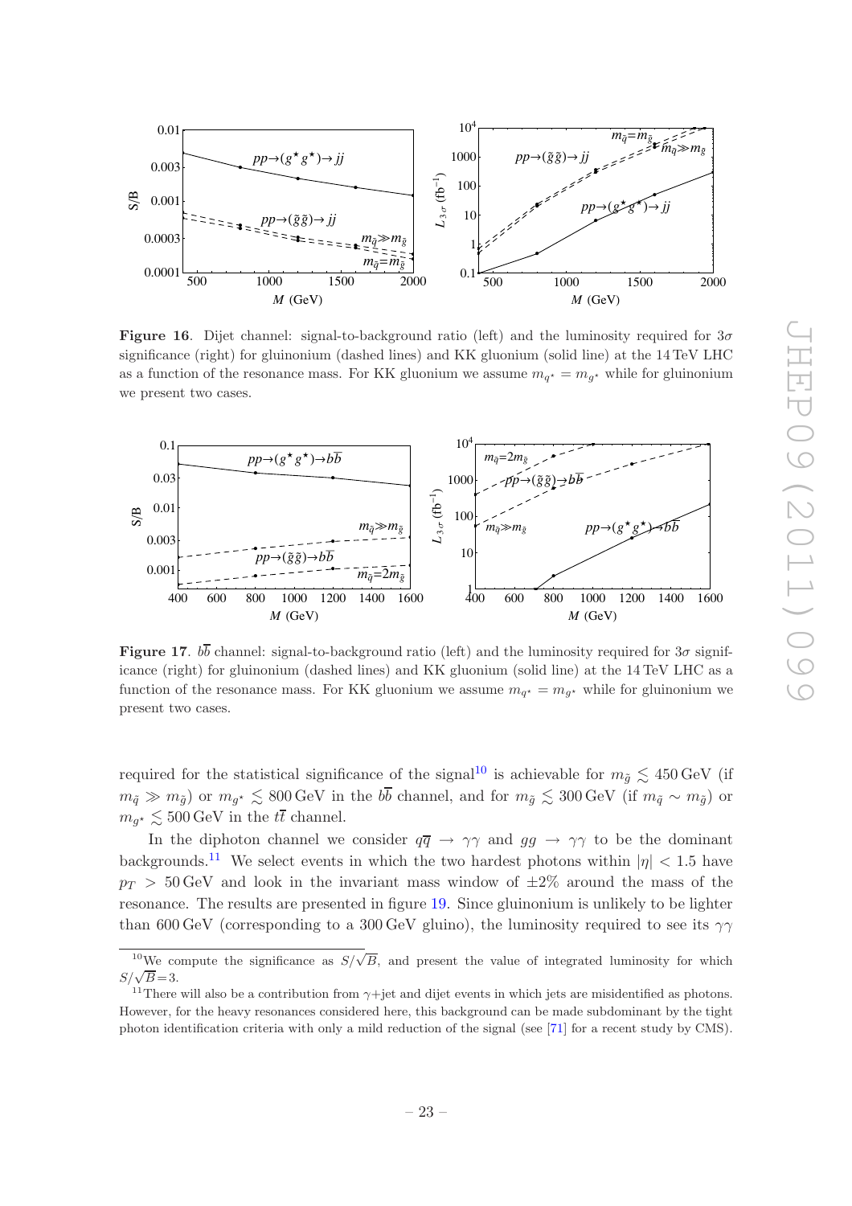S/B

0.01

0.003

0.001

0.0003

0.0001

500 1000 1500 2000

$M$ (GeV)

$pp\to(g^\star g^\star)\to jj$

$pp\to(\tilde{g}\tilde{g})\to jj$

$m_{\tilde{q}}\gg m_{\tilde{g}}$

$m_{\tilde{q}}=m_{\tilde{g}}$

$L_{3\sigma}$ (fb$^{-1}$)

$10^4$

1000

100

10

1

0.1

500 1000 1500 2000

$M$ (GeV)

$m_{\tilde{q}}=m_{\tilde{g}}$

$m_{\tilde{q}}\gg m_{\tilde{g}}$

$pp\to(\tilde{g}\tilde{g})\to jj$

$pp\to(g^\star g^\star)\to jj$

**Figure 16**. Dijet channel: signal-to-background ratio (left) and the luminosity required for $3\sigma$ significance (right) for gluinonium (dashed lines) and KK gluonium (solid line) at the 14 TeV LHC as a function of the resonance mass. For KK gluonium we assume $m_{q^\star}=m_{g^\star}$ while for gluinonium we present two cases.

S/B

0.1

0.03

0.01

0.003

0.001

400 600 800 1000 1200 1400 1600

$M$ (GeV)

$pp\to(g^\star g^\star)\to b\bar{b}$

$m_{\tilde{q}}\gg m_{\tilde{g}}$

$pp\to(\tilde{g}\tilde{g})\to b\bar{b}$

$m_{\tilde{q}}=2m_{\tilde{g}}$

$L_{3\sigma}$ (fb$^{-1}$)

$10^4$

1000

100

10

1

400 600 800 1000 1200 1400 1600

$M$ (GeV)

$m_{\tilde{q}}=2m_{\tilde{g}}$

$pp\to(\tilde{g}\tilde{g})\to b\bar{b}$

$m_{\tilde{q}}\gg m_{\tilde{g}}$

$pp\to(g^\star g^\star)\to b\bar{b}$

**Figure 17**. $b\bar{b}$ channel: signal-to-background ratio (left) and the luminosity required for $3\sigma$ significance (right) for gluinonium (dashed lines) and KK gluonium (solid line) at the 14 TeV LHC as a function of the resonance mass. For KK gluonium we assume $m_{q^\star}=m_{g^\star}$ while for gluinonium we present two cases.

required for the statistical significance of the signal[10] is achievable for $m_{\tilde{g}}\lesssim 450\,\text{GeV}$ (if $m_{\tilde{q}}\gg m_{\tilde{g}}$) or $m_{g^\star}\lesssim 800\,\text{GeV}$ in the $b\bar{b}$ channel, and for $m_{\tilde{g}}\lesssim 300\,\text{GeV}$ (if $m_{\tilde{q}}\sim m_{\tilde{g}}$) or $m_{g^\star}\lesssim 500\,\text{GeV}$ in the $t\bar{t}$ channel.

In the diphoton channel we consider $q\bar{q}\to\gamma\gamma$ and $gg\to\gamma\gamma$ to be the dominant backgrounds.[11] We select events in which the two hardest photons within $|\eta|<1.5$ have $p_T>50\,\text{GeV}$ and look in the invariant mass window of $\pm 2\%$ around the mass of the resonance. The results are presented in figure 19. Since gluinonium is unlikely to be lighter than 600 GeV (corresponding to a 300 GeV gluino), the luminosity required to see its $\gamma\gamma$

[10] We compute the significance as $S/\sqrt{B}$, and present the value of integrated luminosity for which $S/\sqrt{B}=3$.

[11] There will also be a contribution from $\gamma$+jet and dijet events in which jets are misidentified as photons. However, for the heavy resonances considered here, this background can be made subdominant by the tight photon identification criteria with only a mild reduction of the signal (see [71] for a recent study by CMS).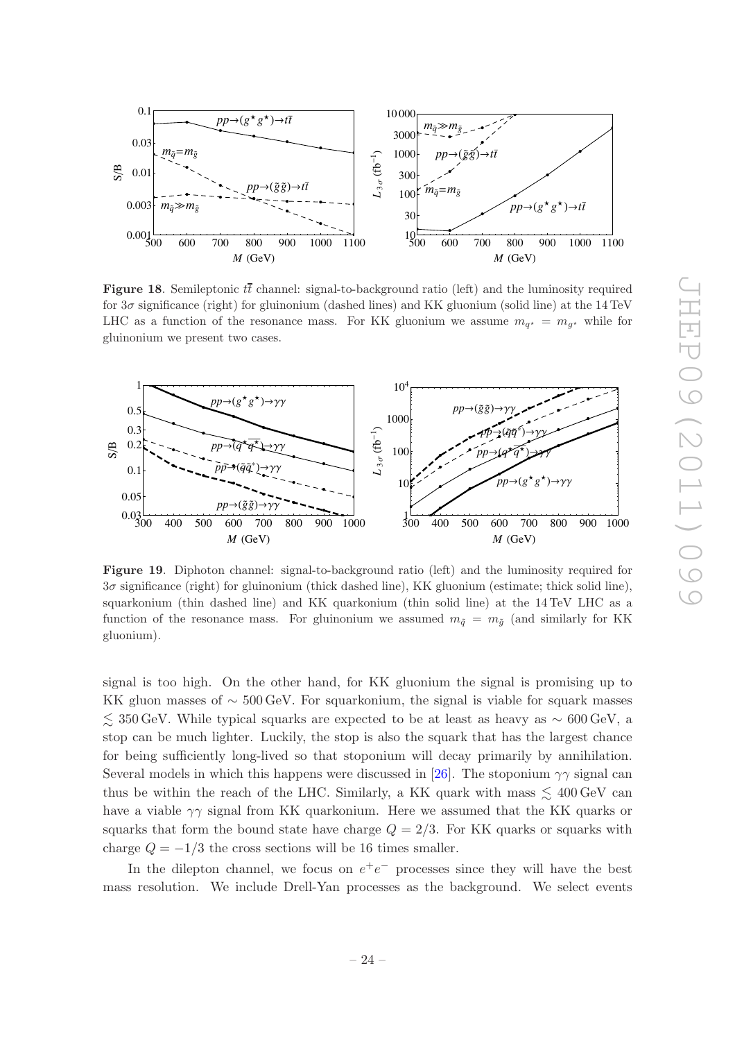0.1
0.03
0.01
0.003
0.001
S/B
500 600 700 800 900 1000 1100
$M$ (GeV)
$pp \to (g^\star g^\star) \to t\bar{t}$
$m_{\tilde{q}} = m_{\tilde{g}}$
$pp \to (\tilde{g}\tilde{g}) \to t\bar{t}$
$m_{\tilde{q}} \gg m_{\tilde{g}}$

10 000
3000
1000
300
100
30
10
$L_{3\sigma}$ (fb$^{-1}$)
500 600 700 800 900 1000 1100
$M$ (GeV)
$m_{\tilde{q}} \gg m_{\tilde{g}}$
$pp \to (\tilde{g}\tilde{g}) \to t\bar{t}$
$m_{\tilde{q}} = m_{\tilde{g}}$
$pp \to (g^\star g^\star) \to t\bar{t}$

**Figure 18**. Semileptonic $t\bar{t}$ channel: signal-to-background ratio (left) and the luminosity required for $3\sigma$ significance (right) for gluinonium (dashed lines) and KK gluonium (solid line) at the 14 TeV LHC as a function of the resonance mass. For KK gluonium we assume $m_{q^\star} = m_{g^\star}$ while for gluinonium we present two cases.

1
0.5
0.3
0.2
0.1
0.05
0.03
S/B
300 400 500 600 700 800 900 1000
$M$ (GeV)
$pp \to (g^\star g^\star) \to \gamma\gamma$
$pp \to (q^\star \overline{q^\star}) \to \gamma\gamma$
$pp \to (\tilde{q}\tilde{q}^*) \to \gamma\gamma$
$pp \to (\tilde{g}\tilde{g}) \to \gamma\gamma$

$10^4$
1000
100
10
1
$L_{3\sigma}$ (fb$^{-1}$)
300 400 500 600 700 800 900 1000
$M$ (GeV)
$pp \to (\tilde{g}\tilde{g}) \to \gamma\gamma$
$pp \to (\tilde{q}\tilde{q}^*) \to \gamma\gamma$
$pp \to (q^\star \overline{q^\star}) \to \gamma\gamma$
$pp \to (g^\star g^\star) \to \gamma\gamma$

**Figure 19**. Diphoton channel: signal-to-background ratio (left) and the luminosity required for $3\sigma$ significance (right) for gluinonium (thick dashed line), KK gluonium (estimate; thick solid line), squarkonium (thin dashed line) and KK quarkonium (thin solid line) at the 14 TeV LHC as a function of the resonance mass. For gluinonium we assumed $m_{\tilde{q}} = m_{\tilde{g}}$ (and similarly for KK gluonium).

signal is too high. On the other hand, for KK gluonium the signal is promising up to KK gluon masses of $\sim 500$ GeV. For squarkonium, the signal is viable for squark masses $\lesssim 350$ GeV. While typical squarks are expected to be at least as heavy as $\sim 600$ GeV, a stop can be much lighter. Luckily, the stop is also the squark that has the largest chance for being sufficiently long-lived so that stoponium will decay primarily by annihilation. Several models in which this happens were discussed in [26]. The stoponium $\gamma\gamma$ signal can thus be within the reach of the LHC. Similarly, a KK quark with mass $\lesssim 400$ GeV can have a viable $\gamma\gamma$ signal from KK quarkonium. Here we assumed that the KK quarks or squarks that form the bound state have charge $Q = 2/3$. For KK quarks or squarks with charge $Q = -1/3$ the cross sections will be 16 times smaller.

In the dilepton channel, we focus on $e^+e^-$ processes since they will have the best mass resolution. We include Drell-Yan processes as the background. We select events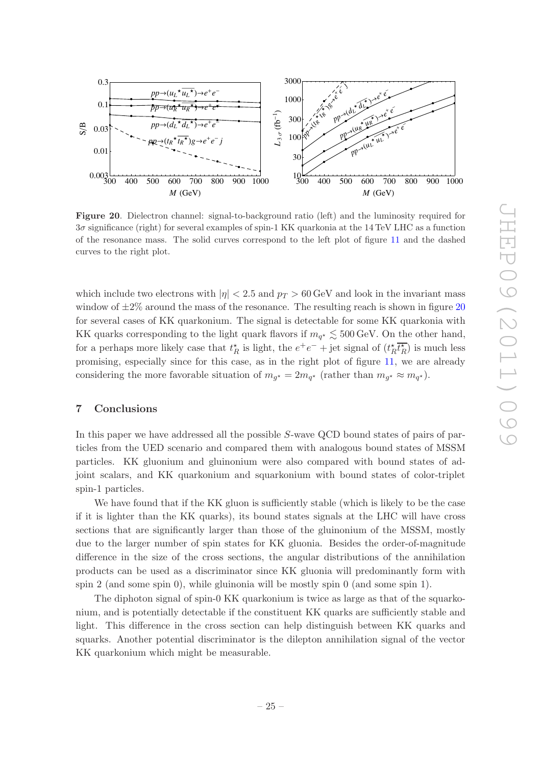S/B

0.3

0.1

0.03

0.01

0.003

300 400 500 600 700 800 900 1000

$M$ (GeV)

$pp\to(u_L^\star\overline{u_L^\star})\to e^+e^-$

$pp\to(u_R^\star\overline{u_R^\star})\to e^+e^-$

$pp\to(d_L^\star\overline{d_L^\star})\to e^+e^-$

$pp\to(t_R^\star\overline{t_R^\star})g\to e^+e^-j$

$L_{3\sigma}$ (fb$^{-1}$)

3000

1000

300

100

30

10

300 400 500 600 700 800 900 1000

$M$ (GeV)

$pp\to(t_R^\star\overline{t_R^\star})g\to e^+e^-j$

$pp\to(d_L^\star\overline{d_L^\star})\to e^+e^-$

$pp\to(u_R^\star\overline{u_R^\star})\to e^+e^-$

$pp\to(u_L^\star\overline{u_L^\star})\to e^+e^-$

**Figure 20**. Dielectron channel: signal-to-background ratio (left) and the luminosity required for $3\sigma$ significance (right) for several examples of spin-1 KK quarkonia at the 14 TeV LHC as a function of the resonance mass. The solid curves correspond to the left plot of figure 11 and the dashed curves to the right plot.

which include two electrons with $|\eta| < 2.5$ and $p_T > 60$ GeV and look in the invariant mass window of $\pm 2\%$ around the mass of the resonance. The resulting reach is shown in figure 20 for several cases of KK quarkonium. The signal is detectable for some KK quarkonia with KK quarks corresponding to the light quark flavors if $m_{q^\star} \lesssim 500$ GeV. On the other hand, for a perhaps more likely case that $t_R^\star$ is light, the $e^+e^-+$jet signal of $(t_R^\star\overline{t_R^\star})$ is much less promising, especially since for this case, as in the right plot of figure 11, we are already considering the more favorable situation of $m_{g^\star} = 2m_{q^\star}$ (rather than $m_{g^\star} \approx m_{q^\star}$).

## 7 Conclusions

In this paper we have addressed all the possible $S$-wave QCD bound states of pairs of particles from the UED scenario and compared them with analogous bound states of MSSM particles. KK gluonium and gluinonium were also compared with bound states of adjoint scalars, and KK quarkonium and squarkonium with bound states of color-triplet spin-1 particles.

We have found that if the KK gluon is sufficiently stable (which is likely to be the case if it is lighter than the KK quarks), its bound states signals at the LHC will have cross sections that are significantly larger than those of the gluinonium of the MSSM, mostly due to the larger number of spin states for KK gluonia. Besides the order-of-magnitude difference in the size of the cross sections, the angular distributions of the annihilation products can be used as a discriminator since KK gluonia will predominantly form with spin 2 (and some spin 0), while gluinonia will be mostly spin 0 (and some spin 1).

The diphoton signal of spin-0 KK quarkonium is twice as large as that of the squarkonium, and is potentially detectable if the constituent KK quarks are sufficiently stable and light. This difference in the cross section can help distinguish between KK quarks and squarks. Another potential discriminator is the dilepton annihilation signal of the vector KK quarkonium which might be measurable.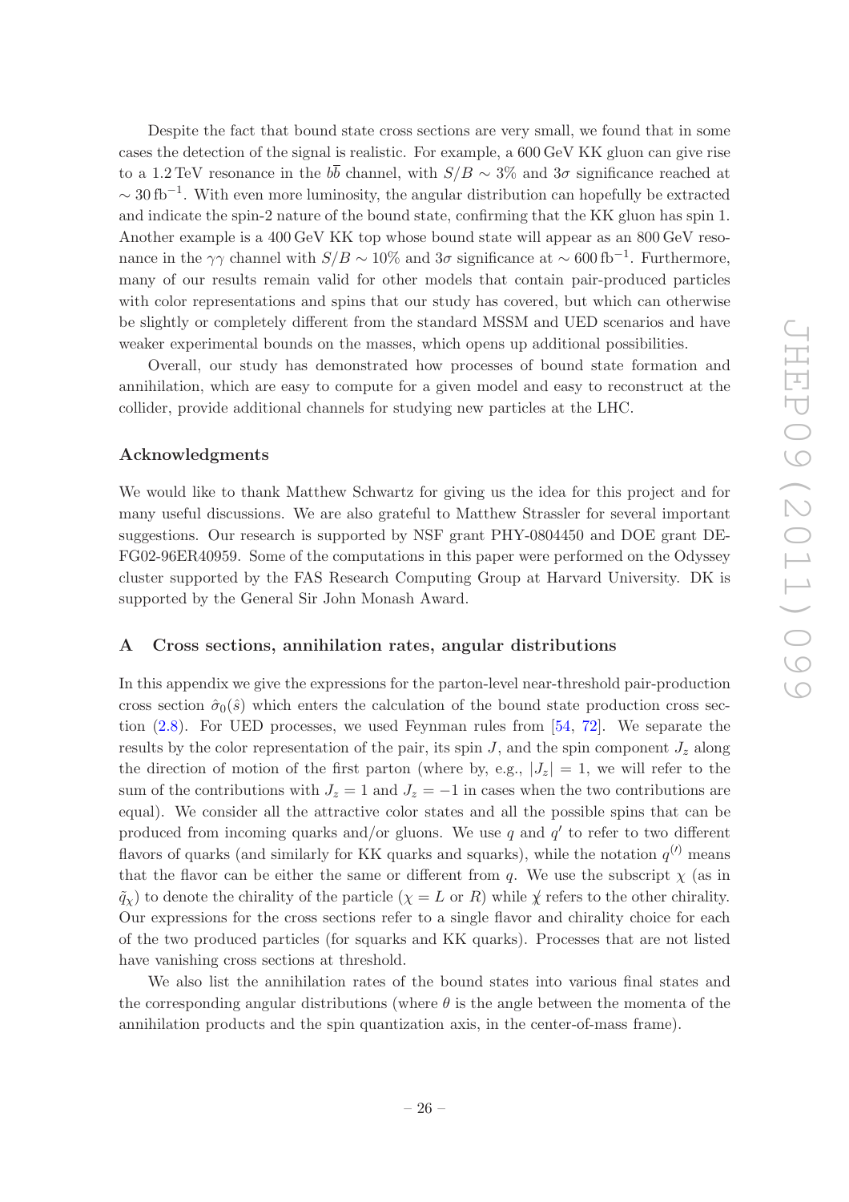Despite the fact that bound state cross sections are very small, we found that in some cases the detection of the signal is realistic. For example, a 600 GeV KK gluon can give rise to a 1.2 TeV resonance in the $b\bar{b}$ channel, with $S/B \sim 3\%$ and $3\sigma$ significance reached at $\sim 30\,\text{fb}^{-1}$. With even more luminosity, the angular distribution can hopefully be extracted and indicate the spin-2 nature of the bound state, confirming that the KK gluon has spin 1. Another example is a 400 GeV KK top whose bound state will appear as an 800 GeV resonance in the $\gamma\gamma$ channel with $S/B \sim 10\%$ and $3\sigma$ significance at $\sim 600\,\text{fb}^{-1}$. Furthermore, many of our results remain valid for other models that contain pair-produced particles with color representations and spins that our study has covered, but which can otherwise be slightly or completely different from the standard MSSM and UED scenarios and have weaker experimental bounds on the masses, which opens up additional possibilities.

Overall, our study has demonstrated how processes of bound state formation and annihilation, which are easy to compute for a given model and easy to reconstruct at the collider, provide additional channels for studying new particles at the LHC.

## Acknowledgments

We would like to thank Matthew Schwartz for giving us the idea for this project and for many useful discussions. We are also grateful to Matthew Strassler for several important suggestions. Our research is supported by NSF grant PHY-0804450 and DOE grant DE-FG02-96ER40959. Some of the computations in this paper were performed on the Odyssey cluster supported by the FAS Research Computing Group at Harvard University. DK is supported by the General Sir John Monash Award.

## A Cross sections, annihilation rates, angular distributions

In this appendix we give the expressions for the parton-level near-threshold pair-production cross section $\hat{\sigma}_0(\hat{s})$ which enters the calculation of the bound state production cross section (2.8). For UED processes, we used Feynman rules from [54, 72]. We separate the results by the color representation of the pair, its spin $J$, and the spin component $J_z$ along the direction of motion of the first parton (where by, e.g., $|J_z| = 1$, we will refer to the sum of the contributions with $J_z = 1$ and $J_z = -1$ in cases when the two contributions are equal). We consider all the attractive color states and all the possible spins that can be produced from incoming quarks and/or gluons. We use $q$ and $q'$ to refer to two different flavors of quarks (and similarly for KK quarks and squarks), while the notation $q^{(\prime)}$ means that the flavor can be either the same or different from $q$. We use the subscript $\chi$ (as in $\tilde{q}_\chi$) to denote the chirality of the particle ($\chi = L$ or $R$) while $\not\chi$ refers to the other chirality. Our expressions for the cross sections refer to a single flavor and chirality choice for each of the two produced particles (for squarks and KK quarks). Processes that are not listed have vanishing cross sections at threshold.

We also list the annihilation rates of the bound states into various final states and the corresponding angular distributions (where $\theta$ is the angle between the momenta of the annihilation products and the spin quantization axis, in the center-of-mass frame).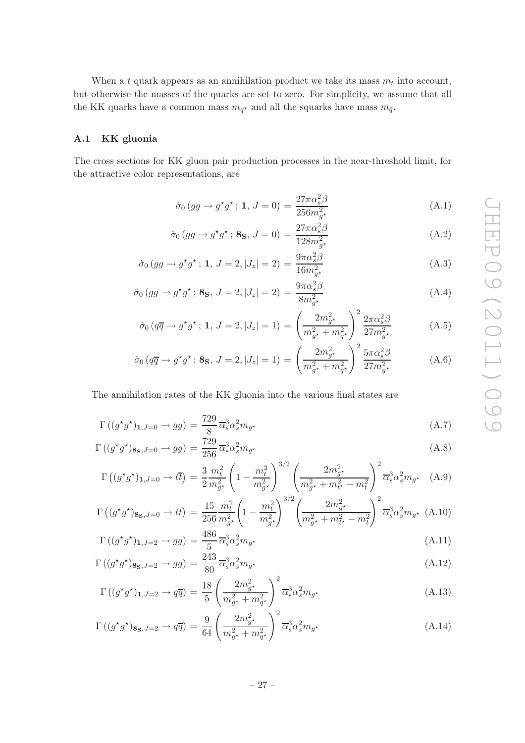When a $t$ quark appears as an annihilation product we take its mass $m_t$ into account, but otherwise the masses of the quarks are set to zero. For simplicity, we assume that all the KK quarks have a common mass $m_{q^\star}$ and all the squarks have mass $m_{\tilde{q}}$.

### A.1 KK gluonia

The cross sections for KK gluon pair production processes in the near-threshold limit, for the attractive color representations, are

$$\hat{\sigma}_0\left(gg \to g^\star g^\star\,;\, \mathbf{1},\, J=0\right) = \frac{27\pi\alpha_s^2\beta}{256 m_{g^\star}^2} \tag{A.1}$$

$$\hat{\sigma}_0\left(gg \to g^\star g^\star\,;\, \mathbf{8_S},\, J=0\right) = \frac{27\pi\alpha_s^2\beta}{128 m_{g^\star}^2} \tag{A.2}$$

$$\hat{\sigma}_0\left(gg \to g^\star g^\star\,;\, \mathbf{1},\, J=2, |J_z|=2\right) = \frac{9\pi\alpha_s^2\beta}{16 m_{g^\star}^2} \tag{A.3}$$

$$\hat{\sigma}_0\left(gg \to g^\star g^\star\,;\, \mathbf{8_S},\, J=2, |J_z|=2\right) = \frac{9\pi\alpha_s^2\beta}{8 m_{g^\star}^2} \tag{A.4}$$

$$\hat{\sigma}_0\left(q\overline{q} \to g^\star g^\star\,;\, \mathbf{1},\, J=2, |J_z|=1\right) = \left(\frac{2m_{g^\star}^2}{m_{g^\star}^2 + m_{q^\star}^2}\right)^2 \frac{2\pi\alpha_s^2\beta}{27 m_{g^\star}^2} \tag{A.5}$$

$$\hat{\sigma}_0\left(q\overline{q} \to g^\star g^\star\,;\, \mathbf{8_S},\, J=2, |J_z|=1\right) = \left(\frac{2m_{g^\star}^2}{m_{g^\star}^2 + m_{q^\star}^2}\right)^2 \frac{5\pi\alpha_s^2\beta}{27 m_{g^\star}^2} \tag{A.6}$$

The annihilation rates of the KK gluonia into the various final states are

$$\Gamma\left((g^\star g^\star)_{\mathbf{1},J=0} \to gg\right) = \frac{729}{8}\,\overline{\alpha}_s^3\alpha_s^2 m_{g^\star} \tag{A.7}$$

$$\Gamma\left((g^\star g^\star)_{\mathbf{8_S},J=0} \to gg\right) = \frac{729}{256}\,\overline{\alpha}_s^3\alpha_s^2 m_{g^\star} \tag{A.8}$$

$$\Gamma\left((g^\star g^\star)_{\mathbf{1},J=0} \to t\overline{t}\right) = \frac{3}{2}\frac{m_t^2}{m_{g^\star}^2}\left(1 - \frac{m_t^2}{m_{g^\star}^2}\right)^{3/2}\left(\frac{2m_{g^\star}^2}{m_{g^\star}^2 + m_{t^\star}^2 - m_t^2}\right)^2 \overline{\alpha}_s^3\alpha_s^2 m_{g^\star} \tag{A.9}$$

$$\Gamma\left((g^\star g^\star)_{\mathbf{8_S},J=0} \to t\overline{t}\right) = \frac{15}{256}\frac{m_t^2}{m_{g^\star}^2}\left(1 - \frac{m_t^2}{m_{g^\star}^2}\right)^{3/2}\left(\frac{2m_{g^\star}^2}{m_{g^\star}^2 + m_{t^\star}^2 - m_t^2}\right)^2 \overline{\alpha}_s^3\alpha_s^2 m_{g^\star} \tag{A.10}$$

$$\Gamma\left((g^\star g^\star)_{\mathbf{1},J=2} \to gg\right) = \frac{486}{5}\,\overline{\alpha}_s^3\alpha_s^2 m_{g^\star} \tag{A.11}$$

$$\Gamma\left((g^\star g^\star)_{\mathbf{8_S},J=2} \to gg\right) = \frac{243}{80}\,\overline{\alpha}_s^3\alpha_s^2 m_{g^\star} \tag{A.12}$$

$$\Gamma\left((g^\star g^\star)_{\mathbf{1},J=2} \to q\overline{q}\right) = \frac{18}{5}\left(\frac{2m_{g^\star}^2}{m_{g^\star}^2 + m_{q^\star}^2}\right)^2 \overline{\alpha}_s^3\alpha_s^2 m_{g^\star} \tag{A.13}$$

$$\Gamma\left((g^\star g^\star)_{\mathbf{8_S},J=2} \to q\overline{q}\right) = \frac{9}{64}\left(\frac{2m_{g^\star}^2}{m_{g^\star}^2 + m_{q^\star}^2}\right)^2 \overline{\alpha}_s^3\alpha_s^2 m_{g^\star} \tag{A.14}$$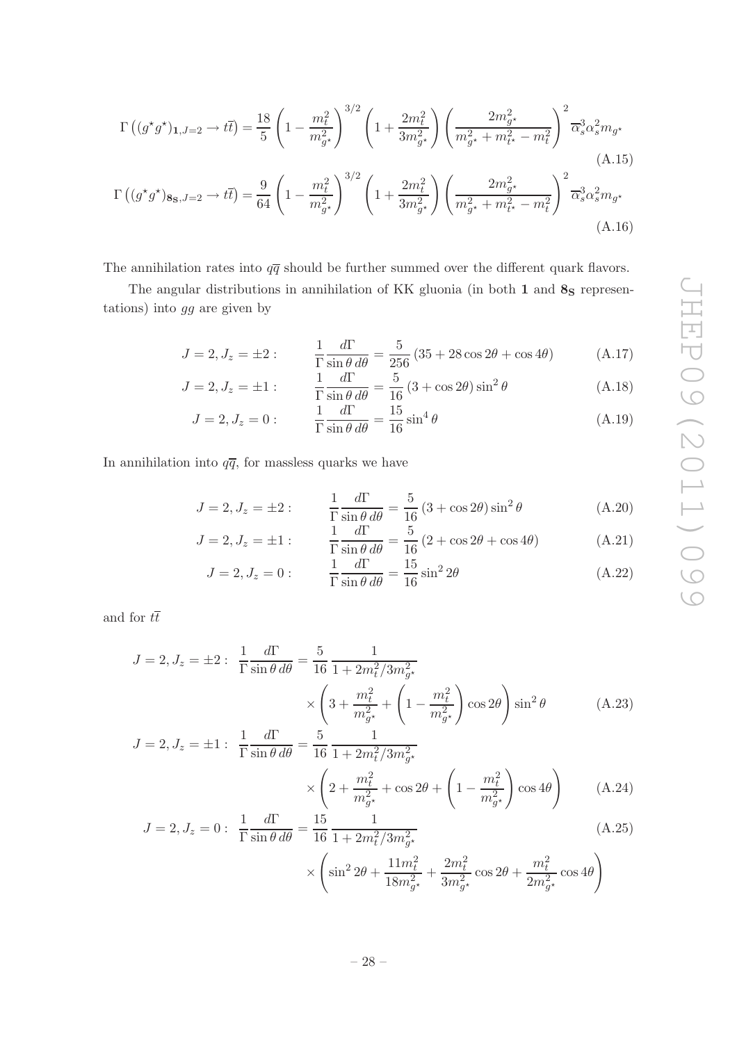$$\Gamma\left((g^\star g^\star)_{\mathbf{1},J=2} \to t\bar{t}\right) = \frac{18}{5}\left(1-\frac{m_t^2}{m_{g^\star}^2}\right)^{3/2}\left(1+\frac{2m_t^2}{3m_{g^\star}^2}\right)\left(\frac{2m_{g^\star}^2}{m_{g^\star}^2+m_{t^\star}^2-m_t^2}\right)^2 \overline{\alpha}_s^3\alpha_s^2 m_{g^\star} \tag{A.15}$$

$$\Gamma\left((g^\star g^\star)_{\mathbf{8_S},J=2} \to t\bar{t}\right) = \frac{9}{64}\left(1-\frac{m_t^2}{m_{g^\star}^2}\right)^{3/2}\left(1+\frac{2m_t^2}{3m_{g^\star}^2}\right)\left(\frac{2m_{g^\star}^2}{m_{g^\star}^2+m_{t^\star}^2-m_t^2}\right)^2 \overline{\alpha}_s^3\alpha_s^2 m_{g^\star} \tag{A.16}$$

The annihilation rates into $q\overline{q}$ should be further summed over the different quark flavors.

The angular distributions in annihilation of KK gluonia (in both $\mathbf{1}$ and $\mathbf{8_S}$ representations) into $gg$ are given by

$$J=2, J_z=\pm 2: \qquad \frac{1}{\Gamma}\frac{d\Gamma}{\sin\theta\, d\theta} = \frac{5}{256}\left(35+28\cos 2\theta+\cos 4\theta\right) \tag{A.17}$$

$$J=2, J_z=\pm 1: \qquad \frac{1}{\Gamma}\frac{d\Gamma}{\sin\theta\, d\theta} = \frac{5}{16}\left(3+\cos 2\theta\right)\sin^2\theta \tag{A.18}$$

$$J=2, J_z=0: \qquad \frac{1}{\Gamma}\frac{d\Gamma}{\sin\theta\, d\theta} = \frac{15}{16}\sin^4\theta \tag{A.19}$$

In annihilation into $q\overline{q}$, for massless quarks we have

$$J=2, J_z=\pm 2: \qquad \frac{1}{\Gamma}\frac{d\Gamma}{\sin\theta\, d\theta} = \frac{5}{16}\left(3+\cos 2\theta\right)\sin^2\theta \tag{A.20}$$

$$J=2, J_z=\pm 1: \qquad \frac{1}{\Gamma}\frac{d\Gamma}{\sin\theta\, d\theta} = \frac{5}{16}\left(2+\cos 2\theta+\cos 4\theta\right) \tag{A.21}$$

$$J=2, J_z=0: \qquad \frac{1}{\Gamma}\frac{d\Gamma}{\sin\theta\, d\theta} = \frac{15}{16}\sin^2 2\theta \tag{A.22}$$

and for $t\overline{t}$

$$J=2, J_z=\pm 2: \quad \frac{1}{\Gamma}\frac{d\Gamma}{\sin\theta\, d\theta} = \frac{5}{16}\frac{1}{1+2m_t^2/3m_{g^\star}^2} \times\left(3+\frac{m_t^2}{m_{g^\star}^2}+\left(1-\frac{m_t^2}{m_{g^\star}^2}\right)\cos 2\theta\right)\sin^2\theta \tag{A.23}$$

$$J=2, J_z=\pm 1: \quad \frac{1}{\Gamma}\frac{d\Gamma}{\sin\theta\, d\theta} = \frac{5}{16}\frac{1}{1+2m_t^2/3m_{g^\star}^2} \times\left(2+\frac{m_t^2}{m_{g^\star}^2}+\cos 2\theta+\left(1-\frac{m_t^2}{m_{g^\star}^2}\right)\cos 4\theta\right) \tag{A.24}$$

$$J=2, J_z=0: \quad \frac{1}{\Gamma}\frac{d\Gamma}{\sin\theta\, d\theta} = \frac{15}{16}\frac{1}{1+2m_t^2/3m_{g^\star}^2} \times\left(\sin^2 2\theta+\frac{11m_t^2}{18m_{g^\star}^2}+\frac{2m_t^2}{3m_{g^\star}^2}\cos 2\theta+\frac{m_t^2}{2m_{g^\star}^2}\cos 4\theta\right) \tag{A.25}$$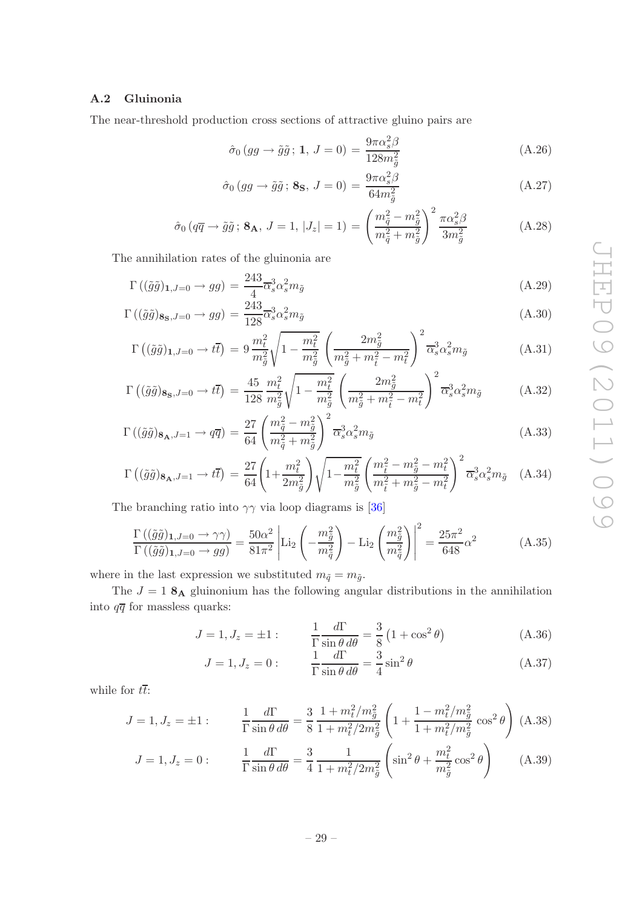### A.2 Gluinonia

The near-threshold production cross sections of attractive gluino pairs are

$$\hat{\sigma}_0\left(gg \to \tilde{g}\tilde{g}\,;\,\mathbf{1},\,J=0\right) = \frac{9\pi\alpha_s^2\beta}{128 m_{\tilde{g}}^2} \tag{A.26}$$

$$\hat{\sigma}_0\left(gg \to \tilde{g}\tilde{g}\,;\,\mathbf{8_S},\,J=0\right) = \frac{9\pi\alpha_s^2\beta}{64 m_{\tilde{g}}^2} \tag{A.27}$$

$$\hat{\sigma}_0\left(q\overline{q} \to \tilde{g}\tilde{g}\,;\,\mathbf{8_A},\,J=1,\,|J_z|=1\right) = \left(\frac{m_{\tilde{q}}^2 - m_{\tilde{g}}^2}{m_{\tilde{q}}^2 + m_{\tilde{g}}^2}\right)^2 \frac{\pi\alpha_s^2\beta}{3 m_{\tilde{g}}^2} \tag{A.28}$$

The annihilation rates of the gluinonia are

$$\Gamma\left((\tilde{g}\tilde{g})_{\mathbf{1},J=0} \to gg\right) = \frac{243}{4}\overline{\alpha}_s^3\alpha_s^2 m_{\tilde{g}} \tag{A.29}$$

$$\Gamma\left((\tilde{g}\tilde{g})_{\mathbf{8_S},J=0} \to gg\right) = \frac{243}{128}\overline{\alpha}_s^3\alpha_s^2 m_{\tilde{g}} \tag{A.30}$$

$$\Gamma\left((\tilde{g}\tilde{g})_{\mathbf{1},J=0} \to t\overline{t}\right) = 9\,\frac{m_t^2}{m_{\tilde{g}}^2}\sqrt{1-\frac{m_t^2}{m_{\tilde{g}}^2}}\left(\frac{2m_{\tilde{g}}^2}{m_{\tilde{g}}^2 + m_{\tilde{t}}^2 - m_t^2}\right)^2 \overline{\alpha}_s^3\alpha_s^2 m_{\tilde{g}} \tag{A.31}$$

$$\Gamma\left((\tilde{g}\tilde{g})_{\mathbf{8_S},J=0} \to t\overline{t}\right) = \frac{45}{128}\,\frac{m_t^2}{m_{\tilde{g}}^2}\sqrt{1-\frac{m_t^2}{m_{\tilde{g}}^2}}\left(\frac{2m_{\tilde{g}}^2}{m_{\tilde{g}}^2 + m_{\tilde{t}}^2 - m_t^2}\right)^2 \overline{\alpha}_s^3\alpha_s^2 m_{\tilde{g}} \tag{A.32}$$

$$\Gamma\left((\tilde{g}\tilde{g})_{\mathbf{8_A},J=1} \to q\overline{q}\right) = \frac{27}{64}\left(\frac{m_{\tilde{q}}^2 - m_{\tilde{g}}^2}{m_{\tilde{q}}^2 + m_{\tilde{g}}^2}\right)^2 \overline{\alpha}_s^3\alpha_s^2 m_{\tilde{g}} \tag{A.33}$$

$$\Gamma\left((\tilde{g}\tilde{g})_{\mathbf{8_A},J=1} \to t\overline{t}\right) = \frac{27}{64}\left(1+\frac{m_t^2}{2m_{\tilde{g}}^2}\right)\sqrt{1-\frac{m_t^2}{m_{\tilde{g}}^2}}\left(\frac{m_{\tilde{t}}^2 - m_{\tilde{g}}^2 - m_t^2}{m_{\tilde{t}}^2 + m_{\tilde{g}}^2 - m_t^2}\right)^2 \overline{\alpha}_s^3\alpha_s^2 m_{\tilde{g}} \tag{A.34}$$

The branching ratio into $\gamma\gamma$ via loop diagrams is [36]

$$\frac{\Gamma\left((\tilde{g}\tilde{g})_{\mathbf{1},J=0} \to \gamma\gamma\right)}{\Gamma\left((\tilde{g}\tilde{g})_{\mathbf{1},J=0} \to gg\right)} = \frac{50\alpha^2}{81\pi^2}\left|\mathrm{Li}_2\left(-\frac{m_{\tilde{g}}^2}{m_{\tilde{q}}^2}\right) - \mathrm{Li}_2\left(\frac{m_{\tilde{g}}^2}{m_{\tilde{q}}^2}\right)\right|^2 = \frac{25\pi^2}{648}\alpha^2 \tag{A.35}$$

where in the last expression we substituted $m_{\tilde{q}} = m_{\tilde{g}}$.

The $J=1$ $\mathbf{8_A}$ gluinonium has the following angular distributions in the annihilation into $q\overline{q}$ for massless quarks:

$$J=1, J_z=\pm 1: \qquad \frac{1}{\Gamma}\frac{d\Gamma}{\sin\theta\, d\theta} = \frac{3}{8}\left(1+\cos^2\theta\right) \tag{A.36}$$

$$J=1, J_z=0: \qquad \frac{1}{\Gamma}\frac{d\Gamma}{\sin\theta\, d\theta} = \frac{3}{4}\sin^2\theta \tag{A.37}$$

while for $t\overline{t}$:

$$J=1, J_z=\pm 1: \qquad \frac{1}{\Gamma}\frac{d\Gamma}{\sin\theta\, d\theta} = \frac{3}{8}\,\frac{1+m_t^2/m_{\tilde{g}}^2}{1+m_t^2/2m_{\tilde{g}}^2}\left(1+\frac{1-m_t^2/m_{\tilde{g}}^2}{1+m_t^2/m_{\tilde{g}}^2}\cos^2\theta\right) \tag{A.38}$$

$$J=1, J_z=0: \qquad \frac{1}{\Gamma}\frac{d\Gamma}{\sin\theta\, d\theta} = \frac{3}{4}\,\frac{1}{1+m_t^2/2m_{\tilde{g}}^2}\left(\sin^2\theta + \frac{m_t^2}{m_{\tilde{g}}^2}\cos^2\theta\right) \tag{A.39}$$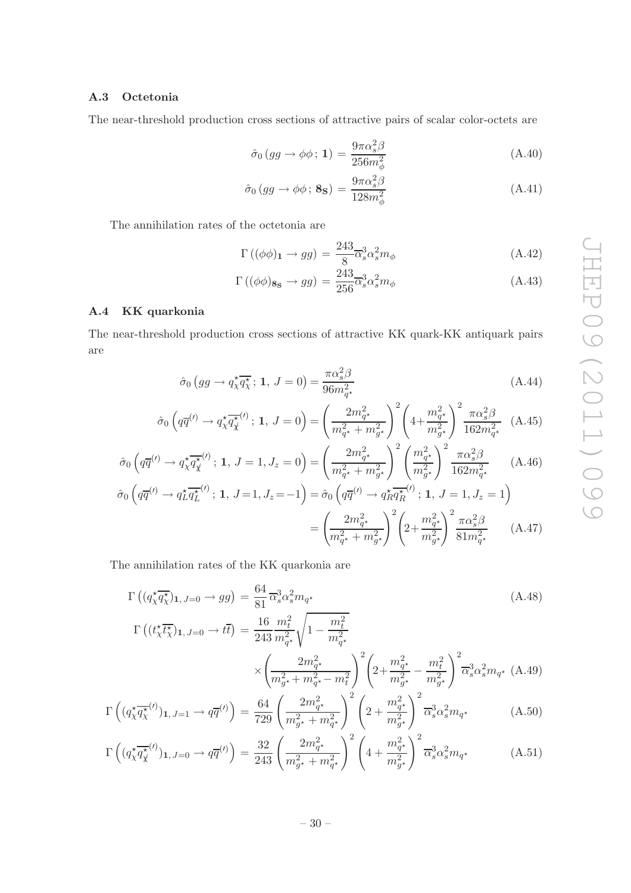### A.3 Octetonia

The near-threshold production cross sections of attractive pairs of scalar color-octets are

$$\hat{\sigma}_0\left(gg \to \phi\phi\,;\,\mathbf{1}\right) = \frac{9\pi\alpha_s^2\beta}{256m_\phi^2} \tag{A.40}$$

$$\hat{\sigma}_0\left(gg \to \phi\phi\,;\,\mathbf{8_S}\right) = \frac{9\pi\alpha_s^2\beta}{128m_\phi^2} \tag{A.41}$$

The annihilation rates of the octetonia are

$$\Gamma\left((\phi\phi)_{\mathbf{1}} \to gg\right) = \frac{243}{8}\overline{\alpha}_s^3\alpha_s^2 m_\phi \tag{A.42}$$

$$\Gamma\left((\phi\phi)_{\mathbf{8_S}} \to gg\right) = \frac{243}{256}\overline{\alpha}_s^3\alpha_s^2 m_\phi \tag{A.43}$$

### A.4 KK quarkonia

The near-threshold production cross sections of attractive KK quark-KK antiquark pairs are

$$\hat{\sigma}_0\left(gg \to q_\chi^\star\overline{q_\chi^\star}\,;\,\mathbf{1},\,J=0\right) = \frac{\pi\alpha_s^2\beta}{96m_{q^\star}^2} \tag{A.44}$$

$$\hat{\sigma}_0\left(q\overline{q}^{(\prime)} \to q_\chi^\star\overline{q_{\not\chi}^\star}^{(\prime)}\,;\,\mathbf{1},\,J=0\right) = \left(\frac{2m_{q^\star}^2}{m_{q^\star}^2+m_{g^\star}^2}\right)^2\left(4+\frac{m_{q^\star}^2}{m_{g^\star}^2}\right)^2\frac{\pi\alpha_s^2\beta}{162m_{q^\star}^2} \tag{A.45}$$

$$\hat{\sigma}_0\left(q\overline{q}^{(\prime)} \to q_\chi^\star\overline{q_\chi^\star}^{(\prime)}\,;\,\mathbf{1},\,J=1,J_z=0\right) = \left(\frac{2m_{q^\star}^2}{m_{q^\star}^2+m_{g^\star}^2}\right)^2\left(\frac{m_{q^\star}^2}{m_{g^\star}^2}\right)^2\frac{\pi\alpha_s^2\beta}{162m_{q^\star}^2} \tag{A.46}$$

$$\begin{aligned}\hat{\sigma}_0\left(q\overline{q}^{(\prime)} \to q_L^\star\overline{q_L^\star}^{(\prime)}\,;\,\mathbf{1},\,J=1,J_z=-1\right) &= \hat{\sigma}_0\left(q\overline{q}^{(\prime)} \to q_R^\star\overline{q_R^\star}^{(\prime)}\,;\,\mathbf{1},\,J=1,J_z=1\right)\\ &= \left(\frac{2m_{q^\star}^2}{m_{q^\star}^2+m_{g^\star}^2}\right)^2\left(2+\frac{m_{q^\star}^2}{m_{g^\star}^2}\right)^2\frac{\pi\alpha_s^2\beta}{81m_{q^\star}^2}\end{aligned} \tag{A.47}$$

The annihilation rates of the KK quarkonia are

$$\Gamma\left((q_\chi^\star\overline{q_\chi^\star})_{\mathbf{1},\,J=0} \to gg\right) = \frac{64}{81}\,\overline{\alpha}_s^3\alpha_s^2 m_{q^\star} \tag{A.48}$$

$$\begin{aligned}\Gamma\left((t_\chi^\star\overline{t_\chi^\star})_{\mathbf{1},\,J=0} \to t\overline{t}\right) &= \frac{16}{243}\frac{m_t^2}{m_{q^\star}^2}\sqrt{1-\frac{m_t^2}{m_{q^\star}^2}}\\ &\quad\times\left(\frac{2m_{q^\star}^2}{m_{g^\star}^2+m_{q^\star}^2-m_t^2}\right)^2\left(2+\frac{m_{q^\star}^2}{m_{g^\star}^2}-\frac{m_t^2}{m_{g^\star}^2}\right)^2\overline{\alpha}_s^3\alpha_s^2 m_{q^\star}\end{aligned} \tag{A.49}$$

$$\Gamma\left((q_\chi^\star\overline{q_\chi^\star}^{(\prime)})_{\mathbf{1},\,J=1} \to q\overline{q}^{(\prime)}\right) = \frac{64}{729}\left(\frac{2m_{q^\star}^2}{m_{g^\star}^2+m_{q^\star}^2}\right)^2\left(2+\frac{m_{q^\star}^2}{m_{g^\star}^2}\right)^2\overline{\alpha}_s^3\alpha_s^2 m_{q^\star} \tag{A.50}$$

$$\Gamma\left((q_\chi^\star\overline{q_{\not\chi}^\star}^{(\prime)})_{\mathbf{1},\,J=0} \to q\overline{q}^{(\prime)}\right) = \frac{32}{243}\left(\frac{2m_{q^\star}^2}{m_{g^\star}^2+m_{q^\star}^2}\right)^2\left(4+\frac{m_{q^\star}^2}{m_{g^\star}^2}\right)^2\overline{\alpha}_s^3\alpha_s^2 m_{q^\star} \tag{A.51}$$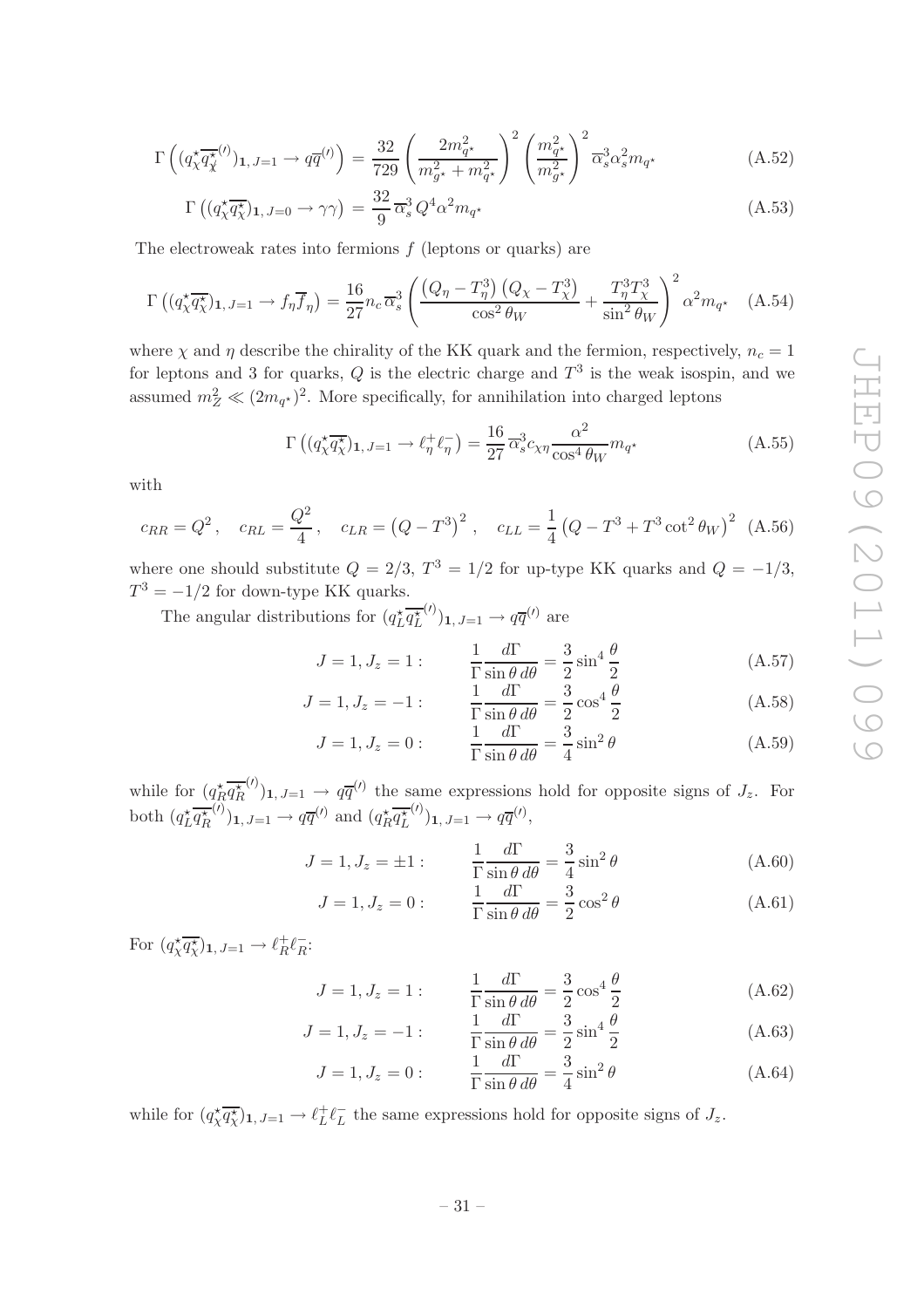$$\Gamma\left((q^\star_\chi \overline{q^\star_\chi}^{(\prime)})_{\mathbf{1},\,J=1} \to q\overline{q}^{(\prime)}\right) = \frac{32}{729}\left(\frac{2m_{q^\star}^2}{m_{g^\star}^2 + m_{q^\star}^2}\right)^2 \left(\frac{m_{q^\star}^2}{m_{g^\star}^2}\right)^2 \overline{\alpha}_s^3 \alpha_s^2 m_{q^\star} \tag{A.52}$$

$$\Gamma\left((q^\star_\chi \overline{q^\star_\chi})_{\mathbf{1},\,J=0} \to \gamma\gamma\right) = \frac{32}{9}\,\overline{\alpha}_s^3\, Q^4 \alpha^2 m_{q^\star} \tag{A.53}$$

The electroweak rates into fermions $f$ (leptons or quarks) are

$$\Gamma\left((q^\star_\chi \overline{q^\star_\chi})_{\mathbf{1},\,J=1} \to f_\eta \overline{f}_\eta\right) = \frac{16}{27} n_c\, \overline{\alpha}_s^3 \left(\frac{\left(Q_\eta - T^3_\eta\right)\left(Q_\chi - T^3_\chi\right)}{\cos^2\theta_W} + \frac{T^3_\eta T^3_\chi}{\sin^2\theta_W}\right)^2 \alpha^2 m_{q^\star} \tag{A.54}$$

where $\chi$ and $\eta$ describe the chirality of the KK quark and the fermion, respectively, $n_c = 1$ for leptons and 3 for quarks, $Q$ is the electric charge and $T^3$ is the weak isospin, and we assumed $m_Z^2 \ll (2m_{q^\star})^2$. More specifically, for annihilation into charged leptons

$$\Gamma\left((q^\star_\chi \overline{q^\star_\chi})_{\mathbf{1},\,J=1} \to \ell^+_\eta \ell^-_\eta\right) = \frac{16}{27}\,\overline{\alpha}_s^3 c_{\chi\eta} \frac{\alpha^2}{\cos^4\theta_W} m_{q^\star} \tag{A.55}$$

with

$$c_{RR} = Q^2\,, \quad c_{RL} = \frac{Q^2}{4}\,, \quad c_{LR} = \left(Q - T^3\right)^2\,, \quad c_{LL} = \frac{1}{4}\left(Q - T^3 + T^3\cot^2\theta_W\right)^2 \tag{A.56}$$

where one should substitute $Q = 2/3$, $T^3 = 1/2$ for up-type KK quarks and $Q = -1/3$, $T^3 = -1/2$ for down-type KK quarks.

The angular distributions for $(q^\star_L \overline{q^\star_L}^{(\prime)})_{\mathbf{1},\,J=1} \to q\overline{q}^{(\prime)}$ are

$$J = 1, J_z = 1: \qquad \frac{1}{\Gamma}\frac{d\Gamma}{\sin\theta\, d\theta} = \frac{3}{2}\sin^4\frac{\theta}{2} \tag{A.57}$$

$$J = 1, J_z = -1: \qquad \frac{1}{\Gamma}\frac{d\Gamma}{\sin\theta\, d\theta} = \frac{3}{2}\cos^4\frac{\theta}{2} \tag{A.58}$$

$$J = 1, J_z = 0: \qquad \frac{1}{\Gamma}\frac{d\Gamma}{\sin\theta\, d\theta} = \frac{3}{4}\sin^2\theta \tag{A.59}$$

while for $(q^\star_R \overline{q^\star_R}^{(\prime)})_{\mathbf{1},\,J=1} \to q\overline{q}^{(\prime)}$ the same expressions hold for opposite signs of $J_z$. For both $(q^\star_L \overline{q^\star_R}^{(\prime)})_{\mathbf{1},\,J=1} \to q\overline{q}^{(\prime)}$ and $(q^\star_R \overline{q^\star_L}^{(\prime)})_{\mathbf{1},\,J=1} \to q\overline{q}^{(\prime)}$,

$$J = 1, J_z = \pm 1: \qquad \frac{1}{\Gamma}\frac{d\Gamma}{\sin\theta\, d\theta} = \frac{3}{4}\sin^2\theta \tag{A.60}$$

$$J = 1, J_z = 0: \qquad \frac{1}{\Gamma}\frac{d\Gamma}{\sin\theta\, d\theta} = \frac{3}{2}\cos^2\theta \tag{A.61}$$

For $(q^\star_\chi \overline{q^\star_\chi})_{\mathbf{1},\,J=1} \to \ell^+_R \ell^-_R$:

$$J = 1, J_z = 1: \qquad \frac{1}{\Gamma}\frac{d\Gamma}{\sin\theta\, d\theta} = \frac{3}{2}\cos^4\frac{\theta}{2} \tag{A.62}$$

$$J = 1, J_z = -1: \qquad \frac{1}{\Gamma}\frac{d\Gamma}{\sin\theta\, d\theta} = \frac{3}{2}\sin^4\frac{\theta}{2} \tag{A.63}$$

$$J = 1, J_z = 0: \qquad \frac{1}{\Gamma}\frac{d\Gamma}{\sin\theta\, d\theta} = \frac{3}{4}\sin^2\theta \tag{A.64}$$

while for $(q^\star_\chi \overline{q^\star_\chi})_{\mathbf{1},\,J=1} \to \ell^+_L \ell^-_L$ the same expressions hold for opposite signs of $J_z$.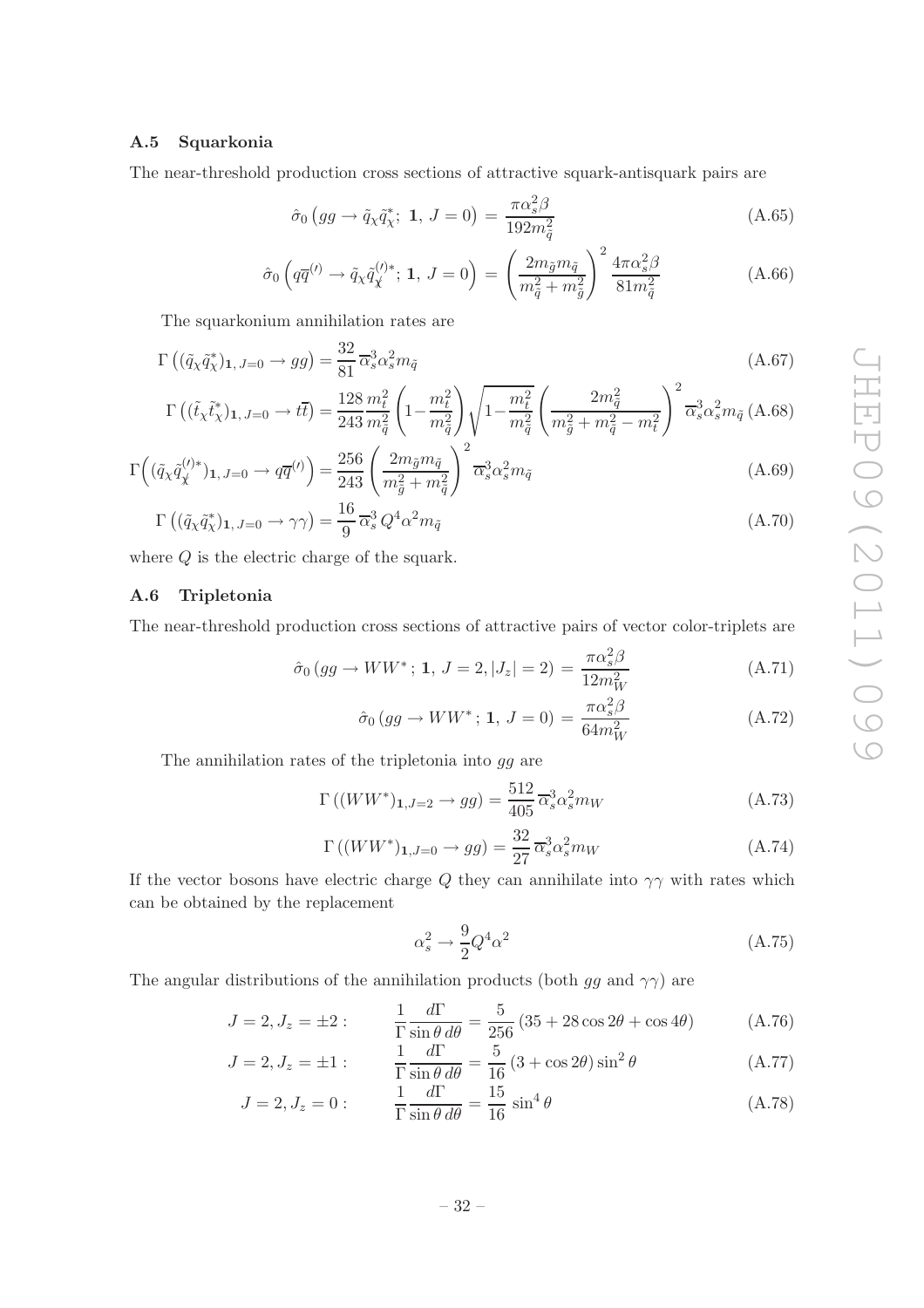### A.5 Squarkonia

The near-threshold production cross sections of attractive squark-antisquark pairs are

$$\hat{\sigma}_0\left(gg \to \tilde{q}_\chi \tilde{q}_\chi^*;\ \mathbf{1},\ J=0\right) = \frac{\pi\alpha_s^2\beta}{192 m_{\tilde{q}}^2} \tag{A.65}$$

$$\hat{\sigma}_0\left(q\overline{q}^{(\prime)} \to \tilde{q}_\chi \tilde{q}_{\not\chi}^{(\prime)*};\ \mathbf{1},\ J=0\right) = \left(\frac{2m_{\tilde{g}}m_{\tilde{q}}}{m_{\tilde{q}}^2+m_{\tilde{g}}^2}\right)^2 \frac{4\pi\alpha_s^2\beta}{81 m_{\tilde{q}}^2} \tag{A.66}$$

The squarkonium annihilation rates are

$$\Gamma\left((\tilde{q}_\chi\tilde{q}_\chi^*)_{\mathbf{1},\,J=0} \to gg\right) = \frac{32}{81}\,\overline{\alpha}_s^3\alpha_s^2 m_{\tilde{q}} \tag{A.67}$$

$$\Gamma\left((\tilde{t}_\chi\tilde{t}_\chi^*)_{\mathbf{1},\,J=0} \to t\overline{t}\right) = \frac{128}{243}\frac{m_t^2}{m_{\tilde{q}}^2}\left(1-\frac{m_t^2}{m_{\tilde{q}}^2}\right)\sqrt{1-\frac{m_t^2}{m_{\tilde{q}}^2}}\left(\frac{2m_{\tilde{q}}^2}{m_{\tilde{g}}^2+m_{\tilde{q}}^2-m_t^2}\right)^2\overline{\alpha}_s^3\alpha_s^2 m_{\tilde{q}} \tag{A.68}$$

$$\Gamma\left((\tilde{q}_\chi\tilde{q}_{\not\chi}^{(\prime)*})_{\mathbf{1},\,J=0} \to q\overline{q}^{(\prime)}\right) = \frac{256}{243}\left(\frac{2m_{\tilde{g}}m_{\tilde{q}}}{m_{\tilde{g}}^2+m_{\tilde{q}}^2}\right)^2\overline{\alpha}_s^3\alpha_s^2 m_{\tilde{q}} \tag{A.69}$$

$$\Gamma\left((\tilde{q}_\chi\tilde{q}_\chi^*)_{\mathbf{1},\,J=0} \to \gamma\gamma\right) = \frac{16}{9}\,\overline{\alpha}_s^3\, Q^4\alpha^2 m_{\tilde{q}} \tag{A.70}$$

where $Q$ is the electric charge of the squark.

### A.6 Tripletonia

The near-threshold production cross sections of attractive pairs of vector color-triplets are

$$\hat{\sigma}_0\left(gg \to WW^*;\ \mathbf{1},\ J=2, |J_z|=2\right) = \frac{\pi\alpha_s^2\beta}{12 m_W^2} \tag{A.71}$$

$$\hat{\sigma}_0\left(gg \to WW^*;\ \mathbf{1},\ J=0\right) = \frac{\pi\alpha_s^2\beta}{64 m_W^2} \tag{A.72}$$

The annihilation rates of the tripletonia into $gg$ are

$$\Gamma\left((WW^*)_{\mathbf{1},J=2} \to gg\right) = \frac{512}{405}\,\overline{\alpha}_s^3\alpha_s^2 m_W \tag{A.73}$$

$$\Gamma\left((WW^*)_{\mathbf{1},J=0} \to gg\right) = \frac{32}{27}\,\overline{\alpha}_s^3\alpha_s^2 m_W \tag{A.74}$$

If the vector bosons have electric charge $Q$ they can annihilate into $\gamma\gamma$ with rates which can be obtained by the replacement

$$\alpha_s^2 \to \frac{9}{2}Q^4\alpha^2 \tag{A.75}$$

The angular distributions of the annihilation products (both $gg$ and $\gamma\gamma$) are

$$J=2, J_z=\pm 2: \qquad \frac{1}{\Gamma}\frac{d\Gamma}{\sin\theta\, d\theta} = \frac{5}{256}\left(35+28\cos 2\theta+\cos 4\theta\right) \tag{A.76}$$

$$J=2, J_z=\pm 1: \qquad \frac{1}{\Gamma}\frac{d\Gamma}{\sin\theta\, d\theta} = \frac{5}{16}\left(3+\cos 2\theta\right)\sin^2\theta \tag{A.77}$$

$$J=2, J_z=0: \qquad \frac{1}{\Gamma}\frac{d\Gamma}{\sin\theta\, d\theta} = \frac{15}{16}\,\sin^4\theta \tag{A.78}$$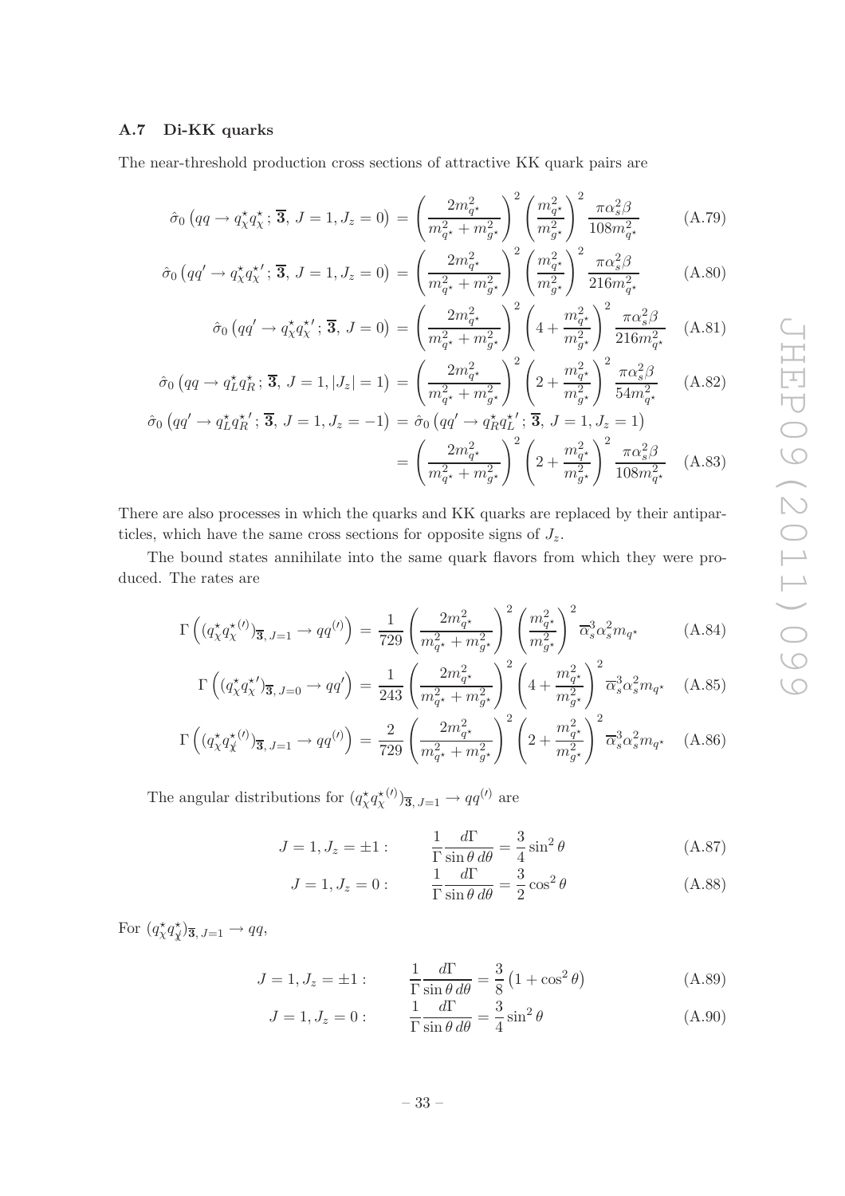### A.7 Di-KK quarks

The near-threshold production cross sections of attractive KK quark pairs are

$$\hat{\sigma}_0\left(qq \to q^\star_\chi q^\star_\chi\,;\, \overline{\mathbf{3}},\, J=1, J_z=0\right) = \left(\frac{2m_{q^\star}^2}{m_{q^\star}^2+m_{g^\star}^2}\right)^2 \left(\frac{m_{q^\star}^2}{m_{g^\star}^2}\right)^2 \frac{\pi\alpha_s^2\beta}{108 m_{q^\star}^2} \tag{A.79}$$

$$\hat{\sigma}_0\left(qq' \to q^\star_\chi q^{\star\prime}_\chi\,;\, \overline{\mathbf{3}},\, J=1, J_z=0\right) = \left(\frac{2m_{q^\star}^2}{m_{q^\star}^2+m_{g^\star}^2}\right)^2 \left(\frac{m_{q^\star}^2}{m_{g^\star}^2}\right)^2 \frac{\pi\alpha_s^2\beta}{216 m_{q^\star}^2} \tag{A.80}$$

$$\hat{\sigma}_0\left(qq' \to q^\star_\chi q^{\star\prime}_\chi\,;\, \overline{\mathbf{3}},\, J=0\right) = \left(\frac{2m_{q^\star}^2}{m_{q^\star}^2+m_{g^\star}^2}\right)^2 \left(4+\frac{m_{q^\star}^2}{m_{g^\star}^2}\right)^2 \frac{\pi\alpha_s^2\beta}{216 m_{q^\star}^2} \tag{A.81}$$

$$\hat{\sigma}_0\left(qq \to q^\star_L q^\star_R\,;\, \overline{\mathbf{3}},\, J=1, |J_z|=1\right) = \left(\frac{2m_{q^\star}^2}{m_{q^\star}^2+m_{g^\star}^2}\right)^2 \left(2+\frac{m_{q^\star}^2}{m_{g^\star}^2}\right)^2 \frac{\pi\alpha_s^2\beta}{54 m_{q^\star}^2} \tag{A.82}$$

$$\begin{aligned}\hat{\sigma}_0\left(qq' \to q^\star_L q^{\star\prime}_R\,;\, \overline{\mathbf{3}},\, J=1, J_z=-1\right) &= \hat{\sigma}_0\left(qq' \to q^\star_R q^{\star\prime}_L\,;\, \overline{\mathbf{3}},\, J=1, J_z=1\right)\\ &= \left(\frac{2m_{q^\star}^2}{m_{q^\star}^2+m_{g^\star}^2}\right)^2 \left(2+\frac{m_{q^\star}^2}{m_{g^\star}^2}\right)^2 \frac{\pi\alpha_s^2\beta}{108 m_{q^\star}^2}\end{aligned} \tag{A.83}$$

There are also processes in which the quarks and KK quarks are replaced by their antiparticles, which have the same cross sections for opposite signs of $J_z$.

The bound states annihilate into the same quark flavors from which they were produced. The rates are

$$\Gamma\left((q^\star_\chi q^{\star(\prime)}_\chi)_{\overline{\mathbf{3}},\,J=1} \to qq^{(\prime)}\right) = \frac{1}{729}\left(\frac{2m_{q^\star}^2}{m_{q^\star}^2+m_{g^\star}^2}\right)^2 \left(\frac{m_{q^\star}^2}{m_{g^\star}^2}\right)^2 \overline{\alpha}_s^3\alpha_s^2 m_{q^\star} \tag{A.84}$$

$$\Gamma\left((q^\star_\chi q^{\star\prime}_\chi)_{\overline{\mathbf{3}},\,J=0} \to qq'\right) = \frac{1}{243}\left(\frac{2m_{q^\star}^2}{m_{q^\star}^2+m_{g^\star}^2}\right)^2 \left(4+\frac{m_{q^\star}^2}{m_{g^\star}^2}\right)^2 \overline{\alpha}_s^3\alpha_s^2 m_{q^\star} \tag{A.85}$$

$$\Gamma\left((q^\star_\chi q^{\star(\prime)}_{\not\chi})_{\overline{\mathbf{3}},\,J=1} \to qq^{(\prime)}\right) = \frac{2}{729}\left(\frac{2m_{q^\star}^2}{m_{q^\star}^2+m_{g^\star}^2}\right)^2 \left(2+\frac{m_{q^\star}^2}{m_{g^\star}^2}\right)^2 \overline{\alpha}_s^3\alpha_s^2 m_{q^\star} \tag{A.86}$$

The angular distributions for $(q^\star_\chi q^{\star(\prime)}_\chi)_{\overline{\mathbf{3}},\,J=1} \to qq^{(\prime)}$ are

$$J=1, J_z=\pm 1: \qquad \frac{1}{\Gamma}\frac{d\Gamma}{\sin\theta\, d\theta} = \frac{3}{4}\sin^2\theta \tag{A.87}$$

$$J=1, J_z=0: \qquad \frac{1}{\Gamma}\frac{d\Gamma}{\sin\theta\, d\theta} = \frac{3}{2}\cos^2\theta \tag{A.88}$$

For $(q^\star_\chi q^\star_{\not\chi})_{\overline{\mathbf{3}},\,J=1} \to qq$,

$$J=1, J_z=\pm 1: \qquad \frac{1}{\Gamma}\frac{d\Gamma}{\sin\theta\, d\theta} = \frac{3}{8}\left(1+\cos^2\theta\right) \tag{A.89}$$

$$J=1, J_z=0: \qquad \frac{1}{\Gamma}\frac{d\Gamma}{\sin\theta\, d\theta} = \frac{3}{4}\sin^2\theta \tag{A.90}$$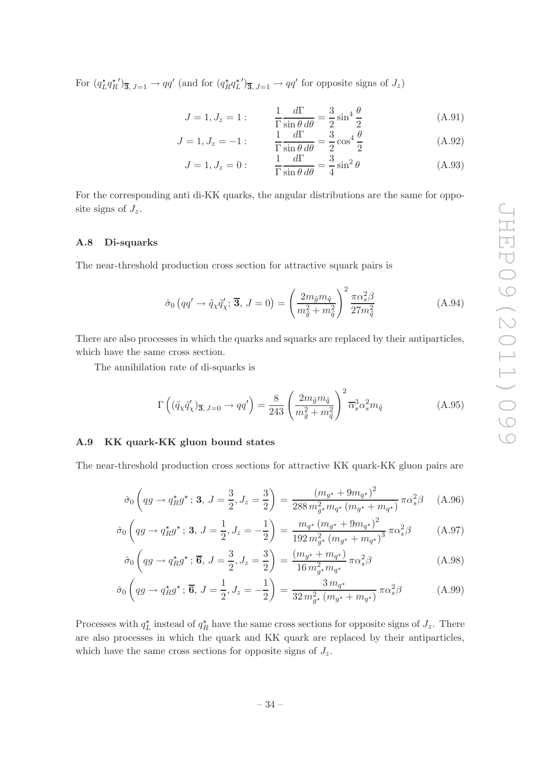For $(q_L^\star q_R^{\star\prime})_{\overline{\mathbf{3}},\,J=1} \to qq'$ (and for $(q_R^\star q_L^{\star\prime})_{\overline{\mathbf{3}},\,J=1} \to qq'$ for opposite signs of $J_z$)

$$J=1, J_z=1: \qquad \frac{1}{\Gamma}\frac{d\Gamma}{\sin\theta\, d\theta} = \frac{3}{2}\sin^4\frac{\theta}{2} \tag{A.91}$$

$$J=1, J_z=-1: \qquad \frac{1}{\Gamma}\frac{d\Gamma}{\sin\theta\, d\theta} = \frac{3}{2}\cos^4\frac{\theta}{2} \tag{A.92}$$

$$J=1, J_z=0: \qquad \frac{1}{\Gamma}\frac{d\Gamma}{\sin\theta\, d\theta} = \frac{3}{4}\sin^2\theta \tag{A.93}$$

For the corresponding anti di-KK quarks, the angular distributions are the same for opposite signs of $J_z$.

### A.8 Di-squarks

The near-threshold production cross section for attractive squark pairs is

$$\hat{\sigma}_0\left(qq' \to \tilde{q}_\chi \tilde{q}'_\chi;\, \overline{\mathbf{3}},\, J=0\right) = \left(\frac{2m_{\tilde{g}}m_{\tilde{q}}}{m_{\tilde{g}}^2+m_{\tilde{q}}^2}\right)^2 \frac{\pi\alpha_s^2\beta}{27m_{\tilde{q}}^2} \tag{A.94}$$

There are also processes in which the quarks and squarks are replaced by their antiparticles, which have the same cross section.

The annihilation rate of di-squarks is

$$\Gamma\left((\tilde{q}_\chi \tilde{q}'_\chi)_{\overline{\mathbf{3}},\,J=0} \to qq'\right) = \frac{8}{243}\left(\frac{2m_{\tilde{g}}m_{\tilde{q}}}{m_{\tilde{g}}^2+m_{\tilde{q}}^2}\right)^2 \overline{\alpha}_s^3\alpha_s^2 m_{\tilde{q}} \tag{A.95}$$

### A.9 KK quark-KK gluon bound states

The near-threshold production cross sections for attractive KK quark-KK gluon pairs are

$$\hat{\sigma}_0\left(qg \to q_R^\star g^\star;\, \mathbf{3},\, J=\frac{3}{2}, J_z=\frac{3}{2}\right) = \frac{(m_{g^\star}+9m_{q^\star})^2}{288\, m_{g^\star}^2 m_{q^\star}\,(m_{g^\star}+m_{q^\star})}\,\pi\alpha_s^2\beta \tag{A.96}$$

$$\hat{\sigma}_0\left(qg \to q_R^\star g^\star;\, \mathbf{3},\, J=\frac{1}{2}, J_z=-\frac{1}{2}\right) = \frac{m_{q^\star}\,(m_{g^\star}+9m_{q^\star})^2}{192\, m_{g^\star}^2\,(m_{g^\star}+m_{q^\star})^3}\,\pi\alpha_s^2\beta \tag{A.97}$$

$$\hat{\sigma}_0\left(qg \to q_R^\star g^\star;\, \overline{\mathbf{6}},\, J=\frac{3}{2}, J_z=\frac{3}{2}\right) = \frac{(m_{g^\star}+m_{q^\star})}{16\, m_{g^\star}^2 m_{q^\star}}\,\pi\alpha_s^2\beta \tag{A.98}$$

$$\hat{\sigma}_0\left(qg \to q_R^\star g^\star;\, \overline{\mathbf{6}},\, J=\frac{1}{2}, J_z=-\frac{1}{2}\right) = \frac{3\, m_{q^\star}}{32\, m_{g^\star}^2\,(m_{g^\star}+m_{q^\star})}\,\pi\alpha_s^2\beta \tag{A.99}$$

Processes with $q_L^\star$ instead of $q_R^\star$ have the same cross sections for opposite signs of $J_z$. There are also processes in which the quark and KK quark are replaced by their antiparticles, which have the same cross sections for opposite signs of $J_z$.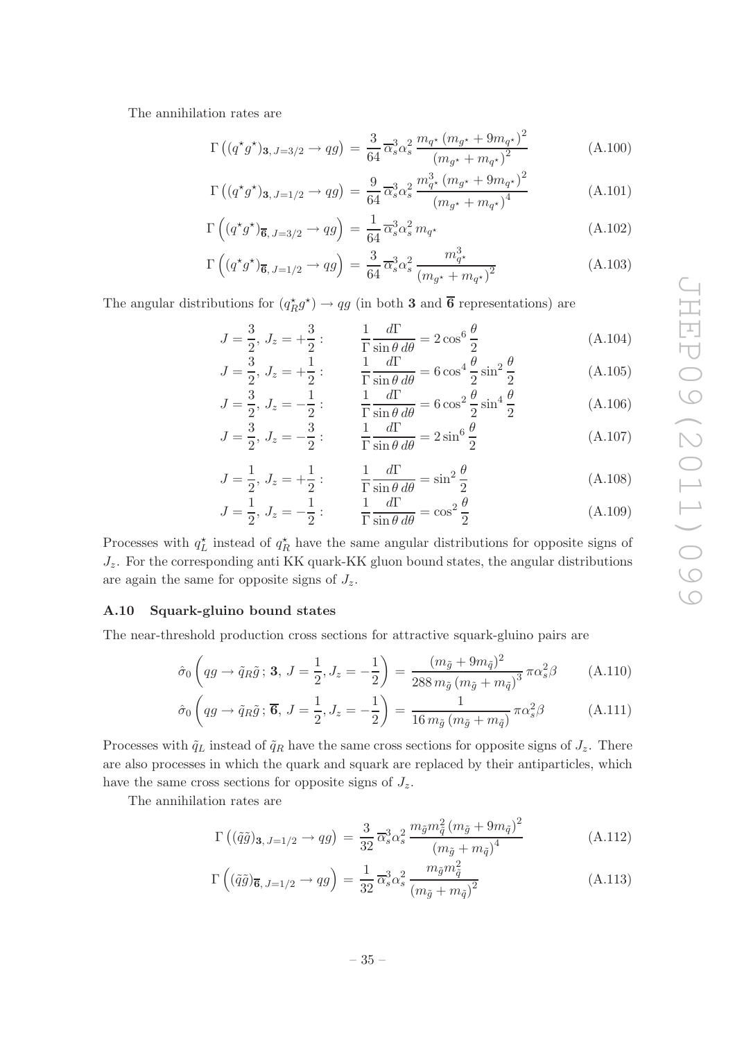The annihilation rates are

$$\Gamma\left((q^\star g^\star)_{\mathbf{3},\,J=3/2} \to qg\right) = \frac{3}{64}\,\overline{\alpha}_s^3 \alpha_s^2\,\frac{m_{q^\star}\left(m_{g^\star}+9m_{q^\star}\right)^2}{\left(m_{g^\star}+m_{q^\star}\right)^2} \tag{A.100}$$

$$\Gamma\left((q^\star g^\star)_{\mathbf{3},\,J=1/2} \to qg\right) = \frac{9}{64}\,\overline{\alpha}_s^3 \alpha_s^2\,\frac{m_{q^\star}^3\left(m_{g^\star}+9m_{q^\star}\right)^2}{\left(m_{g^\star}+m_{q^\star}\right)^4} \tag{A.101}$$

$$\Gamma\left((q^\star g^\star)_{\overline{\mathbf{6}},\,J=3/2} \to qg\right) = \frac{1}{64}\,\overline{\alpha}_s^3 \alpha_s^2\, m_{q^\star} \tag{A.102}$$

$$\Gamma\left((q^\star g^\star)_{\overline{\mathbf{6}},\,J=1/2} \to qg\right) = \frac{3}{64}\,\overline{\alpha}_s^3 \alpha_s^2\,\frac{m_{q^\star}^3}{\left(m_{g^\star}+m_{q^\star}\right)^2} \tag{A.103}$$

The angular distributions for $(q_R^\star g^\star) \to qg$ (in both $\mathbf{3}$ and $\overline{\mathbf{6}}$ representations) are

$$J=\frac{3}{2},\; J_z=+\frac{3}{2}: \qquad \frac{1}{\Gamma}\frac{d\Gamma}{\sin\theta\, d\theta} = 2\cos^6\frac{\theta}{2} \tag{A.104}$$

$$J=\frac{3}{2},\; J_z=+\frac{1}{2}: \qquad \frac{1}{\Gamma}\frac{d\Gamma}{\sin\theta\, d\theta} = 6\cos^4\frac{\theta}{2}\sin^2\frac{\theta}{2} \tag{A.105}$$

$$J=\frac{3}{2},\; J_z=-\frac{1}{2}: \qquad \frac{1}{\Gamma}\frac{d\Gamma}{\sin\theta\, d\theta} = 6\cos^2\frac{\theta}{2}\sin^4\frac{\theta}{2} \tag{A.106}$$

$$J=\frac{3}{2},\; J_z=-\frac{3}{2}: \qquad \frac{1}{\Gamma}\frac{d\Gamma}{\sin\theta\, d\theta} = 2\sin^6\frac{\theta}{2} \tag{A.107}$$

$$J=\frac{1}{2},\; J_z=+\frac{1}{2}: \qquad \frac{1}{\Gamma}\frac{d\Gamma}{\sin\theta\, d\theta} = \sin^2\frac{\theta}{2} \tag{A.108}$$

$$J=\frac{1}{2},\; J_z=-\frac{1}{2}: \qquad \frac{1}{\Gamma}\frac{d\Gamma}{\sin\theta\, d\theta} = \cos^2\frac{\theta}{2} \tag{A.109}$$

Processes with $q_L^\star$ instead of $q_R^\star$ have the same angular distributions for opposite signs of $J_z$. For the corresponding anti KK quark-KK gluon bound states, the angular distributions are again the same for opposite signs of $J_z$.

### A.10 Squark-gluino bound states

The near-threshold production cross sections for attractive squark-gluino pairs are

$$\hat{\sigma}_0\left(qg \to \tilde{q}_R\tilde{g}\,;\,\mathbf{3},\; J=\frac{1}{2}, J_z=-\frac{1}{2}\right) = \frac{(m_{\tilde{g}}+9m_{\tilde{q}})^2}{288\, m_{\tilde{g}}\left(m_{\tilde{g}}+m_{\tilde{q}}\right)^3}\,\pi\alpha_s^2\beta \tag{A.110}$$

$$\hat{\sigma}_0\left(qg \to \tilde{q}_R\tilde{g}\,;\,\overline{\mathbf{6}},\; J=\frac{1}{2}, J_z=-\frac{1}{2}\right) = \frac{1}{16\, m_{\tilde{g}}\left(m_{\tilde{g}}+m_{\tilde{q}}\right)}\,\pi\alpha_s^2\beta \tag{A.111}$$

Processes with $\tilde{q}_L$ instead of $\tilde{q}_R$ have the same cross sections for opposite signs of $J_z$. There are also processes in which the quark and squark are replaced by their antiparticles, which have the same cross sections for opposite signs of $J_z$.

The annihilation rates are

$$\Gamma\left((\tilde{q}\tilde{g})_{\mathbf{3},\,J=1/2} \to qg\right) = \frac{3}{32}\,\overline{\alpha}_s^3 \alpha_s^2\,\frac{m_{\tilde{g}} m_{\tilde{q}}^2\left(m_{\tilde{g}}+9m_{\tilde{q}}\right)^2}{\left(m_{\tilde{g}}+m_{\tilde{q}}\right)^4} \tag{A.112}$$

$$\Gamma\left((\tilde{q}\tilde{g})_{\overline{\mathbf{6}},\,J=1/2} \to qg\right) = \frac{1}{32}\,\overline{\alpha}_s^3 \alpha_s^2\,\frac{m_{\tilde{g}} m_{\tilde{q}}^2}{\left(m_{\tilde{g}}+m_{\tilde{q}}\right)^2} \tag{A.113}$$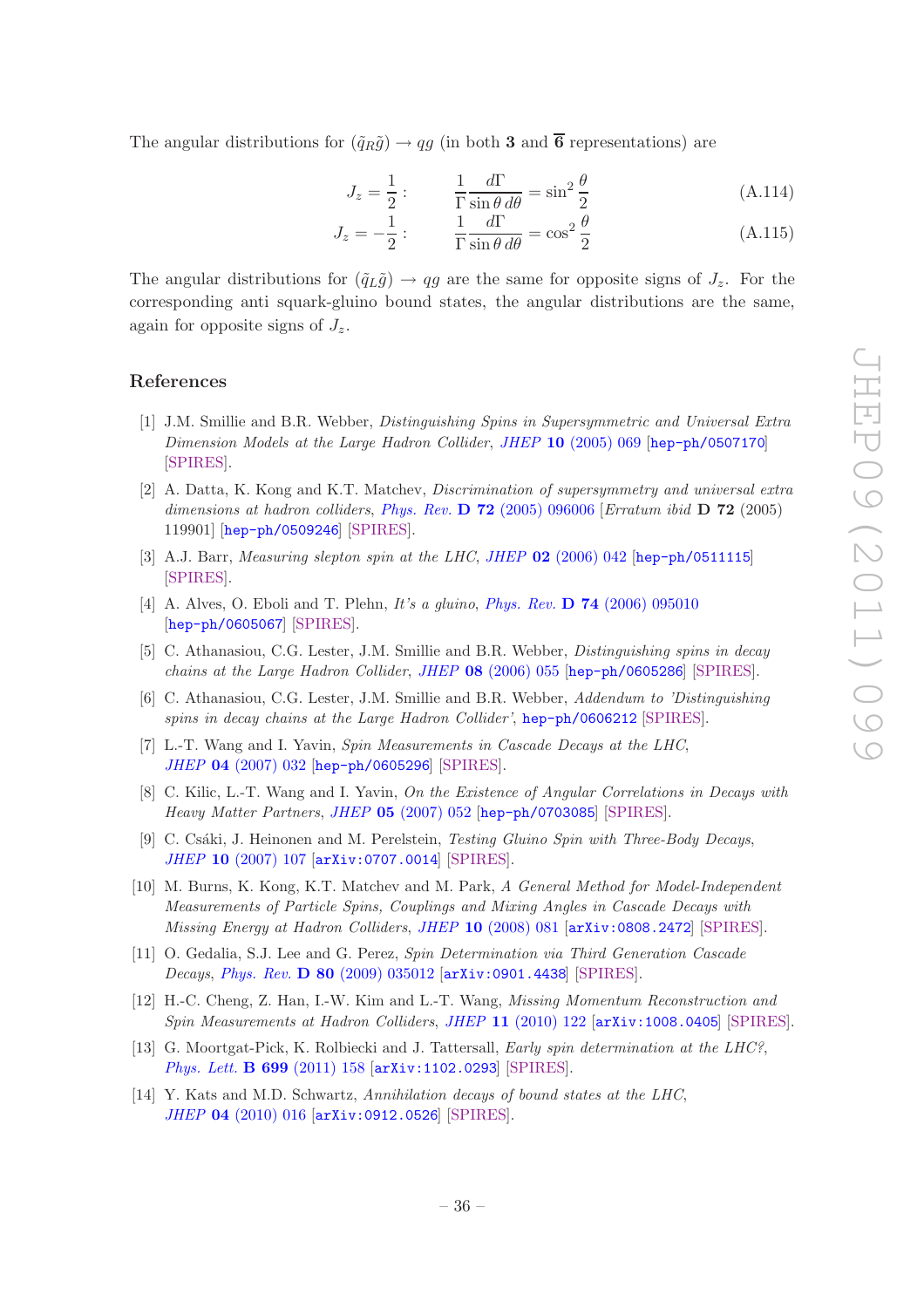The angular distributions for $(\tilde{q}_R\tilde{g}) \to qg$ (in both $\mathbf{3}$ and $\overline{\mathbf{6}}$ representations) are

$$J_z = \frac{1}{2}: \qquad \frac{1}{\Gamma}\frac{d\Gamma}{\sin\theta\, d\theta} = \sin^2\frac{\theta}{2} \tag{A.114}$$

$$J_z = -\frac{1}{2}: \qquad \frac{1}{\Gamma}\frac{d\Gamma}{\sin\theta\, d\theta} = \cos^2\frac{\theta}{2} \tag{A.115}$$

The angular distributions for $(\tilde{q}_L\tilde{g}) \to qg$ are the same for opposite signs of $J_z$. For the corresponding anti squark-gluino bound states, the angular distributions are the same, again for opposite signs of $J_z$.

## References

[1] J.M. Smillie and B.R. Webber, *Distinguishing Spins in Supersymmetric and Universal Extra Dimension Models at the Large Hadron Collider*, JHEP **10** (2005) 069 [hep-ph/0507170] [SPIRES].

[2] A. Datta, K. Kong and K.T. Matchev, *Discrimination of supersymmetry and universal extra dimensions at hadron colliders*, Phys. Rev. **D 72** (2005) 096006 [*Erratum ibid* **D 72** (2005) 119901] [hep-ph/0509246] [SPIRES].

[3] A.J. Barr, *Measuring slepton spin at the LHC*, JHEP **02** (2006) 042 [hep-ph/0511115] [SPIRES].

[4] A. Alves, O. Eboli and T. Plehn, *It's a gluino*, Phys. Rev. **D 74** (2006) 095010 [hep-ph/0605067] [SPIRES].

[5] C. Athanasiou, C.G. Lester, J.M. Smillie and B.R. Webber, *Distinguishing spins in decay chains at the Large Hadron Collider*, JHEP **08** (2006) 055 [hep-ph/0605286] [SPIRES].

[6] C. Athanasiou, C.G. Lester, J.M. Smillie and B.R. Webber, *Addendum to 'Distinguishing spins in decay chains at the Large Hadron Collider'*, hep-ph/0606212 [SPIRES].

[7] L.-T. Wang and I. Yavin, *Spin Measurements in Cascade Decays at the LHC*, JHEP **04** (2007) 032 [hep-ph/0605296] [SPIRES].

[8] C. Kilic, L.-T. Wang and I. Yavin, *On the Existence of Angular Correlations in Decays with Heavy Matter Partners*, JHEP **05** (2007) 052 [hep-ph/0703085] [SPIRES].

[9] C. Csáki, J. Heinonen and M. Perelstein, *Testing Gluino Spin with Three-Body Decays*, JHEP **10** (2007) 107 [arXiv:0707.0014] [SPIRES].

[10] M. Burns, K. Kong, K.T. Matchev and M. Park, *A General Method for Model-Independent Measurements of Particle Spins, Couplings and Mixing Angles in Cascade Decays with Missing Energy at Hadron Colliders*, JHEP **10** (2008) 081 [arXiv:0808.2472] [SPIRES].

[11] O. Gedalia, S.J. Lee and G. Perez, *Spin Determination via Third Generation Cascade Decays*, Phys. Rev. **D 80** (2009) 035012 [arXiv:0901.4438] [SPIRES].

[12] H.-C. Cheng, Z. Han, I.-W. Kim and L.-T. Wang, *Missing Momentum Reconstruction and Spin Measurements at Hadron Colliders*, JHEP **11** (2010) 122 [arXiv:1008.0405] [SPIRES].

[13] G. Moortgat-Pick, K. Rolbiecki and J. Tattersall, *Early spin determination at the LHC?*, Phys. Lett. **B 699** (2011) 158 [arXiv:1102.0293] [SPIRES].

[14] Y. Kats and M.D. Schwartz, *Annihilation decays of bound states at the LHC*, JHEP **04** (2010) 016 [arXiv:0912.0526] [SPIRES].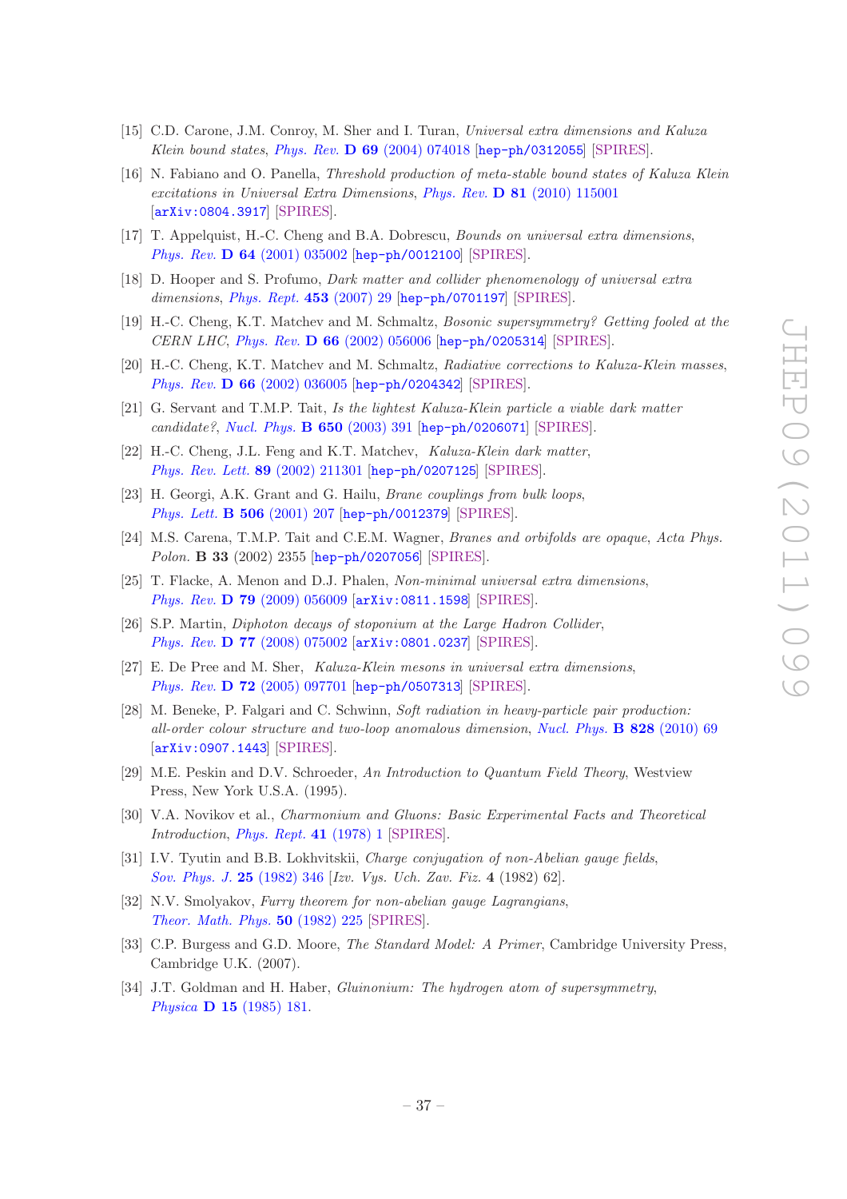[15] C.D. Carone, J.M. Conroy, M. Sher and I. Turan, *Universal extra dimensions and Kaluza Klein bound states*, *Phys. Rev.* **D 69** (2004) 074018 [hep-ph/0312055] [SPIRES].

[16] N. Fabiano and O. Panella, *Threshold production of meta-stable bound states of Kaluza Klein excitations in Universal Extra Dimensions*, *Phys. Rev.* **D 81** (2010) 115001 [arXiv:0804.3917] [SPIRES].

[17] T. Appelquist, H.-C. Cheng and B.A. Dobrescu, *Bounds on universal extra dimensions*, *Phys. Rev.* **D 64** (2001) 035002 [hep-ph/0012100] [SPIRES].

[18] D. Hooper and S. Profumo, *Dark matter and collider phenomenology of universal extra dimensions*, *Phys. Rept.* **453** (2007) 29 [hep-ph/0701197] [SPIRES].

[19] H.-C. Cheng, K.T. Matchev and M. Schmaltz, *Bosonic supersymmetry? Getting fooled at the CERN LHC*, *Phys. Rev.* **D 66** (2002) 056006 [hep-ph/0205314] [SPIRES].

[20] H.-C. Cheng, K.T. Matchev and M. Schmaltz, *Radiative corrections to Kaluza-Klein masses*, *Phys. Rev.* **D 66** (2002) 036005 [hep-ph/0204342] [SPIRES].

[21] G. Servant and T.M.P. Tait, *Is the lightest Kaluza-Klein particle a viable dark matter candidate?*, *Nucl. Phys.* **B 650** (2003) 391 [hep-ph/0206071] [SPIRES].

[22] H.-C. Cheng, J.L. Feng and K.T. Matchev, *Kaluza-Klein dark matter*, *Phys. Rev. Lett.* **89** (2002) 211301 [hep-ph/0207125] [SPIRES].

[23] H. Georgi, A.K. Grant and G. Hailu, *Brane couplings from bulk loops*, *Phys. Lett.* **B 506** (2001) 207 [hep-ph/0012379] [SPIRES].

[24] M.S. Carena, T.M.P. Tait and C.E.M. Wagner, *Branes and orbifolds are opaque*, *Acta Phys. Polon.* **B 33** (2002) 2355 [hep-ph/0207056] [SPIRES].

[25] T. Flacke, A. Menon and D.J. Phalen, *Non-minimal universal extra dimensions*, *Phys. Rev.* **D 79** (2009) 056009 [arXiv:0811.1598] [SPIRES].

[26] S.P. Martin, *Diphoton decays of stoponium at the Large Hadron Collider*, *Phys. Rev.* **D 77** (2008) 075002 [arXiv:0801.0237] [SPIRES].

[27] E. De Pree and M. Sher, *Kaluza-Klein mesons in universal extra dimensions*, *Phys. Rev.* **D 72** (2005) 097701 [hep-ph/0507313] [SPIRES].

[28] M. Beneke, P. Falgari and C. Schwinn, *Soft radiation in heavy-particle pair production: all-order colour structure and two-loop anomalous dimension*, *Nucl. Phys.* **B 828** (2010) 69 [arXiv:0907.1443] [SPIRES].

[29] M.E. Peskin and D.V. Schroeder, *An Introduction to Quantum Field Theory*, Westview Press, New York U.S.A. (1995).

[30] V.A. Novikov et al., *Charmonium and Gluons: Basic Experimental Facts and Theoretical Introduction*, *Phys. Rept.* **41** (1978) 1 [SPIRES].

[31] I.V. Tyutin and B.B. Lokhvitskii, *Charge conjugation of non-Abelian gauge fields*, *Sov. Phys. J.* **25** (1982) 346 [*Izv. Vys. Uch. Zav. Fiz.* **4** (1982) 62].

[32] N.V. Smolyakov, *Furry theorem for non-abelian gauge Lagrangians*, *Theor. Math. Phys.* **50** (1982) 225 [SPIRES].

[33] C.P. Burgess and G.D. Moore, *The Standard Model: A Primer*, Cambridge University Press, Cambridge U.K. (2007).

[34] J.T. Goldman and H. Haber, *Gluinonium: The hydrogen atom of supersymmetry*, *Physica* **D 15** (1985) 181.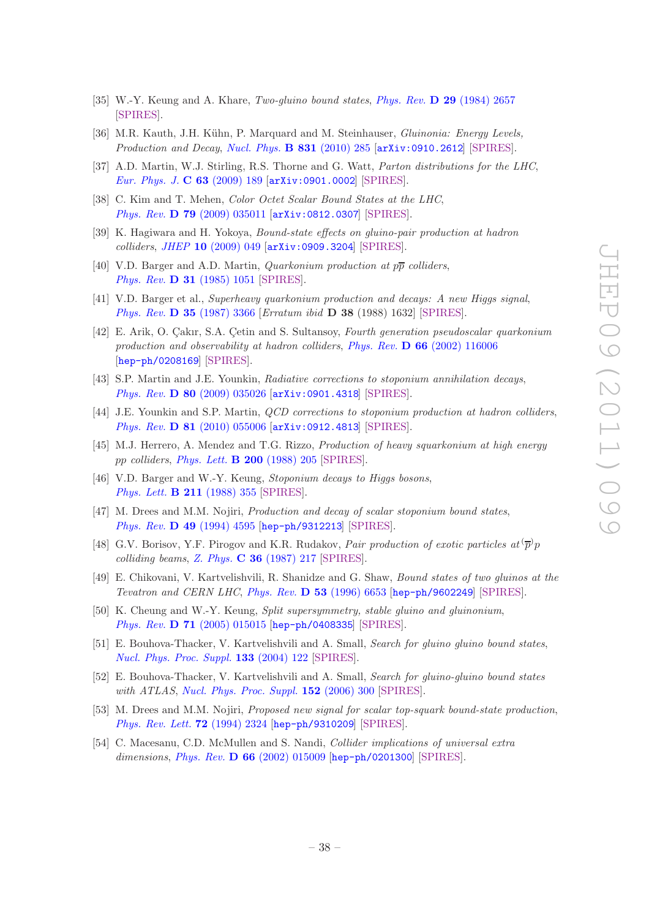[35] W.-Y. Keung and A. Khare, *Two-gluino bound states*, *Phys. Rev.* **D 29** (1984) 2657 [SPIRES].

[36] M.R. Kauth, J.H. Kühn, P. Marquard and M. Steinhauser, *Gluinonia: Energy Levels, Production and Decay*, *Nucl. Phys.* **B 831** (2010) 285 [arXiv:0910.2612] [SPIRES].

[37] A.D. Martin, W.J. Stirling, R.S. Thorne and G. Watt, *Parton distributions for the LHC*, *Eur. Phys. J.* **C 63** (2009) 189 [arXiv:0901.0002] [SPIRES].

[38] C. Kim and T. Mehen, *Color Octet Scalar Bound States at the LHC*, *Phys. Rev.* **D 79** (2009) 035011 [arXiv:0812.0307] [SPIRES].

[39] K. Hagiwara and H. Yokoya, *Bound-state effects on gluino-pair production at hadron colliders*, *JHEP* **10** (2009) 049 [arXiv:0909.3204] [SPIRES].

[40] V.D. Barger and A.D. Martin, *Quarkonium production at $p\overline{p}$ colliders*, *Phys. Rev.* **D 31** (1985) 1051 [SPIRES].

[41] V.D. Barger et al., *Superheavy quarkonium production and decays: A new Higgs signal*, *Phys. Rev.* **D 35** (1987) 3366 [*Erratum ibid* **D 38** (1988) 1632] [SPIRES].

[42] E. Arik, O. Çakır, S.A. Çetin and S. Sultansoy, *Fourth generation pseudoscalar quarkonium production and observability at hadron colliders*, *Phys. Rev.* **D 66** (2002) 116006 [hep-ph/0208169] [SPIRES].

[43] S.P. Martin and J.E. Younkin, *Radiative corrections to stoponium annihilation decays*, *Phys. Rev.* **D 80** (2009) 035026 [arXiv:0901.4318] [SPIRES].

[44] J.E. Younkin and S.P. Martin, *QCD corrections to stoponium production at hadron colliders*, *Phys. Rev.* **D 81** (2010) 055006 [arXiv:0912.4813] [SPIRES].

[45] M.J. Herrero, A. Mendez and T.G. Rizzo, *Production of heavy squarkonium at high energy pp colliders*, *Phys. Lett.* **B 200** (1988) 205 [SPIRES].

[46] V.D. Barger and W.-Y. Keung, *Stoponium decays to Higgs bosons*, *Phys. Lett.* **B 211** (1988) 355 [SPIRES].

[47] M. Drees and M.M. Nojiri, *Production and decay of scalar stoponium bound states*, *Phys. Rev.* **D 49** (1994) 4595 [hep-ph/9312213] [SPIRES].

[48] G.V. Borisov, Y.F. Pirogov and K.R. Rudakov, *Pair production of exotic particles at $\overset{(-)}{p}p$ colliding beams*, *Z. Phys.* **C 36** (1987) 217 [SPIRES].

[49] E. Chikovani, V. Kartvelishvili, R. Shanidze and G. Shaw, *Bound states of two gluinos at the Tevatron and CERN LHC*, *Phys. Rev.* **D 53** (1996) 6653 [hep-ph/9602249] [SPIRES].

[50] K. Cheung and W.-Y. Keung, *Split supersymmetry, stable gluino and gluinonium*, *Phys. Rev.* **D 71** (2005) 015015 [hep-ph/0408335] [SPIRES].

[51] E. Bouhova-Thacker, V. Kartvelishvili and A. Small, *Search for gluino gluino bound states*, *Nucl. Phys. Proc. Suppl.* **133** (2004) 122 [SPIRES].

[52] E. Bouhova-Thacker, V. Kartvelishvili and A. Small, *Search for gluino-gluino bound states with ATLAS*, *Nucl. Phys. Proc. Suppl.* **152** (2006) 300 [SPIRES].

[53] M. Drees and M.M. Nojiri, *Proposed new signal for scalar top-squark bound-state production*, *Phys. Rev. Lett.* **72** (1994) 2324 [hep-ph/9310209] [SPIRES].

[54] C. Macesanu, C.D. McMullen and S. Nandi, *Collider implications of universal extra dimensions*, *Phys. Rev.* **D 66** (2002) 015009 [hep-ph/0201300] [SPIRES].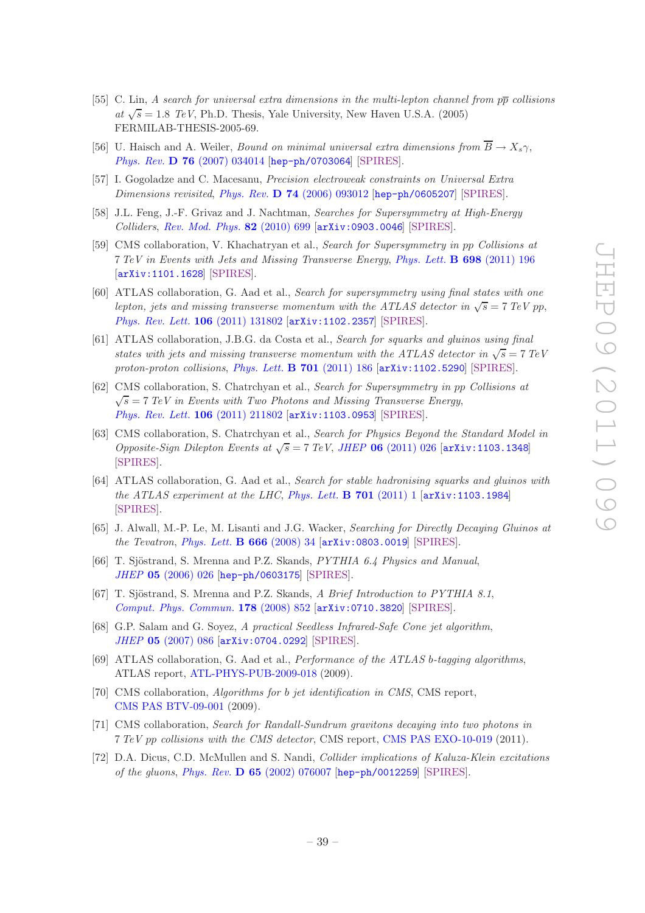[55] C. Lin, *A search for universal extra dimensions in the multi-lepton channel from $p\bar{p}$ collisions at $\sqrt{s} = 1.8$ TeV*, Ph.D. Thesis, Yale University, New Haven U.S.A. (2005) FERMILAB-THESIS-2005-69.

[56] U. Haisch and A. Weiler, *Bound on minimal universal extra dimensions from $\overline{B} \to X_s\gamma$*, Phys. Rev. **D 76** (2007) 034014 [hep-ph/0703064] [SPIRES].

[57] I. Gogoladze and C. Macesanu, *Precision electroweak constraints on Universal Extra Dimensions revisited*, Phys. Rev. **D 74** (2006) 093012 [hep-ph/0605207] [SPIRES].

[58] J.L. Feng, J.-F. Grivaz and J. Nachtman, *Searches for Supersymmetry at High-Energy Colliders*, Rev. Mod. Phys. **82** (2010) 699 [arXiv:0903.0046] [SPIRES].

[59] CMS collaboration, V. Khachatryan et al., *Search for Supersymmetry in pp Collisions at 7 TeV in Events with Jets and Missing Transverse Energy*, Phys. Lett. **B 698** (2011) 196 [arXiv:1101.1628] [SPIRES].

[60] ATLAS collaboration, G. Aad et al., *Search for supersymmetry using final states with one lepton, jets and missing transverse momentum with the ATLAS detector in $\sqrt{s} = 7$ TeV pp*, Phys. Rev. Lett. **106** (2011) 131802 [arXiv:1102.2357] [SPIRES].

[61] ATLAS collaboration, J.B.G. da Costa et al., *Search for squarks and gluinos using final states with jets and missing transverse momentum with the ATLAS detector in $\sqrt{s} = 7$ TeV proton-proton collisions*, Phys. Lett. **B 701** (2011) 186 [arXiv:1102.5290] [SPIRES].

[62] CMS collaboration, S. Chatrchyan et al., *Search for Supersymmetry in pp Collisions at $\sqrt{s} = 7$ TeV in Events with Two Photons and Missing Transverse Energy*, Phys. Rev. Lett. **106** (2011) 211802 [arXiv:1103.0953] [SPIRES].

[63] CMS collaboration, S. Chatrchyan et al., *Search for Physics Beyond the Standard Model in Opposite-Sign Dilepton Events at $\sqrt{s} = 7$ TeV*, JHEP **06** (2011) 026 [arXiv:1103.1348] [SPIRES].

[64] ATLAS collaboration, G. Aad et al., *Search for stable hadronising squarks and gluinos with the ATLAS experiment at the LHC*, Phys. Lett. **B 701** (2011) 1 [arXiv:1103.1984] [SPIRES].

[65] J. Alwall, M.-P. Le, M. Lisanti and J.G. Wacker, *Searching for Directly Decaying Gluinos at the Tevatron*, Phys. Lett. **B 666** (2008) 34 [arXiv:0803.0019] [SPIRES].

[66] T. Sjöstrand, S. Mrenna and P.Z. Skands, *PYTHIA 6.4 Physics and Manual*, JHEP **05** (2006) 026 [hep-ph/0603175] [SPIRES].

[67] T. Sjöstrand, S. Mrenna and P.Z. Skands, *A Brief Introduction to PYTHIA 8.1*, Comput. Phys. Commun. **178** (2008) 852 [arXiv:0710.3820] [SPIRES].

[68] G.P. Salam and G. Soyez, *A practical Seedless Infrared-Safe Cone jet algorithm*, JHEP **05** (2007) 086 [arXiv:0704.0292] [SPIRES].

[69] ATLAS collaboration, G. Aad et al., *Performance of the ATLAS b-tagging algorithms*, ATLAS report, ATL-PHYS-PUB-2009-018 (2009).

[70] CMS collaboration, *Algorithms for b jet identification in CMS*, CMS report, CMS PAS BTV-09-001 (2009).

[71] CMS collaboration, *Search for Randall-Sundrum gravitons decaying into two photons in 7 TeV pp collisions with the CMS detector*, CMS report, CMS PAS EXO-10-019 (2011).

[72] D.A. Dicus, C.D. McMullen and S. Nandi, *Collider implications of Kaluza-Klein excitations of the gluons*, Phys. Rev. **D 65** (2002) 076007 [hep-ph/0012259] [SPIRES].